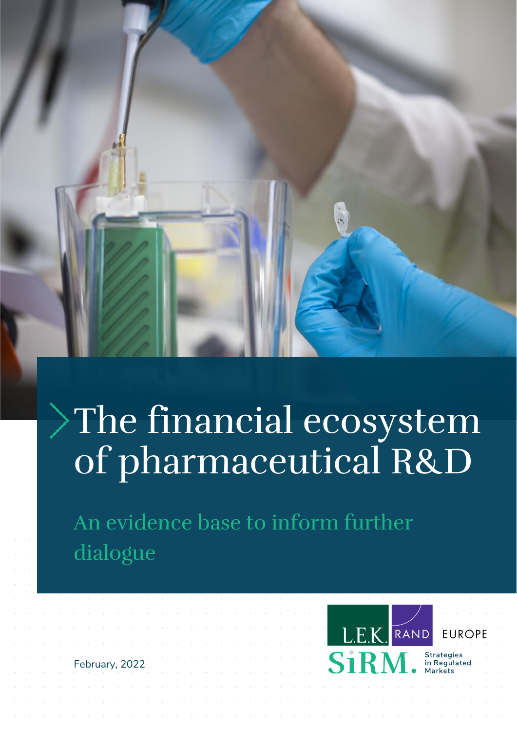# The financial ecosystem of pharmaceutical R&D

## An evidence base to inform further dialogue

February, 2022

L.E.K. RAND EUROPE

SiRM. Strategies in Regulated Markets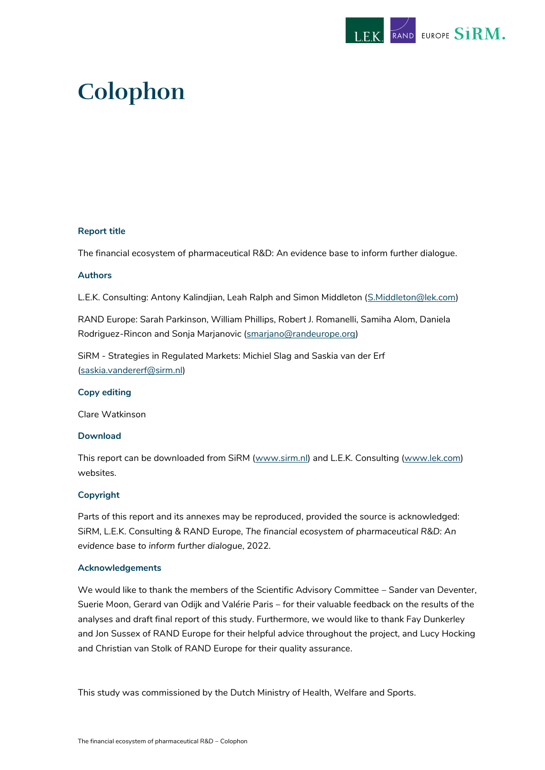# Colophon

**Report title**

The financial ecosystem of pharmaceutical R&D: An evidence base to inform further dialogue.

**Authors**

L.E.K. Consulting: Antony Kalindjian, Leah Ralph and Simon Middleton (S.Middleton@lek.com)

RAND Europe: Sarah Parkinson, William Phillips, Robert J. Romanelli, Samiha Alom, Daniela Rodriguez-Rincon and Sonja Marjanovic (smarjano@randeurope.org)

SiRM - Strategies in Regulated Markets: Michiel Slag and Saskia van der Erf (saskia.vandererf@sirm.nl)

**Copy editing**

Clare Watkinson

**Download**

This report can be downloaded from SiRM (www.sirm.nl) and L.E.K. Consulting (www.lek.com) websites.

**Copyright**

Parts of this report and its annexes may be reproduced, provided the source is acknowledged: SiRM, L.E.K. Consulting & RAND Europe, *The financial ecosystem of pharmaceutical R&D: An evidence base to inform further dialogue*, 2022.

**Acknowledgements**

We would like to thank the members of the Scientific Advisory Committee – Sander van Deventer, Suerie Moon, Gerard van Odijk and Valérie Paris – for their valuable feedback on the results of the analyses and draft final report of this study. Furthermore, we would like to thank Fay Dunkerley and Jon Sussex of RAND Europe for their helpful advice throughout the project, and Lucy Hocking and Christian van Stolk of RAND Europe for their quality assurance.

This study was commissioned by the Dutch Ministry of Health, Welfare and Sports.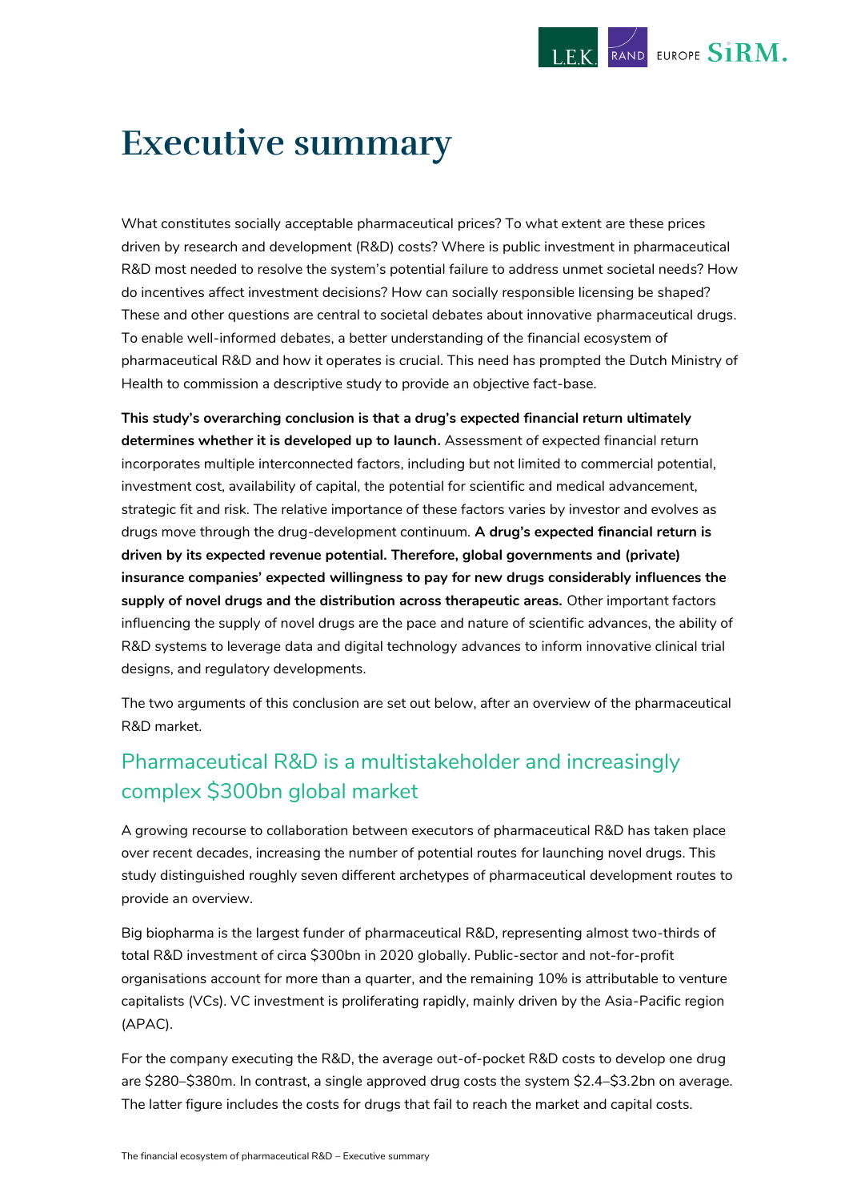# Executive summary

What constitutes socially acceptable pharmaceutical prices? To what extent are these prices driven by research and development (R&D) costs? Where is public investment in pharmaceutical R&D most needed to resolve the system's potential failure to address unmet societal needs? How do incentives affect investment decisions? How can socially responsible licensing be shaped? These and other questions are central to societal debates about innovative pharmaceutical drugs. To enable well-informed debates, a better understanding of the financial ecosystem of pharmaceutical R&D and how it operates is crucial. This need has prompted the Dutch Ministry of Health to commission a descriptive study to provide an objective fact-base.

**This study's overarching conclusion is that a drug's expected financial return ultimately determines whether it is developed up to launch.** Assessment of expected financial return incorporates multiple interconnected factors, including but not limited to commercial potential, investment cost, availability of capital, the potential for scientific and medical advancement, strategic fit and risk. The relative importance of these factors varies by investor and evolves as drugs move through the drug-development continuum. **A drug's expected financial return is driven by its expected revenue potential. Therefore, global governments and (private) insurance companies' expected willingness to pay for new drugs considerably influences the supply of novel drugs and the distribution across therapeutic areas.** Other important factors influencing the supply of novel drugs are the pace and nature of scientific advances, the ability of R&D systems to leverage data and digital technology advances to inform innovative clinical trial designs, and regulatory developments.

The two arguments of this conclusion are set out below, after an overview of the pharmaceutical R&D market.

## Pharmaceutical R&D is a multistakeholder and increasingly complex $300bn global market

A growing recourse to collaboration between executors of pharmaceutical R&D has taken place over recent decades, increasing the number of potential routes for launching novel drugs. This study distinguished roughly seven different archetypes of pharmaceutical development routes to provide an overview.

Big biopharma is the largest funder of pharmaceutical R&D, representing almost two-thirds of total R&D investment of circa $300bn in 2020 globally. Public-sector and not-for-profit organisations account for more than a quarter, and the remaining 10% is attributable to venture capitalists (VCs). VC investment is proliferating rapidly, mainly driven by the Asia-Pacific region (APAC).

For the company executing the R&D, the average out-of-pocket R&D costs to develop one drug are $280–$380m. In contrast, a single approved drug costs the system $2.4–$3.2bn on average. The latter figure includes the costs for drugs that fail to reach the market and capital costs.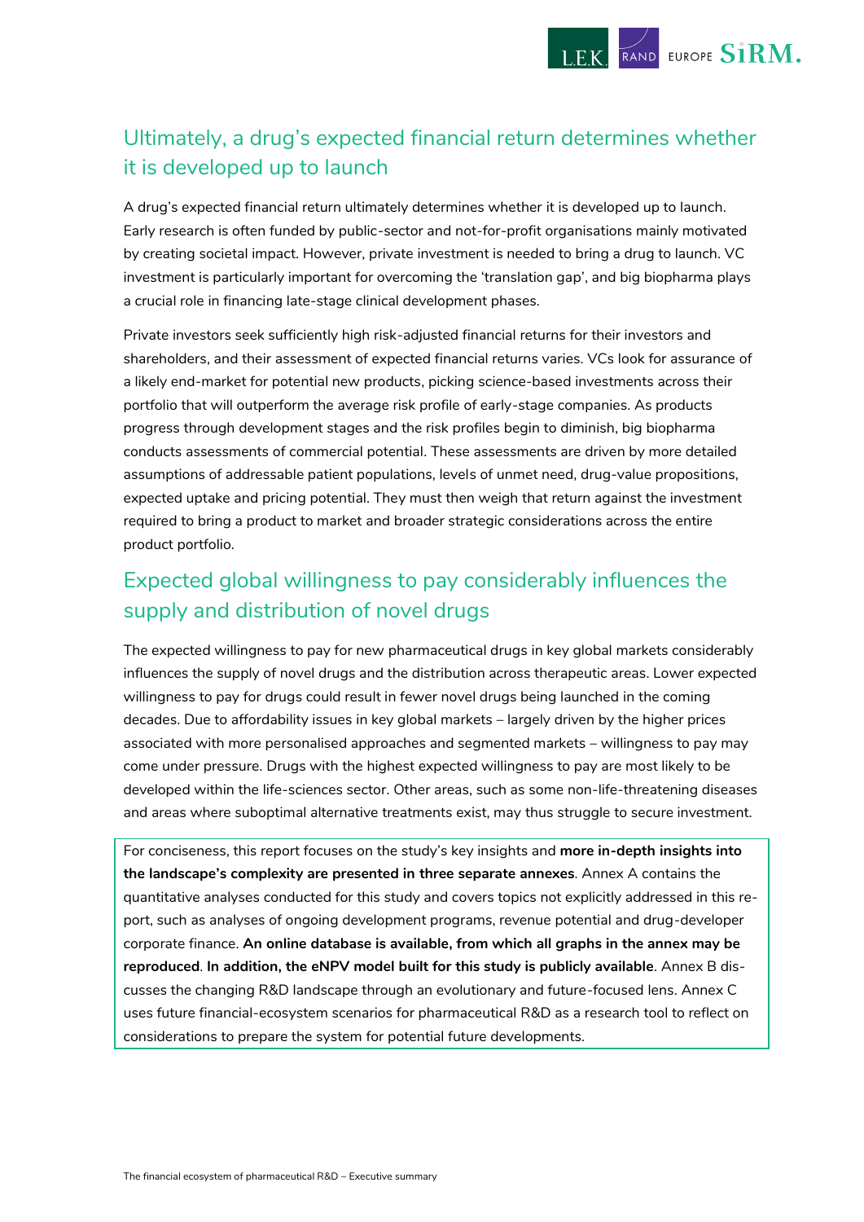## Ultimately, a drug's expected financial return determines whether it is developed up to launch

A drug's expected financial return ultimately determines whether it is developed up to launch. Early research is often funded by public-sector and not-for-profit organisations mainly motivated by creating societal impact. However, private investment is needed to bring a drug to launch. VC investment is particularly important for overcoming the 'translation gap', and big biopharma plays a crucial role in financing late-stage clinical development phases.

Private investors seek sufficiently high risk-adjusted financial returns for their investors and shareholders, and their assessment of expected financial returns varies. VCs look for assurance of a likely end-market for potential new products, picking science-based investments across their portfolio that will outperform the average risk profile of early-stage companies. As products progress through development stages and the risk profiles begin to diminish, big biopharma conducts assessments of commercial potential. These assessments are driven by more detailed assumptions of addressable patient populations, levels of unmet need, drug-value propositions, expected uptake and pricing potential. They must then weigh that return against the investment required to bring a product to market and broader strategic considerations across the entire product portfolio.

## Expected global willingness to pay considerably influences the supply and distribution of novel drugs

The expected willingness to pay for new pharmaceutical drugs in key global markets considerably influences the supply of novel drugs and the distribution across therapeutic areas. Lower expected willingness to pay for drugs could result in fewer novel drugs being launched in the coming decades. Due to affordability issues in key global markets – largely driven by the higher prices associated with more personalised approaches and segmented markets – willingness to pay may come under pressure. Drugs with the highest expected willingness to pay are most likely to be developed within the life-sciences sector. Other areas, such as some non-life-threatening diseases and areas where suboptimal alternative treatments exist, may thus struggle to secure investment.

For conciseness, this report focuses on the study's key insights and **more in-depth insights into the landscape's complexity are presented in three separate annexes**. Annex A contains the quantitative analyses conducted for this study and covers topics not explicitly addressed in this report, such as analyses of ongoing development programs, revenue potential and drug-developer corporate finance. **An online database is available, from which all graphs in the annex may be reproduced**. **In addition, the eNPV model built for this study is publicly available**. Annex B discusses the changing R&D landscape through an evolutionary and future-focused lens. Annex C uses future financial-ecosystem scenarios for pharmaceutical R&D as a research tool to reflect on considerations to prepare the system for potential future developments.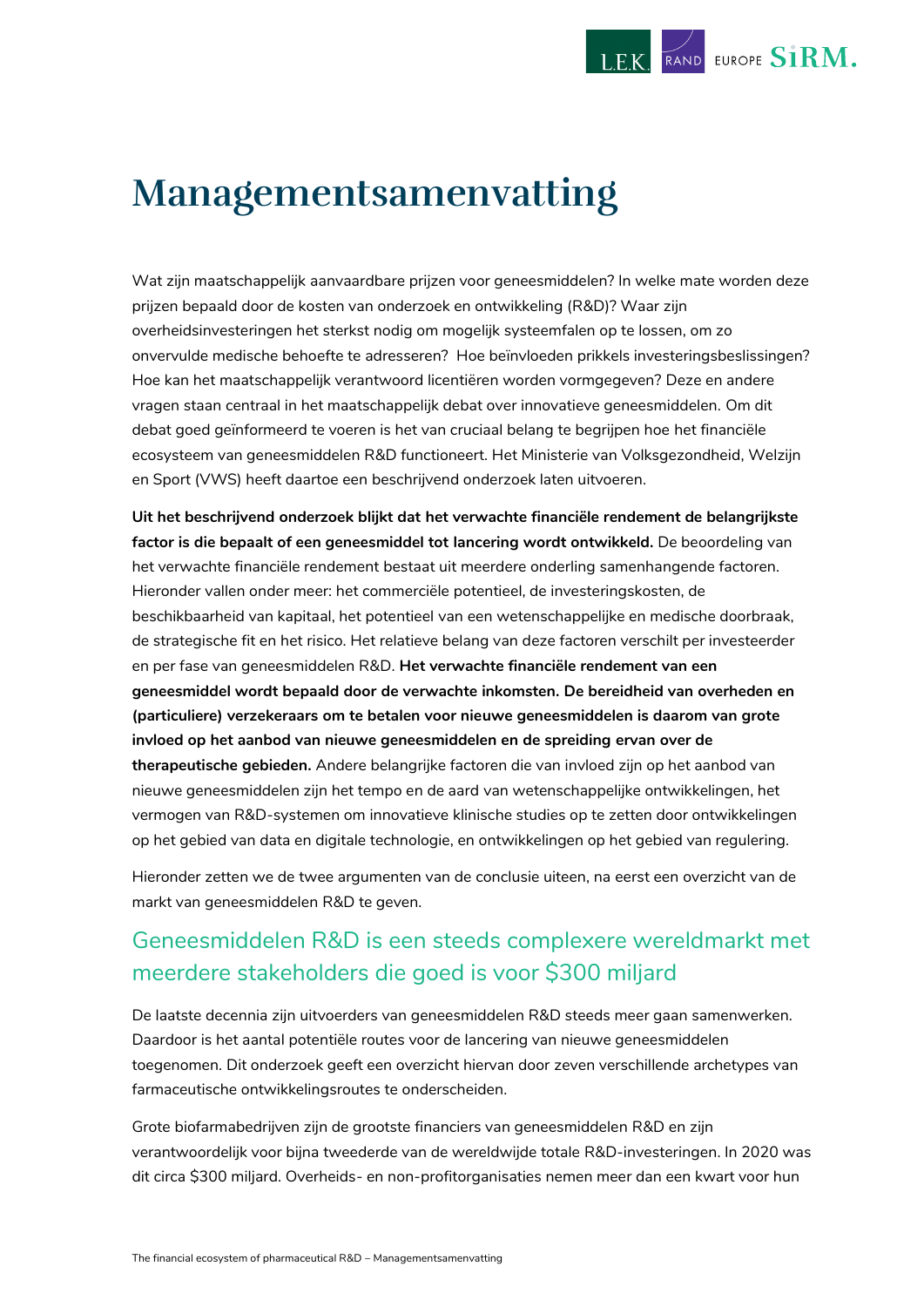// Managementsamenvatting

Wat zijn maatschappelijk aanvaardbare prijzen voor geneesmiddelen? In welke mate worden deze prijzen bepaald door de kosten van onderzoek en ontwikkeling (R&D)? Waar zijn overheidsinvesteringen het sterkst nodig om mogelijk systeemfalen op te lossen, om zo onvervulde medische behoefte te adresseren? Hoe beïnvloeden prikkels investeringsbeslissingen? Hoe kan het maatschappelijk verantwoord licentiëren worden vormgegeven? Deze en andere vragen staan centraal in het maatschappelijk debat over innovatieve geneesmiddelen. Om dit debat goed geïnformeerd te voeren is het van cruciaal belang te begrijpen hoe het financiële ecosysteem van geneesmiddelen R&D functioneert. Het Ministerie van Volksgezondheid, Welzijn en Sport (VWS) heeft daartoe een beschrijvend onderzoek laten uitvoeren.

**Uit het beschrijvend onderzoek blijkt dat het verwachte financiële rendement de belangrijkste factor is die bepaalt of een geneesmiddel tot lancering wordt ontwikkeld.** De beoordeling van het verwachte financiële rendement bestaat uit meerdere onderling samenhangende factoren. Hieronder vallen onder meer: het commerciële potentieel, de investeringskosten, de beschikbaarheid van kapitaal, het potentieel van een wetenschappelijke en medische doorbraak, de strategische fit en het risico. Het relatieve belang van deze factoren verschilt per investeerder en per fase van geneesmiddelen R&D. **Het verwachte financiële rendement van een geneesmiddel wordt bepaald door de verwachte inkomsten. De bereidheid van overheden en (particuliere) verzekeraars om te betalen voor nieuwe geneesmiddelen is daarom van grote invloed op het aanbod van nieuwe geneesmiddelen en de spreiding ervan over de therapeutische gebieden.** Andere belangrijke factoren die van invloed zijn op het aanbod van nieuwe geneesmiddelen zijn het tempo en de aard van wetenschappelijke ontwikkelingen, het vermogen van R&D-systemen om innovatieve klinische studies op te zetten door ontwikkelingen op het gebied van data en digitale technologie, en ontwikkelingen op het gebied van regulering.

Hieronder zetten we de twee argumenten van de conclusie uiteen, na eerst een overzicht van de markt van geneesmiddelen R&D te geven.

## Geneesmiddelen R&D is een steeds complexere wereldmarkt met meerdere stakeholders die goed is voor $300 miljard

De laatste decennia zijn uitvoerders van geneesmiddelen R&D steeds meer gaan samenwerken. Daardoor is het aantal potentiële routes voor de lancering van nieuwe geneesmiddelen toegenomen. Dit onderzoek geeft een overzicht hiervan door zeven verschillende archetypes van farmaceutische ontwikkelingsroutes te onderscheiden.

Grote biofarmabedrijven zijn de grootste financiers van geneesmiddelen R&D en zijn verantwoordelijk voor bijna tweederde van de wereldwijde totale R&D-investeringen. In 2020 was dit circa $300 miljard. Overheids- en non-profitorganisaties nemen meer dan een kwart voor hun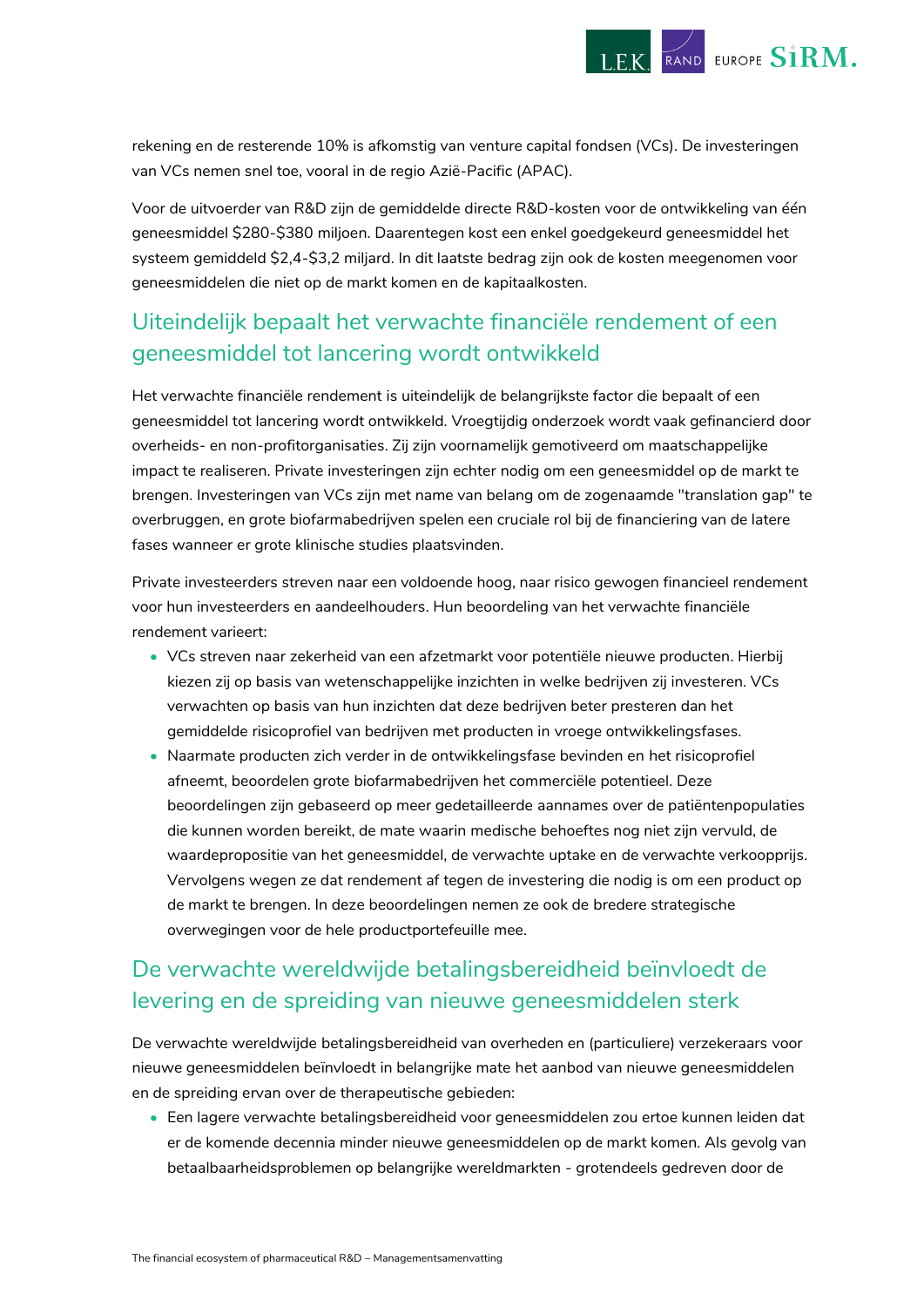rekening en de resterende 10% is afkomstig van venture capital fondsen (VCs). De investeringen van VCs nemen snel toe, vooral in de regio Azië-Pacific (APAC).

Voor de uitvoerder van R&D zijn de gemiddelde directe R&D-kosten voor de ontwikkeling van één geneesmiddel $280-$380 miljoen. Daarentegen kost een enkel goedgekeurd geneesmiddel het systeem gemiddeld $2,4-$3,2 miljard. In dit laatste bedrag zijn ook de kosten meegenomen voor geneesmiddelen die niet op de markt komen en de kapitaalkosten.

## Uiteindelijk bepaalt het verwachte financiële rendement of een geneesmiddel tot lancering wordt ontwikkeld

Het verwachte financiële rendement is uiteindelijk de belangrijkste factor die bepaalt of een geneesmiddel tot lancering wordt ontwikkeld. Vroegtijdig onderzoek wordt vaak gefinancierd door overheids- en non-profitorganisaties. Zij zijn voornamelijk gemotiveerd om maatschappelijke impact te realiseren. Private investeringen zijn echter nodig om een geneesmiddel op de markt te brengen. Investeringen van VCs zijn met name van belang om de zogenaamde "translation gap" te overbruggen, en grote biofarmabedrijven spelen een cruciale rol bij de financiering van de latere fases wanneer er grote klinische studies plaatsvinden.

Private investeerders streven naar een voldoende hoog, naar risico gewogen financieel rendement voor hun investeerders en aandeelhouders. Hun beoordeling van het verwachte financiële rendement varieert:

- VCs streven naar zekerheid van een afzetmarkt voor potentiële nieuwe producten. Hierbij kiezen zij op basis van wetenschappelijke inzichten in welke bedrijven zij investeren. VCs verwachten op basis van hun inzichten dat deze bedrijven beter presteren dan het gemiddelde risicoprofiel van bedrijven met producten in vroege ontwikkelingsfases.
- Naarmate producten zich verder in de ontwikkelingsfase bevinden en het risicoprofiel afneemt, beoordelen grote biofarmabedrijven het commerciële potentieel. Deze beoordelingen zijn gebaseerd op meer gedetailleerde aannames over de patiëntenpopulaties die kunnen worden bereikt, de mate waarin medische behoeftes nog niet zijn vervuld, de waardepropositie van het geneesmiddel, de verwachte uptake en de verwachte verkoopprijs. Vervolgens wegen ze dat rendement af tegen de investering die nodig is om een product op de markt te brengen. In deze beoordelingen nemen ze ook de bredere strategische overwegingen voor de hele productportefeuille mee.

## De verwachte wereldwijde betalingsbereidheid beïnvloedt de levering en de spreiding van nieuwe geneesmiddelen sterk

De verwachte wereldwijde betalingsbereidheid van overheden en (particuliere) verzekeraars voor nieuwe geneesmiddelen beïnvloedt in belangrijke mate het aanbod van nieuwe geneesmiddelen en de spreiding ervan over de therapeutische gebieden:

- Een lagere verwachte betalingsbereidheid voor geneesmiddelen zou ertoe kunnen leiden dat er de komende decennia minder nieuwe geneesmiddelen op de markt komen. Als gevolg van betaalbaarheidsproblemen op belangrijke wereldmarkten - grotendeels gedreven door de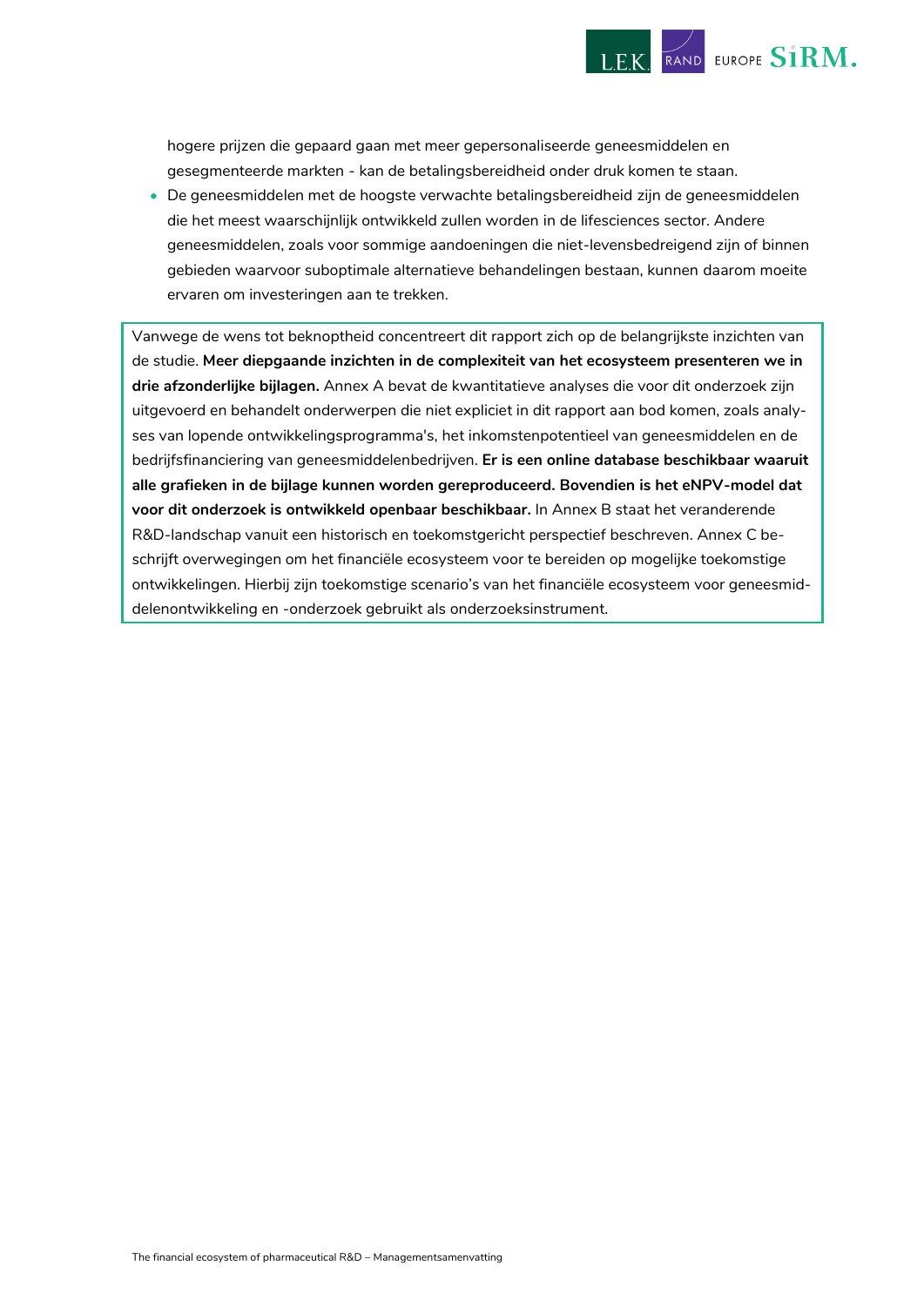hogere prijzen die gepaard gaan met meer gepersonaliseerde geneesmiddelen en gesegmenteerde markten - kan de betalingsbereidheid onder druk komen te staan.

- De geneesmiddelen met de hoogste verwachte betalingsbereidheid zijn de geneesmiddelen die het meest waarschijnlijk ontwikkeld zullen worden in de lifesciences sector. Andere geneesmiddelen, zoals voor sommige aandoeningen die niet-levensbedreigend zijn of binnen gebieden waarvoor suboptimale alternatieve behandelingen bestaan, kunnen daarom moeite ervaren om investeringen aan te trekken.

Vanwege de wens tot beknoptheid concentreert dit rapport zich op de belangrijkste inzichten van de studie. **Meer diepgaande inzichten in de complexiteit van het ecosysteem presenteren we in drie afzonderlijke bijlagen.** Annex A bevat de kwantitatieve analyses die voor dit onderzoek zijn uitgevoerd en behandelt onderwerpen die niet expliciet in dit rapport aan bod komen, zoals analyses van lopende ontwikkelingsprogramma's, het inkomstenpotentieel van geneesmiddelen en de bedrijfsfinanciering van geneesmiddelenbedrijven. **Er is een online database beschikbaar waaruit alle grafieken in de bijlage kunnen worden gereproduceerd. Bovendien is het eNPV-model dat voor dit onderzoek is ontwikkeld openbaar beschikbaar.** In Annex B staat het veranderende R&D-landschap vanuit een historisch en toekomstgericht perspectief beschreven. Annex C beschrijft overwegingen om het financiële ecosysteem voor te bereiden op mogelijke toekomstige ontwikkelingen. Hierbij zijn toekomstige scenario's van het financiële ecosysteem voor geneesmiddelenontwikkeling en -onderzoek gebruikt als onderzoeksinstrument.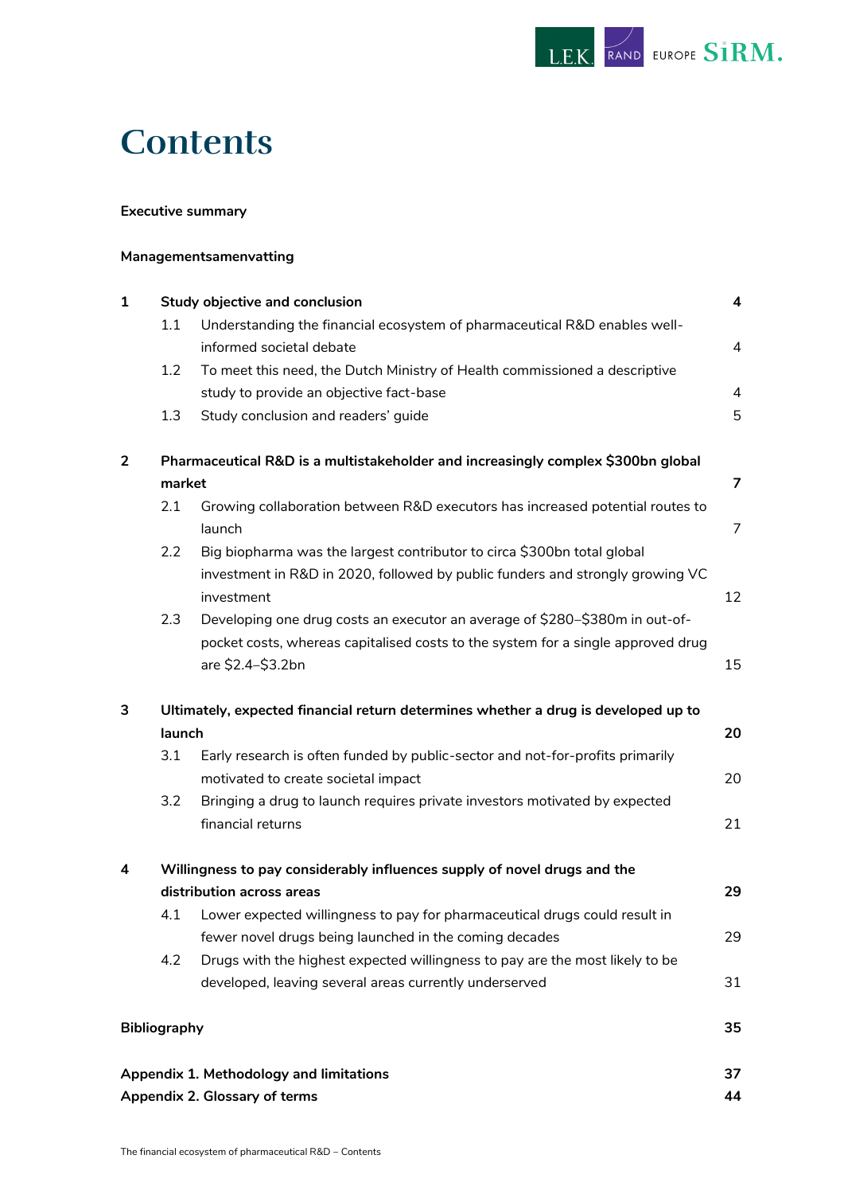# Contents

**Executive summary**

**Managementsamenvatting**

| | | | |
|---|---|---|---|
| **1** | **Study objective and conclusion** | | **4** |
| | 1.1 | Understanding the financial ecosystem of pharmaceutical R&D enables well-informed societal debate | 4 |
| | 1.2 | To meet this need, the Dutch Ministry of Health commissioned a descriptive study to provide an objective fact-base | 4 |
| | 1.3 | Study conclusion and readers' guide | 5 |
| **2** | **Pharmaceutical R&D is a multistakeholder and increasingly complex $300bn global market** | | **7** |
| | 2.1 | Growing collaboration between R&D executors has increased potential routes to launch | 7 |
| | 2.2 | Big biopharma was the largest contributor to circa $300bn total global investment in R&D in 2020, followed by public funders and strongly growing VC investment | 12 |
| | 2.3 | Developing one drug costs an executor an average of $280–$380m in out-of-pocket costs, whereas capitalised costs to the system for a single approved drug are $2.4–$3.2bn | 15 |
| **3** | **Ultimately, expected financial return determines whether a drug is developed up to launch** | | **20** |
| | 3.1 | Early research is often funded by public-sector and not-for-profits primarily motivated to create societal impact | 20 |
| | 3.2 | Bringing a drug to launch requires private investors motivated by expected financial returns | 21 |
| **4** | **Willingness to pay considerably influences supply of novel drugs and the distribution across areas** | | **29** |
| | 4.1 | Lower expected willingness to pay for pharmaceutical drugs could result in fewer novel drugs being launched in the coming decades | 29 |
| | 4.2 | Drugs with the highest expected willingness to pay are the most likely to be developed, leaving several areas currently underserved | 31 |

| | |
|---|---|
| **Bibliography** | **35** |
| **Appendix 1. Methodology and limitations** | **37** |
| **Appendix 2. Glossary of terms** | **44** |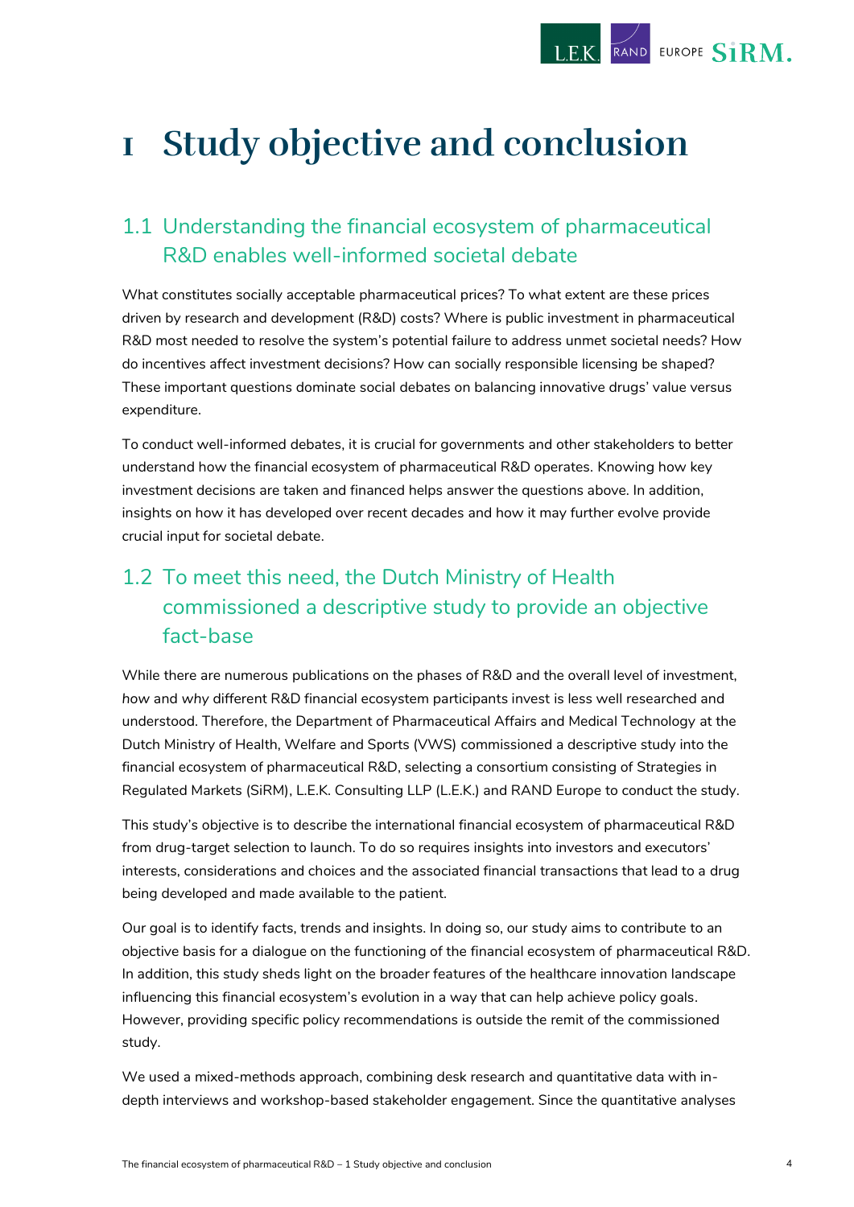# 1 Study objective and conclusion

## 1.1 Understanding the financial ecosystem of pharmaceutical R&D enables well-informed societal debate

What constitutes socially acceptable pharmaceutical prices? To what extent are these prices driven by research and development (R&D) costs? Where is public investment in pharmaceutical R&D most needed to resolve the system's potential failure to address unmet societal needs? How do incentives affect investment decisions? How can socially responsible licensing be shaped? These important questions dominate social debates on balancing innovative drugs' value versus expenditure.

To conduct well-informed debates, it is crucial for governments and other stakeholders to better understand how the financial ecosystem of pharmaceutical R&D operates. Knowing how key investment decisions are taken and financed helps answer the questions above. In addition, insights on how it has developed over recent decades and how it may further evolve provide crucial input for societal debate.

## 1.2 To meet this need, the Dutch Ministry of Health commissioned a descriptive study to provide an objective fact-base

While there are numerous publications on the phases of R&D and the overall level of investment, *how* and *why* different R&D financial ecosystem participants invest is less well researched and understood. Therefore, the Department of Pharmaceutical Affairs and Medical Technology at the Dutch Ministry of Health, Welfare and Sports (VWS) commissioned a descriptive study into the financial ecosystem of pharmaceutical R&D, selecting a consortium consisting of Strategies in Regulated Markets (SiRM), L.E.K. Consulting LLP (L.E.K.) and RAND Europe to conduct the study.

This study's objective is to describe the international financial ecosystem of pharmaceutical R&D from drug-target selection to launch. To do so requires insights into investors and executors' interests, considerations and choices and the associated financial transactions that lead to a drug being developed and made available to the patient.

Our goal is to identify facts, trends and insights. In doing so, our study aims to contribute to an objective basis for a dialogue on the functioning of the financial ecosystem of pharmaceutical R&D. In addition, this study sheds light on the broader features of the healthcare innovation landscape influencing this financial ecosystem's evolution in a way that can help achieve policy goals. However, providing specific policy recommendations is outside the remit of the commissioned study.

We used a mixed-methods approach, combining desk research and quantitative data with in-depth interviews and workshop-based stakeholder engagement. Since the quantitative analyses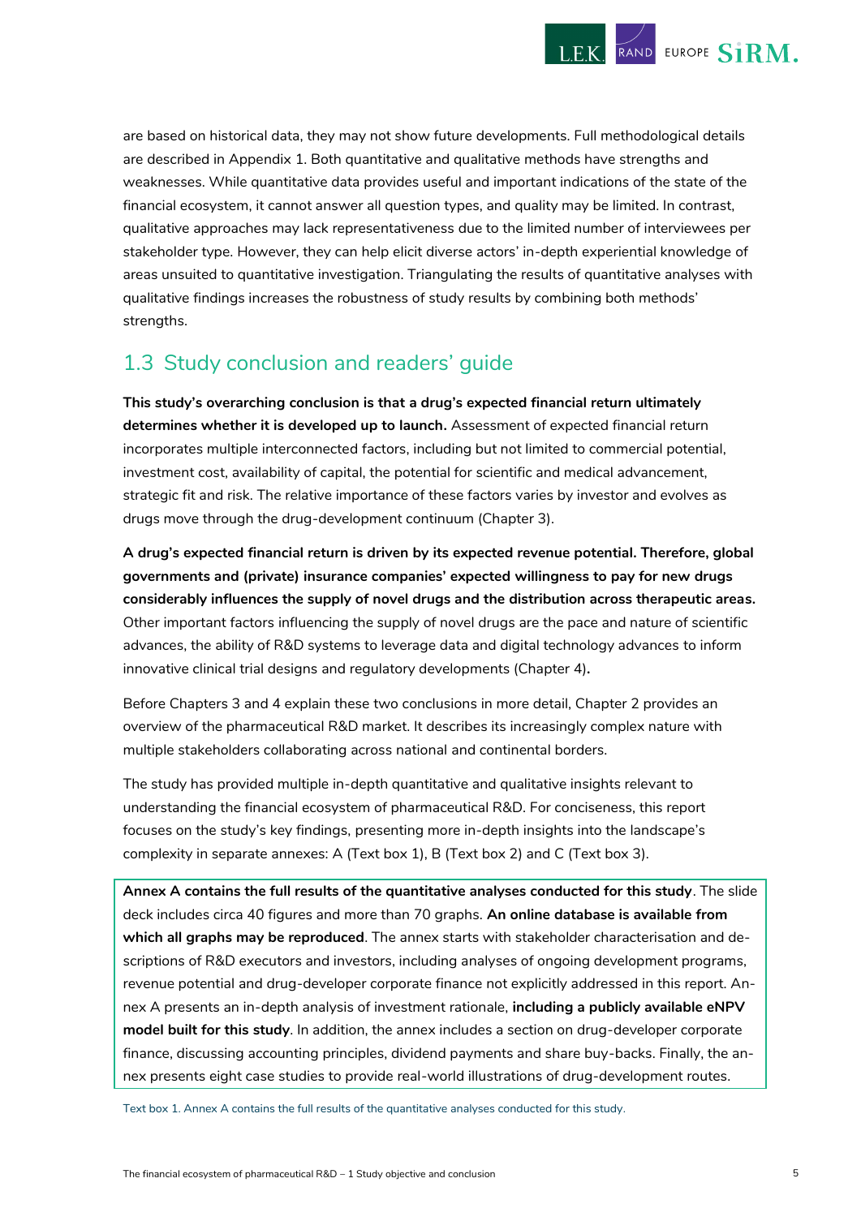are based on historical data, they may not show future developments. Full methodological details are described in Appendix 1. Both quantitative and qualitative methods have strengths and weaknesses. While quantitative data provides useful and important indications of the state of the financial ecosystem, it cannot answer all question types, and quality may be limited. In contrast, qualitative approaches may lack representativeness due to the limited number of interviewees per stakeholder type. However, they can help elicit diverse actors' in-depth experiential knowledge of areas unsuited to quantitative investigation. Triangulating the results of quantitative analyses with qualitative findings increases the robustness of study results by combining both methods' strengths.

## 1.3 Study conclusion and readers' guide

**This study's overarching conclusion is that a drug's expected financial return ultimately determines whether it is developed up to launch.** Assessment of expected financial return incorporates multiple interconnected factors, including but not limited to commercial potential, investment cost, availability of capital, the potential for scientific and medical advancement, strategic fit and risk. The relative importance of these factors varies by investor and evolves as drugs move through the drug-development continuum (Chapter 3).

**A drug's expected financial return is driven by its expected revenue potential. Therefore, global governments and (private) insurance companies' expected willingness to pay for new drugs considerably influences the supply of novel drugs and the distribution across therapeutic areas.** Other important factors influencing the supply of novel drugs are the pace and nature of scientific advances, the ability of R&D systems to leverage data and digital technology advances to inform innovative clinical trial designs and regulatory developments (Chapter 4)**.**

Before Chapters 3 and 4 explain these two conclusions in more detail, Chapter 2 provides an overview of the pharmaceutical R&D market. It describes its increasingly complex nature with multiple stakeholders collaborating across national and continental borders.

The study has provided multiple in-depth quantitative and qualitative insights relevant to understanding the financial ecosystem of pharmaceutical R&D. For conciseness, this report focuses on the study's key findings, presenting more in-depth insights into the landscape's complexity in separate annexes: A (Text box 1), B (Text box 2) and C (Text box 3).

> **Annex A contains the full results of the quantitative analyses conducted for this study**. The slide deck includes circa 40 figures and more than 70 graphs. **An online database is available from which all graphs may be reproduced**. The annex starts with stakeholder characterisation and descriptions of R&D executors and investors, including analyses of ongoing development programs, revenue potential and drug-developer corporate finance not explicitly addressed in this report. Annex A presents an in-depth analysis of investment rationale, **including a publicly available eNPV model built for this study**. In addition, the annex includes a section on drug-developer corporate finance, discussing accounting principles, dividend payments and share buy-backs. Finally, the annex presents eight case studies to provide real-world illustrations of drug-development routes.

Text box 1. Annex A contains the full results of the quantitative analyses conducted for this study.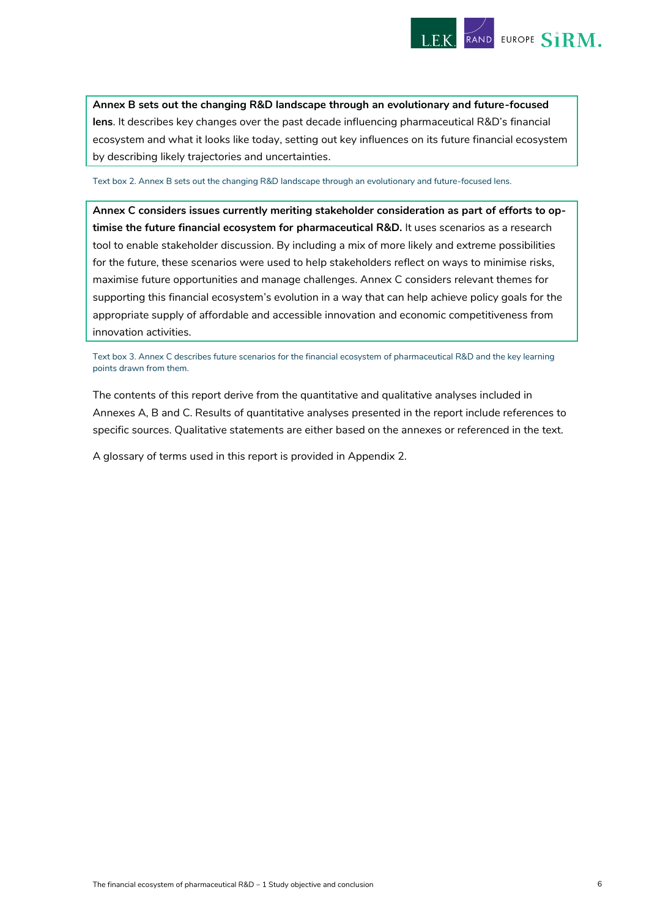**Annex B sets out the changing R&D landscape through an evolutionary and future-focused lens**. It describes key changes over the past decade influencing pharmaceutical R&D's financial ecosystem and what it looks like today, setting out key influences on its future financial ecosystem by describing likely trajectories and uncertainties.

Text box 2. Annex B sets out the changing R&D landscape through an evolutionary and future-focused lens.

**Annex C considers issues currently meriting stakeholder consideration as part of efforts to optimise the future financial ecosystem for pharmaceutical R&D.** It uses scenarios as a research tool to enable stakeholder discussion. By including a mix of more likely and extreme possibilities for the future, these scenarios were used to help stakeholders reflect on ways to minimise risks, maximise future opportunities and manage challenges. Annex C considers relevant themes for supporting this financial ecosystem's evolution in a way that can help achieve policy goals for the appropriate supply of affordable and accessible innovation and economic competitiveness from innovation activities.

Text box 3. Annex C describes future scenarios for the financial ecosystem of pharmaceutical R&D and the key learning points drawn from them.

The contents of this report derive from the quantitative and qualitative analyses included in Annexes A, B and C. Results of quantitative analyses presented in the report include references to specific sources. Qualitative statements are either based on the annexes or referenced in the text.

A glossary of terms used in this report is provided in Appendix 2.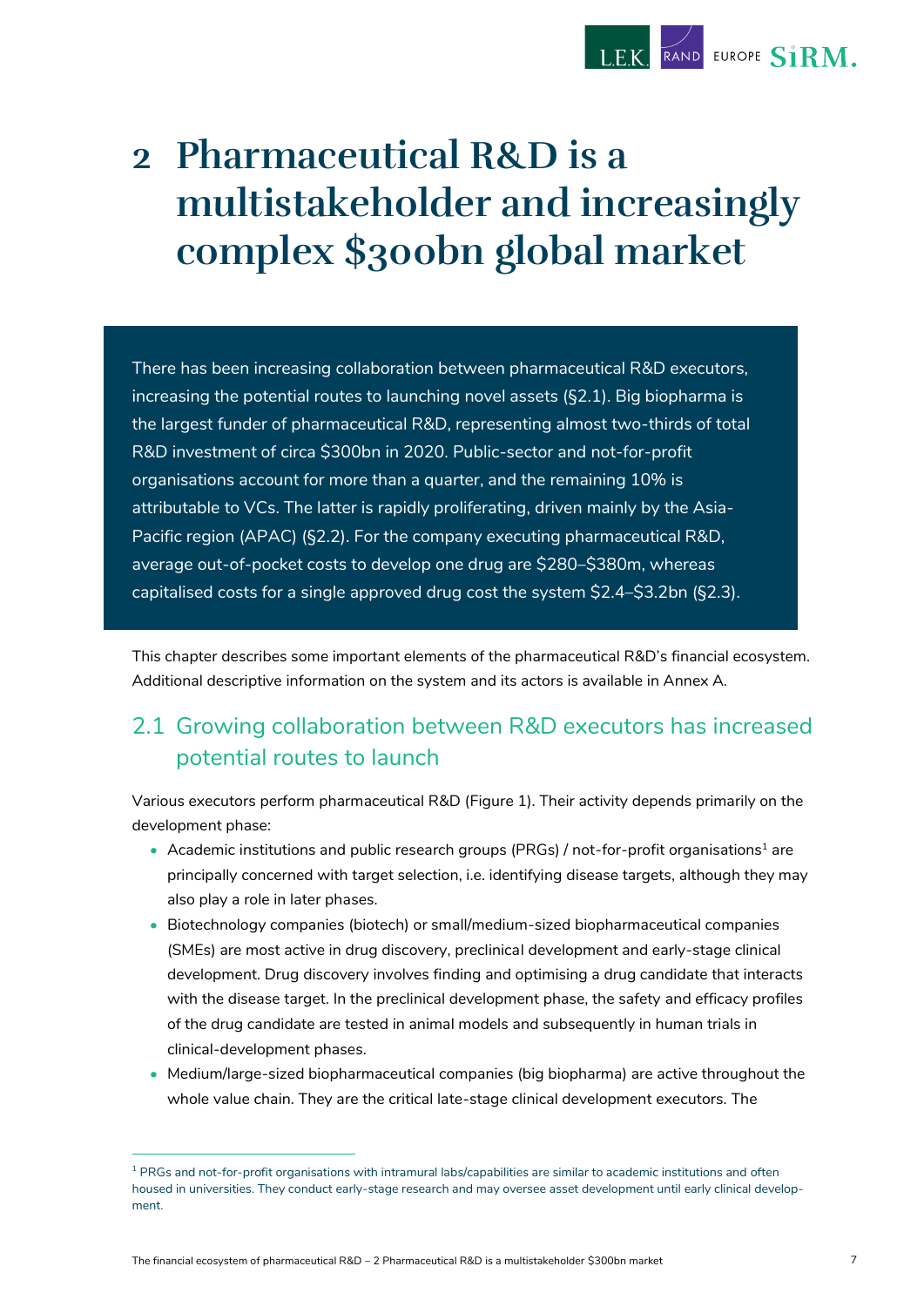# 2 Pharmaceutical R&D is a multistakeholder and increasingly complex $300bn global market

There has been increasing collaboration between pharmaceutical R&D executors, increasing the potential routes to launching novel assets (§2.1). Big biopharma is the largest funder of pharmaceutical R&D, representing almost two-thirds of total R&D investment of circa $300bn in 2020. Public-sector and not-for-profit organisations account for more than a quarter, and the remaining 10% is attributable to VCs. The latter is rapidly proliferating, driven mainly by the Asia-Pacific region (APAC) (§2.2). For the company executing pharmaceutical R&D, average out-of-pocket costs to develop one drug are $280–$380m, whereas capitalised costs for a single approved drug cost the system $2.4–$3.2bn (§2.3).

This chapter describes some important elements of the pharmaceutical R&D's financial ecosystem. Additional descriptive information on the system and its actors is available in Annex A.

## 2.1 Growing collaboration between R&D executors has increased potential routes to launch

Various executors perform pharmaceutical R&D (Figure 1). Their activity depends primarily on the development phase:

- Academic institutions and public research groups (PRGs) / not-for-profit organisations[1] are principally concerned with target selection, i.e. identifying disease targets, although they may also play a role in later phases.
- Biotechnology companies (biotech) or small/medium-sized biopharmaceutical companies (SMEs) are most active in drug discovery, preclinical development and early-stage clinical development. Drug discovery involves finding and optimising a drug candidate that interacts with the disease target. In the preclinical development phase, the safety and efficacy profiles of the drug candidate are tested in animal models and subsequently in human trials in clinical-development phases.
- Medium/large-sized biopharmaceutical companies (big biopharma) are active throughout the whole value chain. They are the critical late-stage clinical development executors. The

[1] PRGs and not-for-profit organisations with intramural labs/capabilities are similar to academic institutions and often housed in universities. They conduct early-stage research and may oversee asset development until early clinical development.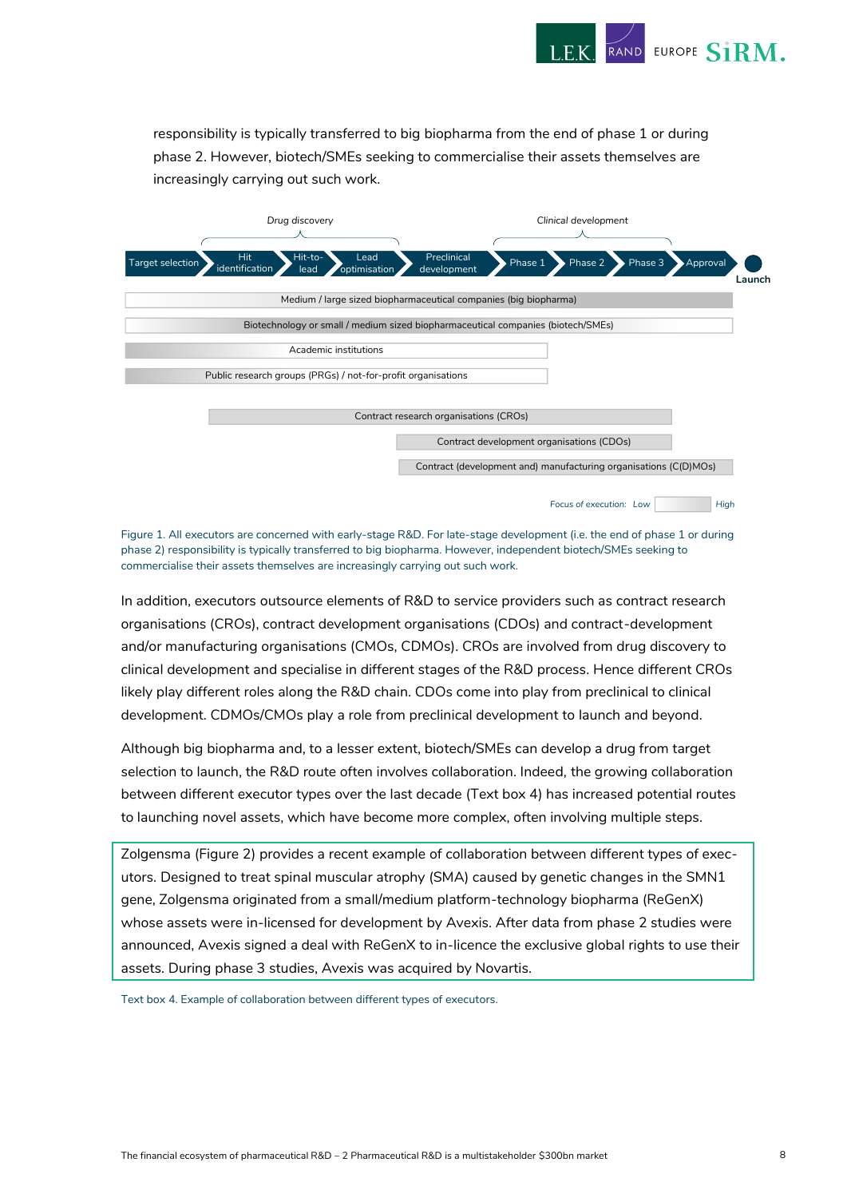responsibility is typically transferred to big biopharma from the end of phase 1 or during phase 2. However, biotech/SMEs seeking to commercialise their assets themselves are increasingly carrying out such work.

Drug discovery

Clinical development

Target selection
Hit identification
Hit-to-lead
Lead optimisation
Preclinical development
Phase 1
Phase 2
Phase 3
Approval
Launch

Medium / large sized biopharmaceutical companies (big biopharma)

Biotechnology or small / medium sized biopharmaceutical companies (biotech/SMEs)

Academic institutions

Public research groups (PRGs) / not-for-profit organisations

Contract research organisations (CROs)

Contract development organisations (CDOs)

Contract (development and) manufacturing organisations (C(D)MOs)

Focus of execution: Low High

Figure 1. All executors are concerned with early-stage R&D. For late-stage development (i.e. the end of phase 1 or during phase 2) responsibility is typically transferred to big biopharma. However, independent biotech/SMEs seeking to commercialise their assets themselves are increasingly carrying out such work.

In addition, executors outsource elements of R&D to service providers such as contract research organisations (CROs), contract development organisations (CDOs) and contract-development and/or manufacturing organisations (CMOs, CDMOs). CROs are involved from drug discovery to clinical development and specialise in different stages of the R&D process. Hence different CROs likely play different roles along the R&D chain. CDOs come into play from preclinical to clinical development. CDMOs/CMOs play a role from preclinical development to launch and beyond.

Although big biopharma and, to a lesser extent, biotech/SMEs can develop a drug from target selection to launch, the R&D route often involves collaboration. Indeed, the growing collaboration between different executor types over the last decade (Text box 4) has increased potential routes to launching novel assets, which have become more complex, often involving multiple steps.

> Zolgensma (Figure 2) provides a recent example of collaboration between different types of executors. Designed to treat spinal muscular atrophy (SMA) caused by genetic changes in the SMN1 gene, Zolgensma originated from a small/medium platform-technology biopharma (ReGenX) whose assets were in-licensed for development by Avexis. After data from phase 2 studies were announced, Avexis signed a deal with ReGenX to in-licence the exclusive global rights to use their assets. During phase 3 studies, Avexis was acquired by Novartis.

Text box 4. Example of collaboration between different types of executors.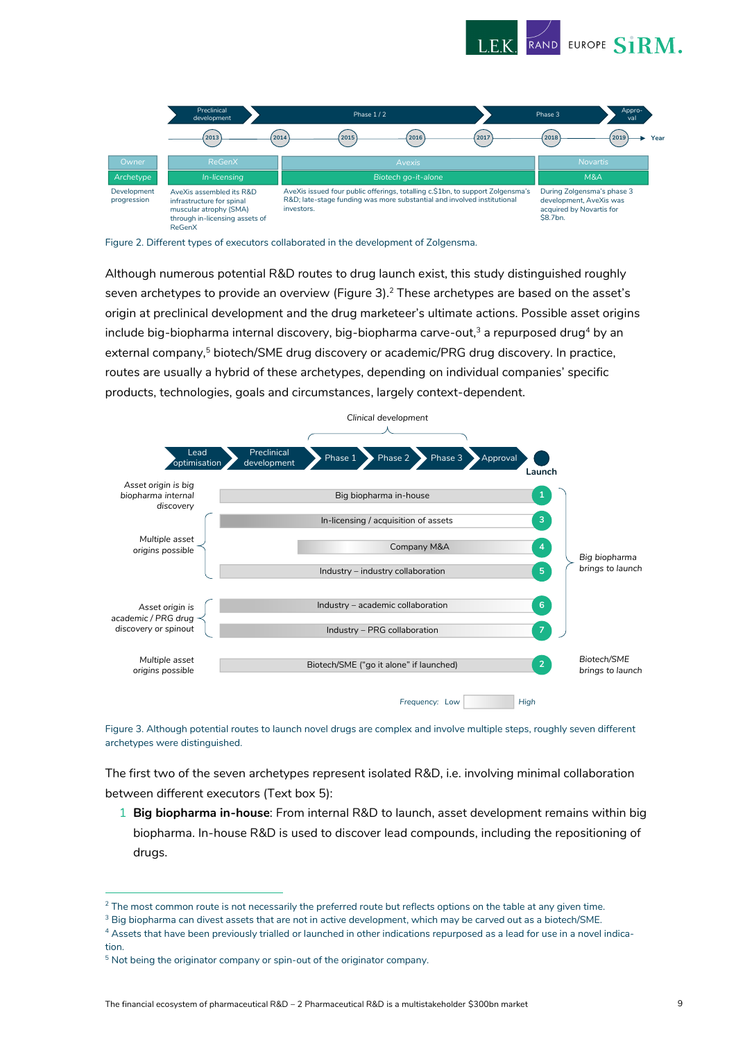Preclinical development | Phase 1 / 2 | Phase 3 | Approval

2013 | 2014 | 2015 | 2016 | 2017 | 2018 | 2019 | Year

| | | | |
|---|---|---|---|
| Owner | ReGenX | Avexis | Novartis |
| Archetype | In-licensing | Biotech go-it-alone | M&A |
| Development progression | AveXis assembled its R&D infrastructure for spinal muscular atrophy (SMA) through in-licensing assets of ReGenX | AveXis issued four public offerings, totalling c.$1bn, to support Zolgensma's R&D; late-stage funding was more substantial and involved institutional investors. | During Zolgensma's phase 3 development, AveXis was acquired by Novartis for $8.7bn. |

Figure 2. Different types of executors collaborated in the development of Zolgensma.

Although numerous potential R&D routes to drug launch exist, this study distinguished roughly seven archetypes to provide an overview (Figure 3).[2] These archetypes are based on the asset's origin at preclinical development and the drug marketeer's ultimate actions. Possible asset origins include big-biopharma internal discovery, big-biopharma carve-out,[3] a repurposed drug[4] by an external company,[5] biotech/SME drug discovery or academic/PRG drug discovery. In practice, routes are usually a hybrid of these archetypes, depending on individual companies' specific products, technologies, goals and circumstances, largely context-dependent.

Clinical development

Lead optimisation | Preclinical development | Phase 1 | Phase 2 | Phase 3 | Approval | Launch

Asset origin is big biopharma internal discovery
1 Big biopharma in-house

Multiple asset origins possible
3 In-licensing / acquisition of assets
4 Company M&A
5 Industry – industry collaboration

Asset origin is academic / PRG drug discovery or spinout
6 Industry – academic collaboration
7 Industry – PRG collaboration

Big biopharma brings to launch

Multiple asset origins possible
2 Biotech/SME ("go it alone" if launched)

Biotech/SME brings to launch

Frequency: Low – High

Figure 3. Although potential routes to launch novel drugs are complex and involve multiple steps, roughly seven different archetypes were distinguished.

The first two of the seven archetypes represent isolated R&D, i.e. involving minimal collaboration between different executors (Text box 5):

1. **Big biopharma in-house**: From internal R&D to launch, asset development remains within big biopharma. In-house R&D is used to discover lead compounds, including the repositioning of drugs.

---

[2] The most common route is not necessarily the preferred route but reflects options on the table at any given time.

[3] Big biopharma can divest assets that are not in active development, which may be carved out as a biotech/SME.

[4] Assets that have been previously trialled or launched in other indications repurposed as a lead for use in a novel indication.

[5] Not being the originator company or spin-out of the originator company.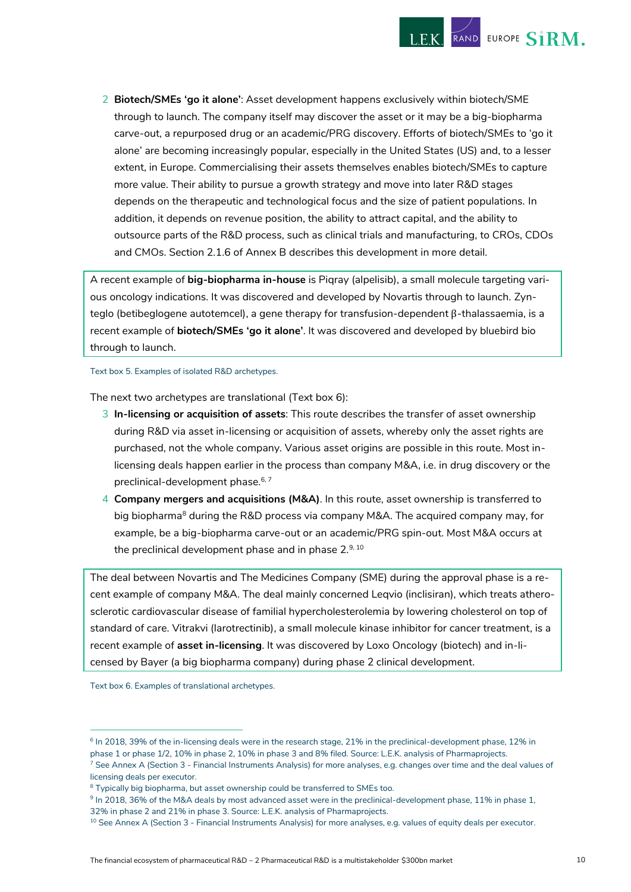2. **Biotech/SMEs 'go it alone'**: Asset development happens exclusively within biotech/SME through to launch. The company itself may discover the asset or it may be a big-biopharma carve-out, a repurposed drug or an academic/PRG discovery. Efforts of biotech/SMEs to 'go it alone' are becoming increasingly popular, especially in the United States (US) and, to a lesser extent, in Europe. Commercialising their assets themselves enables biotech/SMEs to capture more value. Their ability to pursue a growth strategy and move into later R&D stages depends on the therapeutic and technological focus and the size of patient populations. In addition, it depends on revenue position, the ability to attract capital, and the ability to outsource parts of the R&D process, such as clinical trials and manufacturing, to CROs, CDOs and CMOs. Section 2.1.6 of Annex B describes this development in more detail.

A recent example of **big-biopharma in-house** is Piqray (alpelisib), a small molecule targeting various oncology indications. It was discovered and developed by Novartis through to launch. Zynteglo (betibeglogene autotemcel), a gene therapy for transfusion-dependent β-thalassaemia, is a recent example of **biotech/SMEs 'go it alone'**. It was discovered and developed by bluebird bio through to launch.

Text box 5. Examples of isolated R&D archetypes.

The next two archetypes are translational (Text box 6):

3. **In-licensing or acquisition of assets**: This route describes the transfer of asset ownership during R&D via asset in-licensing or acquisition of assets, whereby only the asset rights are purchased, not the whole company. Various asset origins are possible in this route. Most in-licensing deals happen earlier in the process than company M&A, i.e. in drug discovery or the preclinical-development phase.[6, 7]
4. **Company mergers and acquisitions (M&A)**. In this route, asset ownership is transferred to big biopharma[8] during the R&D process via company M&A. The acquired company may, for example, be a big-biopharma carve-out or an academic/PRG spin-out. Most M&A occurs at the preclinical development phase and in phase 2.[9, 10]

The deal between Novartis and The Medicines Company (SME) during the approval phase is a recent example of company M&A. The deal mainly concerned Leqvio (inclisiran), which treats atherosclerotic cardiovascular disease of familial hypercholesterolemia by lowering cholesterol on top of standard of care. Vitrakvi (larotrectinib), a small molecule kinase inhibitor for cancer treatment, is a recent example of **asset in-licensing**. It was discovered by Loxo Oncology (biotech) and in-licensed by Bayer (a big biopharma company) during phase 2 clinical development.

Text box 6. Examples of translational archetypes.

---

[6] In 2018, 39% of the in-licensing deals were in the research stage, 21% in the preclinical-development phase, 12% in phase 1 or phase 1/2, 10% in phase 2, 10% in phase 3 and 8% filed. Source: L.E.K. analysis of Pharmaprojects.

[7] See Annex A (Section 3 - Financial Instruments Analysis) for more analyses, e.g. changes over time and the deal values of licensing deals per executor.

[8] Typically big biopharma, but asset ownership could be transferred to SMEs too.

[9] In 2018, 36% of the M&A deals by most advanced asset were in the preclinical-development phase, 11% in phase 1, 32% in phase 2 and 21% in phase 3. Source: L.E.K. analysis of Pharmaprojects.

[10] See Annex A (Section 3 - Financial Instruments Analysis) for more analyses, e.g. values of equity deals per executor.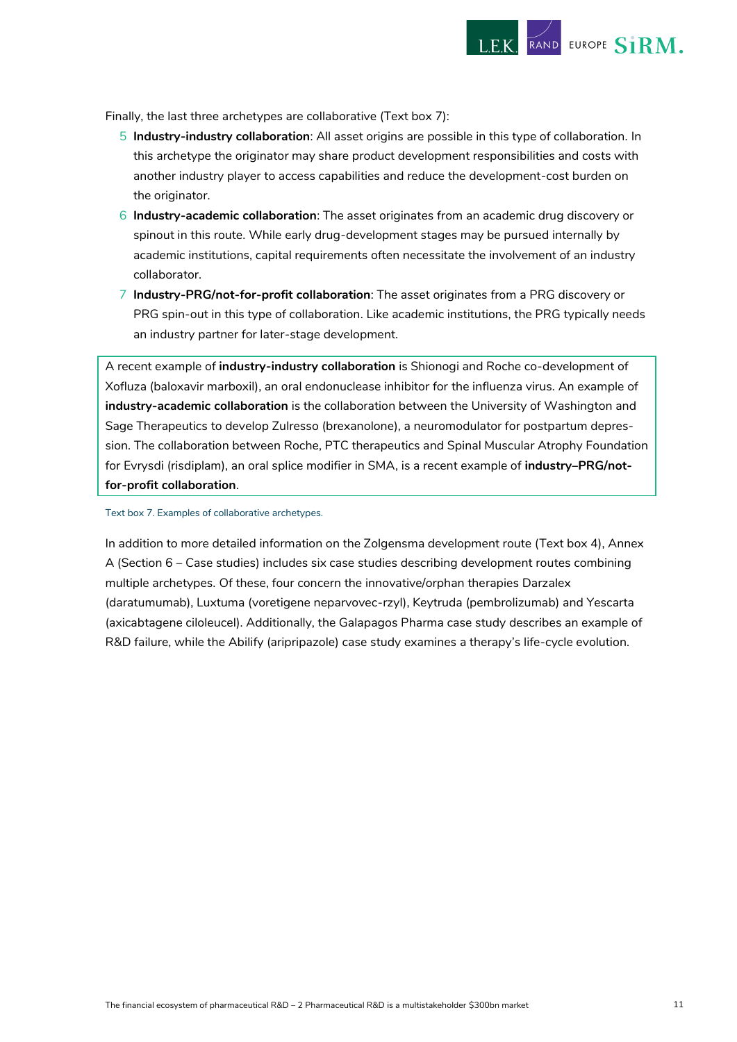Finally, the last three archetypes are collaborative (Text box 7):

5. **Industry-industry collaboration**: All asset origins are possible in this type of collaboration. In this archetype the originator may share product development responsibilities and costs with another industry player to access capabilities and reduce the development-cost burden on the originator.
6. **Industry-academic collaboration**: The asset originates from an academic drug discovery or spinout in this route. While early drug-development stages may be pursued internally by academic institutions, capital requirements often necessitate the involvement of an industry collaborator.
7. **Industry-PRG/not-for-profit collaboration**: The asset originates from a PRG discovery or PRG spin-out in this type of collaboration. Like academic institutions, the PRG typically needs an industry partner for later-stage development.

A recent example of **industry-industry collaboration** is Shionogi and Roche co-development of Xofluza (baloxavir marboxil), an oral endonuclease inhibitor for the influenza virus. An example of **industry-academic collaboration** is the collaboration between the University of Washington and Sage Therapeutics to develop Zulresso (brexanolone), a neuromodulator for postpartum depression. The collaboration between Roche, PTC therapeutics and Spinal Muscular Atrophy Foundation for Evrysdi (risdiplam), an oral splice modifier in SMA, is a recent example of **industry–PRG/not-for-profit collaboration**.

Text box 7. Examples of collaborative archetypes.

In addition to more detailed information on the Zolgensma development route (Text box 4), Annex A (Section 6 – Case studies) includes six case studies describing development routes combining multiple archetypes. Of these, four concern the innovative/orphan therapies Darzalex (daratumumab), Luxtuma (voretigene neparvovec-rzyl), Keytruda (pembrolizumab) and Yescarta (axicabtagene ciloleucel). Additionally, the Galapagos Pharma case study describes an example of R&D failure, while the Abilify (aripripazole) case study examines a therapy's life-cycle evolution.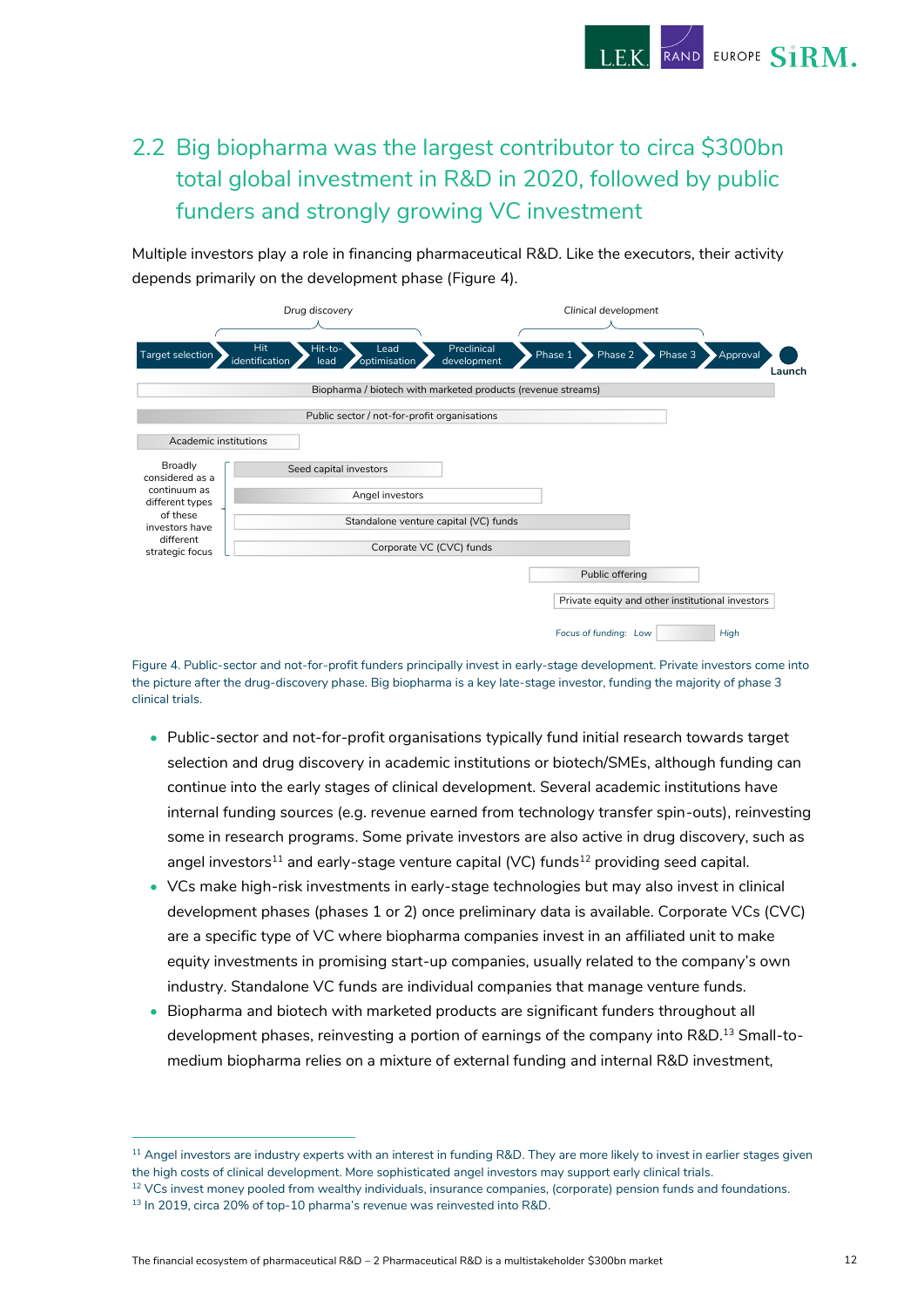## 2.2 Big biopharma was the largest contributor to circa $300bn total global investment in R&D in 2020, followed by public funders and strongly growing VC investment

Multiple investors play a role in financing pharmaceutical R&D. Like the executors, their activity depends primarily on the development phase (Figure 4).

Drug discovery

Clinical development

Target selection

Hit identification

Hit-to-lead

Lead optimisation

Preclinical development

Phase 1

Phase 2

Phase 3

Approval

Launch

Biopharma / biotech with marketed products (revenue streams)

Public sector / not-for-profit organisations

Academic institutions

Broadly considered as a continuum as different types of these investors have different strategic focus

Seed capital investors

Angel investors

Standalone venture capital (VC) funds

Corporate VC (CVC) funds

Public offering

Private equity and other institutional investors

Focus of funding: Low High

Figure 4. Public-sector and not-for-profit funders principally invest in early-stage development. Private investors come into the picture after the drug-discovery phase. Big biopharma is a key late-stage investor, funding the majority of phase 3 clinical trials.

- Public-sector and not-for-profit organisations typically fund initial research towards target selection and drug discovery in academic institutions or biotech/SMEs, although funding can continue into the early stages of clinical development. Several academic institutions have internal funding sources (e.g. revenue earned from technology transfer spin-outs), reinvesting some in research programs. Some private investors are also active in drug discovery, such as angel investors[11] and early-stage venture capital (VC) funds[12] providing seed capital.
- VCs make high-risk investments in early-stage technologies but may also invest in clinical development phases (phases 1 or 2) once preliminary data is available. Corporate VCs (CVC) are a specific type of VC where biopharma companies invest in an affiliated unit to make equity investments in promising start-up companies, usually related to the company's own industry. Standalone VC funds are individual companies that manage venture funds.
- Biopharma and biotech with marketed products are significant funders throughout all development phases, reinvesting a portion of earnings of the company into R&D.[13] Small-to-medium biopharma relies on a mixture of external funding and internal R&D investment,

[11] Angel investors are industry experts with an interest in funding R&D. They are more likely to invest in earlier stages given the high costs of clinical development. More sophisticated angel investors may support early clinical trials.

[12] VCs invest money pooled from wealthy individuals, insurance companies, (corporate) pension funds and foundations.

[13] In 2019, circa 20% of top-10 pharma's revenue was reinvested into R&D.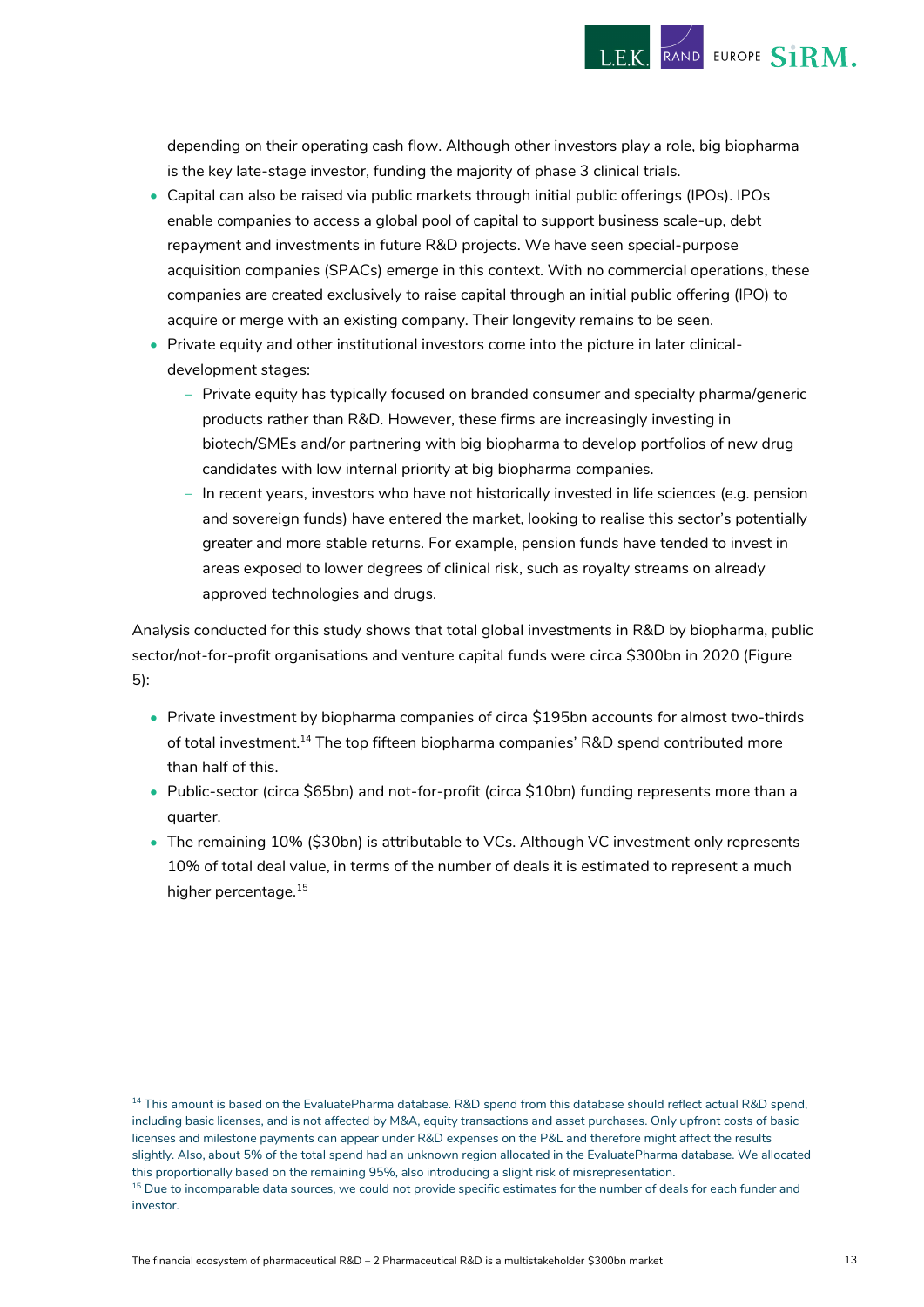depending on their operating cash flow. Although other investors play a role, big biopharma is the key late-stage investor, funding the majority of phase 3 clinical trials.

- Capital can also be raised via public markets through initial public offerings (IPOs). IPOs enable companies to access a global pool of capital to support business scale-up, debt repayment and investments in future R&D projects. We have seen special-purpose acquisition companies (SPACs) emerge in this context. With no commercial operations, these companies are created exclusively to raise capital through an initial public offering (IPO) to acquire or merge with an existing company. Their longevity remains to be seen.
- Private equity and other institutional investors come into the picture in later clinical-development stages:
  - Private equity has typically focused on branded consumer and specialty pharma/generic products rather than R&D. However, these firms are increasingly investing in biotech/SMEs and/or partnering with big biopharma to develop portfolios of new drug candidates with low internal priority at big biopharma companies.
  - In recent years, investors who have not historically invested in life sciences (e.g. pension and sovereign funds) have entered the market, looking to realise this sector's potentially greater and more stable returns. For example, pension funds have tended to invest in areas exposed to lower degrees of clinical risk, such as royalty streams on already approved technologies and drugs.

Analysis conducted for this study shows that total global investments in R&D by biopharma, public sector/not-for-profit organisations and venture capital funds were circa $300bn in 2020 (Figure 5):

- Private investment by biopharma companies of circa $195bn accounts for almost two-thirds of total investment.[14] The top fifteen biopharma companies' R&D spend contributed more than half of this.
- Public-sector (circa $65bn) and not-for-profit (circa $10bn) funding represents more than a quarter.
- The remaining 10% ($30bn) is attributable to VCs. Although VC investment only represents 10% of total deal value, in terms of the number of deals it is estimated to represent a much higher percentage.[15]

[14] This amount is based on the EvaluatePharma database. R&D spend from this database should reflect actual R&D spend, including basic licenses, and is not affected by M&A, equity transactions and asset purchases. Only upfront costs of basic licenses and milestone payments can appear under R&D expenses on the P&L and therefore might affect the results slightly. Also, about 5% of the total spend had an unknown region allocated in the EvaluatePharma database. We allocated this proportionally based on the remaining 95%, also introducing a slight risk of misrepresentation.

[15] Due to incomparable data sources, we could not provide specific estimates for the number of deals for each funder and investor.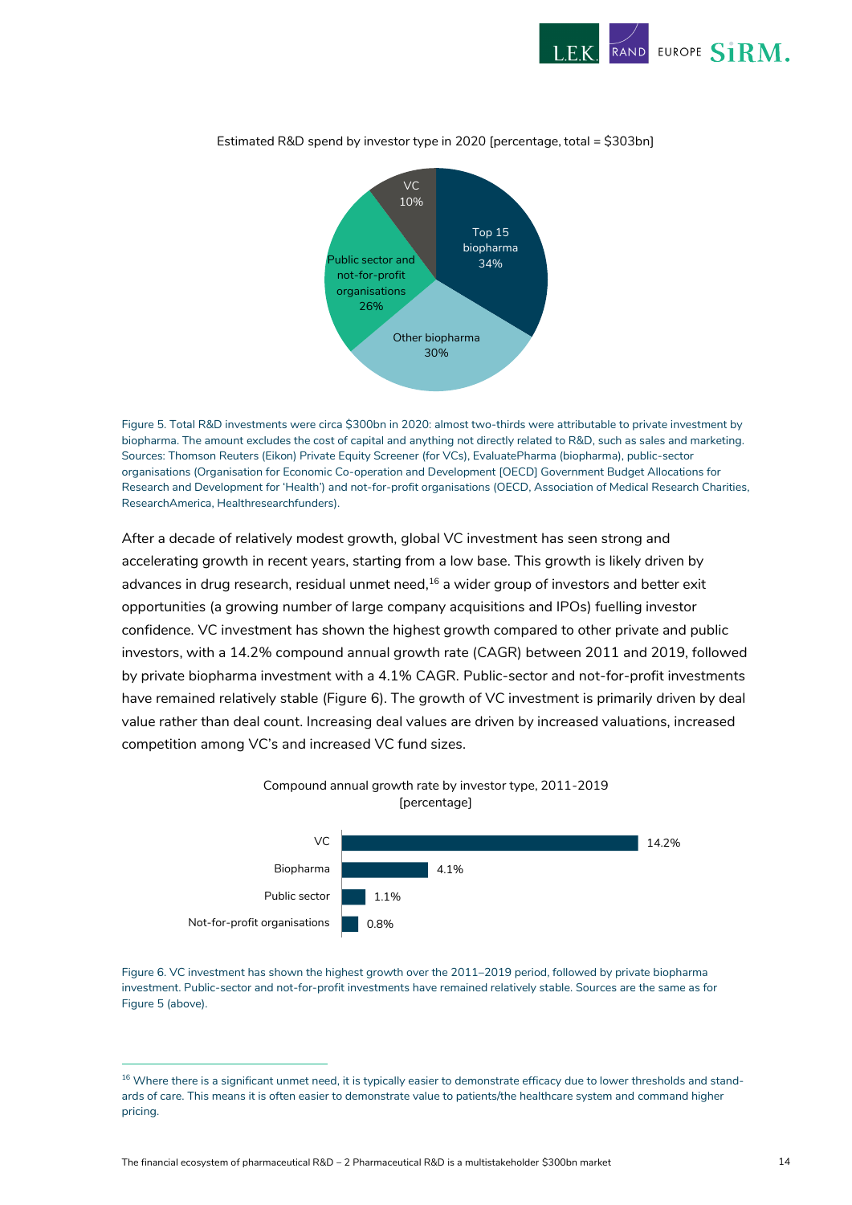Estimated R&D spend by investor type in 2020 [percentage, total = $303bn]

VC
10%

Top 15
biopharma
34%

Public sector and
not-for-profit
organisations
26%

Other biopharma
30%

Figure 5. Total R&D investments were circa $300bn in 2020: almost two-thirds were attributable to private investment by biopharma. The amount excludes the cost of capital and anything not directly related to R&D, such as sales and marketing. Sources: Thomson Reuters (Eikon) Private Equity Screener (for VCs), EvaluatePharma (biopharma), public-sector organisations (Organisation for Economic Co-operation and Development [OECD] Government Budget Allocations for Research and Development for 'Health') and not-for-profit organisations (OECD, Association of Medical Research Charities, ResearchAmerica, Healthresearchfunders).

After a decade of relatively modest growth, global VC investment has seen strong and accelerating growth in recent years, starting from a low base. This growth is likely driven by advances in drug research, residual unmet need,[16] a wider group of investors and better exit opportunities (a growing number of large company acquisitions and IPOs) fuelling investor confidence. VC investment has shown the highest growth compared to other private and public investors, with a 14.2% compound annual growth rate (CAGR) between 2011 and 2019, followed by private biopharma investment with a 4.1% CAGR. Public-sector and not-for-profit investments have remained relatively stable (Figure 6). The growth of VC investment is primarily driven by deal value rather than deal count. Increasing deal values are driven by increased valuations, increased competition among VC's and increased VC fund sizes.

Compound annual growth rate by investor type, 2011-2019
[percentage]

VC 14.2%
Biopharma 4.1%
Public sector 1.1%
Not-for-profit organisations 0.8%

Figure 6. VC investment has shown the highest growth over the 2011–2019 period, followed by private biopharma investment. Public-sector and not-for-profit investments have remained relatively stable. Sources are the same as for Figure 5 (above).

[16] Where there is a significant unmet need, it is typically easier to demonstrate efficacy due to lower thresholds and standards of care. This means it is often easier to demonstrate value to patients/the healthcare system and command higher pricing.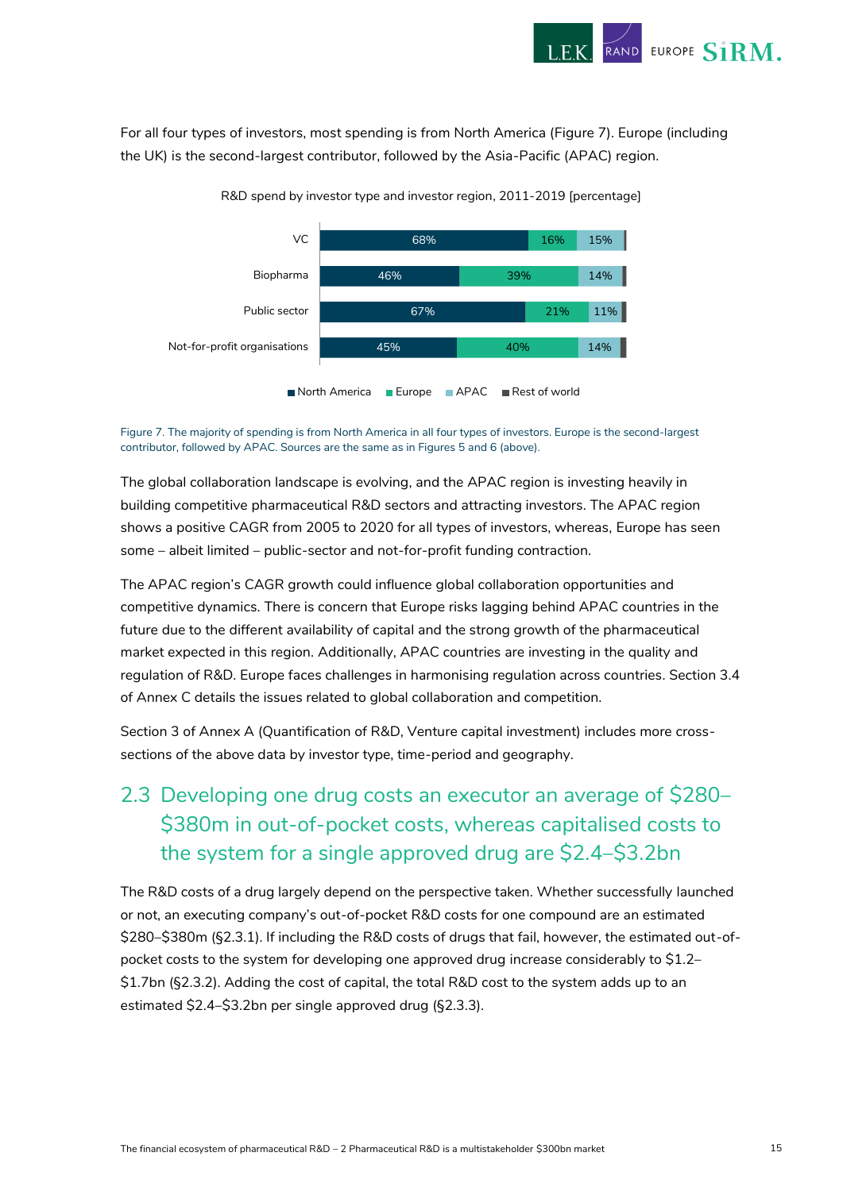For all four types of investors, most spending is from North America (Figure 7). Europe (including the UK) is the second-largest contributor, followed by the Asia-Pacific (APAC) region.

R&D spend by investor type and investor region, 2011-2019 [percentage]

VC: 68% 16% 15%

Biopharma: 46% 39% 14%

Public sector: 67% 21% 11%

Not-for-profit organisations: 45% 40% 14%

North America | Europe | APAC | Rest of world

Figure 7. The majority of spending is from North America in all four types of investors. Europe is the second-largest contributor, followed by APAC. Sources are the same as in Figures 5 and 6 (above).

The global collaboration landscape is evolving, and the APAC region is investing heavily in building competitive pharmaceutical R&D sectors and attracting investors. The APAC region shows a positive CAGR from 2005 to 2020 for all types of investors, whereas, Europe has seen some – albeit limited – public-sector and not-for-profit funding contraction.

The APAC region's CAGR growth could influence global collaboration opportunities and competitive dynamics. There is concern that Europe risks lagging behind APAC countries in the future due to the different availability of capital and the strong growth of the pharmaceutical market expected in this region. Additionally, APAC countries are investing in the quality and regulation of R&D. Europe faces challenges in harmonising regulation across countries. Section 3.4 of Annex C details the issues related to global collaboration and competition.

Section 3 of Annex A (Quantification of R&D, Venture capital investment) includes more cross-sections of the above data by investor type, time-period and geography.

## 2.3 Developing one drug costs an executor an average of $280–$380m in out-of-pocket costs, whereas capitalised costs to the system for a single approved drug are $2.4–$3.2bn

The R&D costs of a drug largely depend on the perspective taken. Whether successfully launched or not, an executing company's out-of-pocket R&D costs for one compound are an estimated $280–$380m (§2.3.1). If including the R&D costs of drugs that fail, however, the estimated out-of-pocket costs to the system for developing one approved drug increase considerably to $1.2–$1.7bn (§2.3.2). Adding the cost of capital, the total R&D cost to the system adds up to an estimated $2.4–$3.2bn per single approved drug (§2.3.3).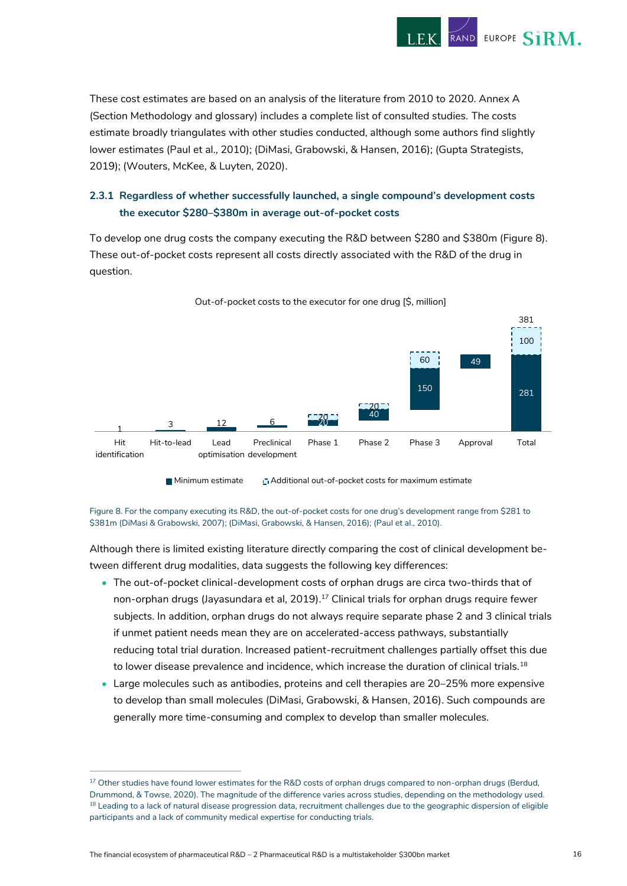These cost estimates are based on an analysis of the literature from 2010 to 2020. Annex A (Section Methodology and glossary) includes a complete list of consulted studies. The costs estimate broadly triangulates with other studies conducted, although some authors find slightly lower estimates (Paul et al., 2010); (DiMasi, Grabowski, & Hansen, 2016); (Gupta Strategists, 2019); (Wouters, McKee, & Luyten, 2020).

### 2.3.1 Regardless of whether successfully launched, a single compound's development costs the executor \$280–\$380m in average out-of-pocket costs

To develop one drug costs the company executing the R&D between \$280 and \$380m (Figure 8). These out-of-pocket costs represent all costs directly associated with the R&D of the drug in question.

Out-of-pocket costs to the executor for one drug [\$, million]

Hit identification: 1
Hit-to-lead: 3
Lead optimisation: 12
Preclinical development: 6
Phase 1: 20, 20
Phase 2: 40, 20
Phase 3: 150, 60
Approval: 49
Total: 281, 100, 381

Minimum estimate
Additional out-of-pocket costs for maximum estimate

Figure 8. For the company executing its R&D, the out-of-pocket costs for one drug's development range from \$281 to \$381m (DiMasi & Grabowski, 2007); (DiMasi, Grabowski, & Hansen, 2016); (Paul et al., 2010).

Although there is limited existing literature directly comparing the cost of clinical development between different drug modalities, data suggests the following key differences:

- The out-of-pocket clinical-development costs of orphan drugs are circa two-thirds that of non-orphan drugs (Jayasundara et al, 2019).[17] Clinical trials for orphan drugs require fewer subjects. In addition, orphan drugs do not always require separate phase 2 and 3 clinical trials if unmet patient needs mean they are on accelerated-access pathways, substantially reducing total trial duration. Increased patient-recruitment challenges partially offset this due to lower disease prevalence and incidence, which increase the duration of clinical trials.[18]
- Large molecules such as antibodies, proteins and cell therapies are 20–25% more expensive to develop than small molecules (DiMasi, Grabowski, & Hansen, 2016). Such compounds are generally more time-consuming and complex to develop than smaller molecules.

[17] Other studies have found lower estimates for the R&D costs of orphan drugs compared to non-orphan drugs (Berdud, Drummond, & Towse, 2020). The magnitude of the difference varies across studies, depending on the methodology used.
[18] Leading to a lack of natural disease progression data, recruitment challenges due to the geographic dispersion of eligible participants and a lack of community medical expertise for conducting trials.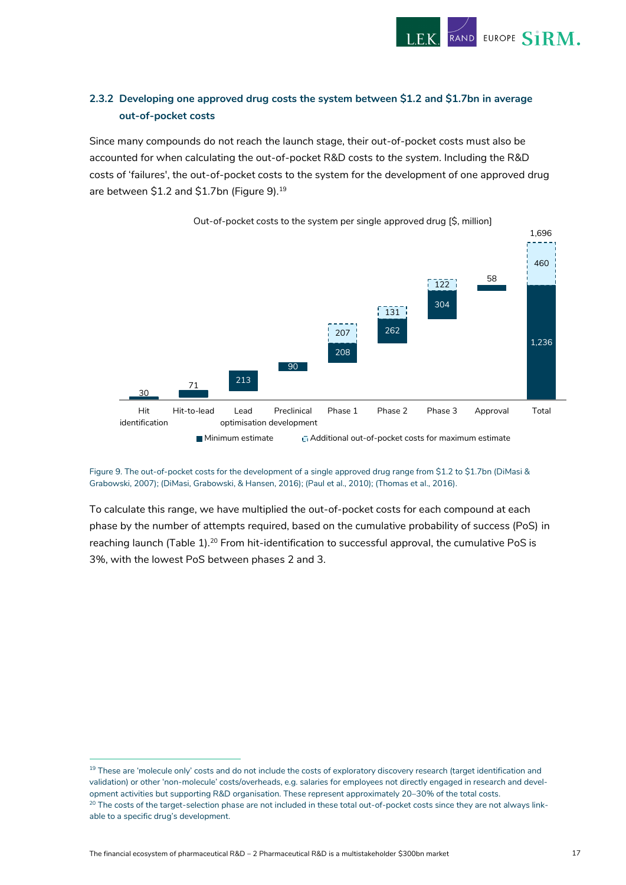### 2.3.2 Developing one approved drug costs the system between $1.2 and $1.7bn in average out-of-pocket costs

Since many compounds do not reach the launch stage, their out-of-pocket costs must also be accounted for when calculating the out-of-pocket R&D costs to *the system*. Including the R&D costs of 'failures', the out-of-pocket costs to the system for the development of one approved drug are between $1.2 and $1.7bn (Figure 9).[19]

Out-of-pocket costs to the system per single approved drug [$, million]

30
71
213
90
208
207
262
131
304
122
58
1,236
460
1,696

Hit identification
Hit-to-lead
Lead optimisation
Preclinical development
Phase 1
Phase 2
Phase 3
Approval
Total

Minimum estimate
Additional out-of-pocket costs for maximum estimate

Figure 9. The out-of-pocket costs for the development of a single approved drug range from $1.2 to $1.7bn (DiMasi & Grabowski, 2007); (DiMasi, Grabowski, & Hansen, 2016); (Paul et al., 2010); (Thomas et al., 2016).

To calculate this range, we have multiplied the out-of-pocket costs for each compound at each phase by the number of attempts required, based on the cumulative probability of success (PoS) in reaching launch (Table 1).[20] From hit-identification to successful approval, the cumulative PoS is 3%, with the lowest PoS between phases 2 and 3.

---

[19] These are 'molecule only' costs and do not include the costs of exploratory discovery research (target identification and validation) or other 'non-molecule' costs/overheads, e.g. salaries for employees not directly engaged in research and development activities but supporting R&D organisation. These represent approximately 20–30% of the total costs.

[20] The costs of the target-selection phase are not included in these total out-of-pocket costs since they are not always linkable to a specific drug's development.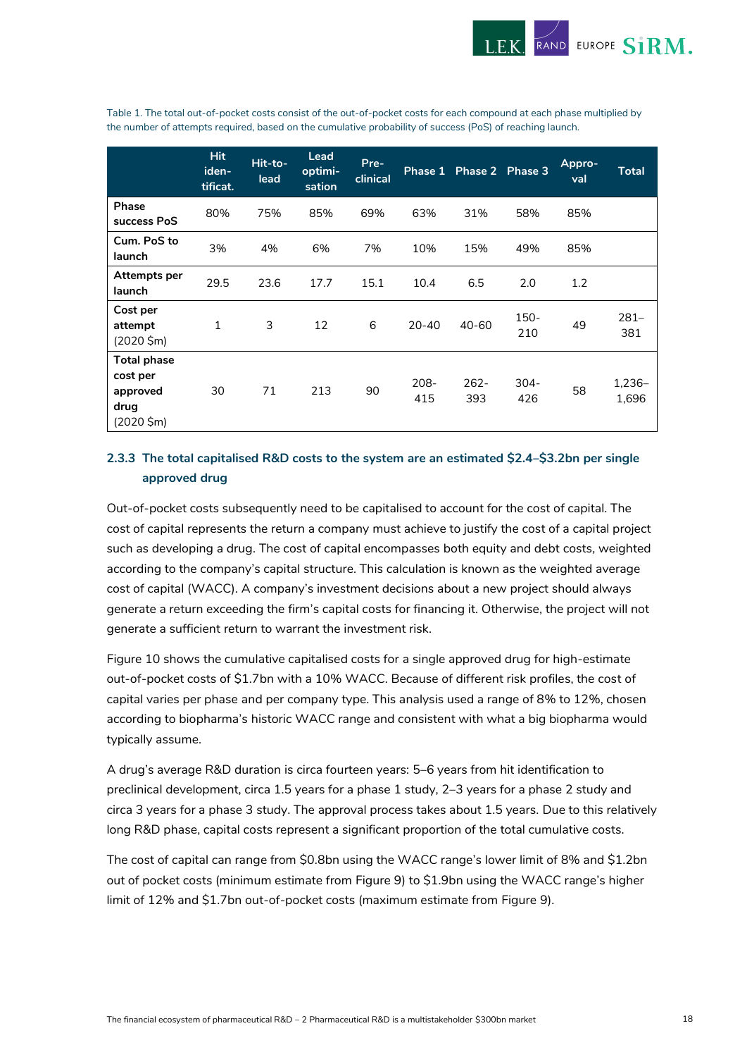Table 1. The total out-of-pocket costs consist of the out-of-pocket costs for each compound at each phase multiplied by the number of attempts required, based on the cumulative probability of success (PoS) of reaching launch.

| | Hit identificat. | Hit-to-lead | Lead optimisation | Pre-clinical | Phase 1 | Phase 2 | Phase 3 | Approval | Total |
|---|---|---|---|---|---|---|---|---|---|
| **Phase success PoS** | 80% | 75% | 85% | 69% | 63% | 31% | 58% | 85% | |
| **Cum. PoS to launch** | 3% | 4% | 6% | 7% | 10% | 15% | 49% | 85% | |
| **Attempts per launch** | 29.5 | 23.6 | 17.7 | 15.1 | 10.4 | 6.5 | 2.0 | 1.2 | |
| **Cost per attempt** (2020 $m) | 1 | 3 | 12 | 6 | 20-40 | 40-60 | 150-210 | 49 | 281–381 |
| **Total phase cost per approved drug** (2020 $m) | 30 | 71 | 213 | 90 | 208-415 | 262-393 | 304-426 | 58 | 1,236–1,696 |

### 2.3.3 The total capitalised R&D costs to the system are an estimated $2.4–$3.2bn per single approved drug

Out-of-pocket costs subsequently need to be capitalised to account for the cost of capital. The cost of capital represents the return a company must achieve to justify the cost of a capital project such as developing a drug. The cost of capital encompasses both equity and debt costs, weighted according to the company's capital structure. This calculation is known as the weighted average cost of capital (WACC). A company's investment decisions about a new project should always generate a return exceeding the firm's capital costs for financing it. Otherwise, the project will not generate a sufficient return to warrant the investment risk.

Figure 10 shows the cumulative capitalised costs for a single approved drug for high-estimate out-of-pocket costs of $1.7bn with a 10% WACC. Because of different risk profiles, the cost of capital varies per phase and per company type. This analysis used a range of 8% to 12%, chosen according to biopharma's historic WACC range and consistent with what a big biopharma would typically assume.

A drug's average R&D duration is circa fourteen years: 5–6 years from hit identification to preclinical development, circa 1.5 years for a phase 1 study, 2–3 years for a phase 2 study and circa 3 years for a phase 3 study. The approval process takes about 1.5 years. Due to this relatively long R&D phase, capital costs represent a significant proportion of the total cumulative costs.

The cost of capital can range from $0.8bn using the WACC range's lower limit of 8% and $1.2bn out of pocket costs (minimum estimate from Figure 9) to $1.9bn using the WACC range's higher limit of 12% and $1.7bn out-of-pocket costs (maximum estimate from Figure 9).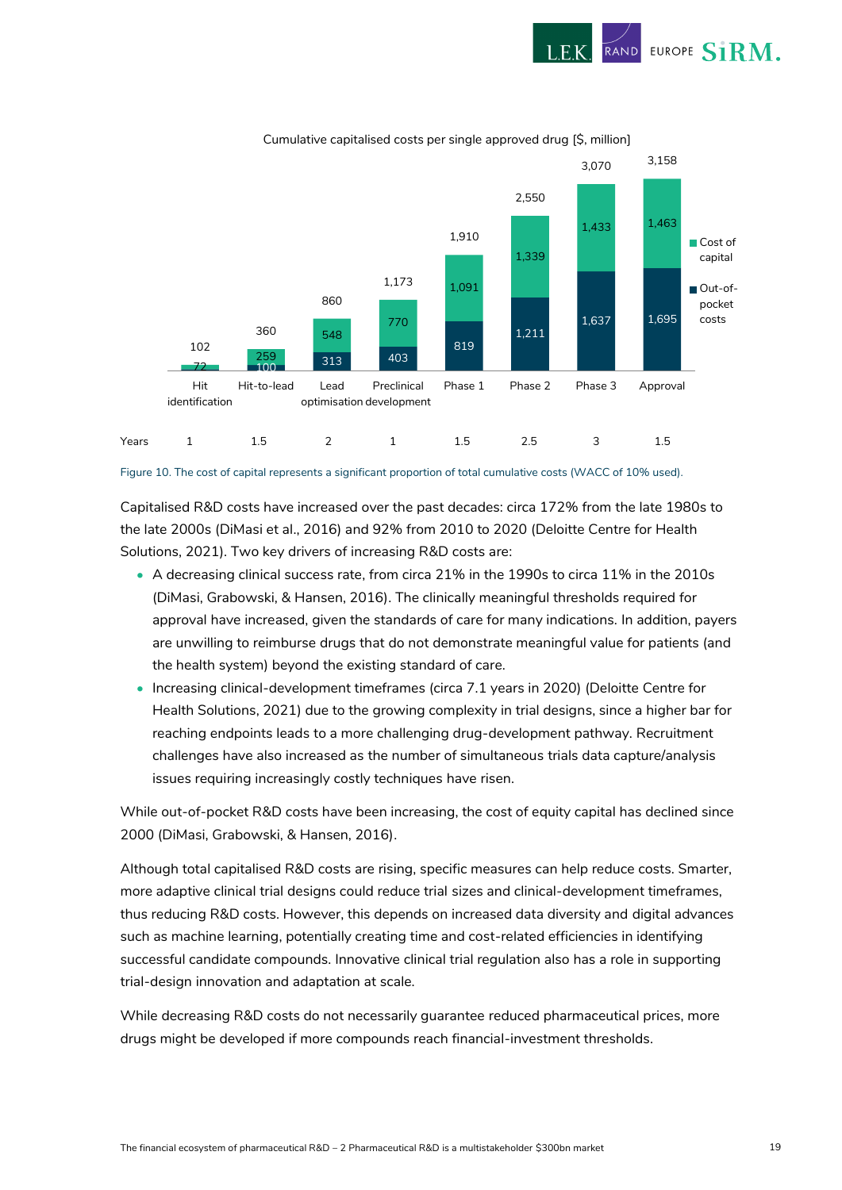Cumulative capitalised costs per single approved drug [$, million]

102
72
360
259
100
860
548
313
1,173
770
403
1,910
1,091
819
2,550
1,339
1,211
3,070
1,433
1,637
3,158
1,463
1,695

Hit identification
Hit-to-lead
Lead optimisation
Preclinical development
Phase 1
Phase 2
Phase 3
Approval

Cost of capital
Out-of-pocket costs

Years 1 1.5 2 1 1.5 2.5 3 1.5

Figure 10. The cost of capital represents a significant proportion of total cumulative costs (WACC of 10% used).

Capitalised R&D costs have increased over the past decades: circa 172% from the late 1980s to the late 2000s (DiMasi et al., 2016) and 92% from 2010 to 2020 (Deloitte Centre for Health Solutions, 2021). Two key drivers of increasing R&D costs are:

- A decreasing clinical success rate, from circa 21% in the 1990s to circa 11% in the 2010s (DiMasi, Grabowski, & Hansen, 2016). The clinically meaningful thresholds required for approval have increased, given the standards of care for many indications. In addition, payers are unwilling to reimburse drugs that do not demonstrate meaningful value for patients (and the health system) beyond the existing standard of care.
- Increasing clinical-development timeframes (circa 7.1 years in 2020) (Deloitte Centre for Health Solutions, 2021) due to the growing complexity in trial designs, since a higher bar for reaching endpoints leads to a more challenging drug-development pathway. Recruitment challenges have also increased as the number of simultaneous trials data capture/analysis issues requiring increasingly costly techniques have risen.

While out-of-pocket R&D costs have been increasing, the cost of equity capital has declined since 2000 (DiMasi, Grabowski, & Hansen, 2016).

Although total capitalised R&D costs are rising, specific measures can help reduce costs. Smarter, more adaptive clinical trial designs could reduce trial sizes and clinical-development timeframes, thus reducing R&D costs. However, this depends on increased data diversity and digital advances such as machine learning, potentially creating time and cost-related efficiencies in identifying successful candidate compounds. Innovative clinical trial regulation also has a role in supporting trial-design innovation and adaptation at scale.

While decreasing R&D costs do not necessarily guarantee reduced pharmaceutical prices, more drugs might be developed if more compounds reach financial-investment thresholds.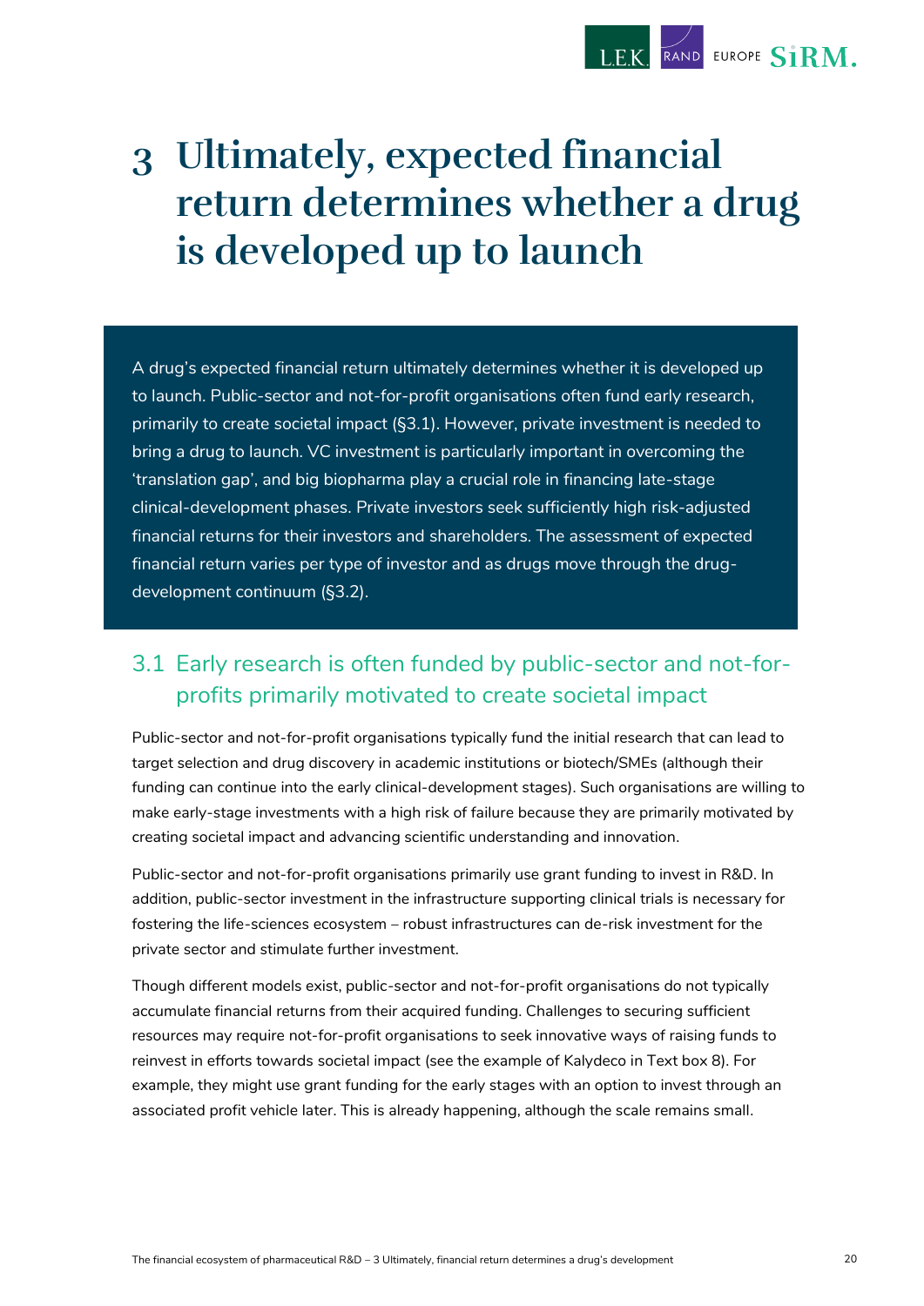# 3 Ultimately, expected financial return determines whether a drug is developed up to launch

A drug's expected financial return ultimately determines whether it is developed up to launch. Public-sector and not-for-profit organisations often fund early research, primarily to create societal impact (§3.1). However, private investment is needed to bring a drug to launch. VC investment is particularly important in overcoming the 'translation gap', and big biopharma play a crucial role in financing late-stage clinical-development phases. Private investors seek sufficiently high risk-adjusted financial returns for their investors and shareholders. The assessment of expected financial return varies per type of investor and as drugs move through the drug-development continuum (§3.2).

## 3.1 Early research is often funded by public-sector and not-for-profits primarily motivated to create societal impact

Public-sector and not-for-profit organisations typically fund the initial research that can lead to target selection and drug discovery in academic institutions or biotech/SMEs (although their funding can continue into the early clinical-development stages). Such organisations are willing to make early-stage investments with a high risk of failure because they are primarily motivated by creating societal impact and advancing scientific understanding and innovation.

Public-sector and not-for-profit organisations primarily use grant funding to invest in R&D. In addition, public-sector investment in the infrastructure supporting clinical trials is necessary for fostering the life-sciences ecosystem – robust infrastructures can de-risk investment for the private sector and stimulate further investment.

Though different models exist, public-sector and not-for-profit organisations do not typically accumulate financial returns from their acquired funding. Challenges to securing sufficient resources may require not-for-profit organisations to seek innovative ways of raising funds to reinvest in efforts towards societal impact (see the example of Kalydeco in Text box 8). For example, they might use grant funding for the early stages with an option to invest through an associated profit vehicle later. This is already happening, although the scale remains small.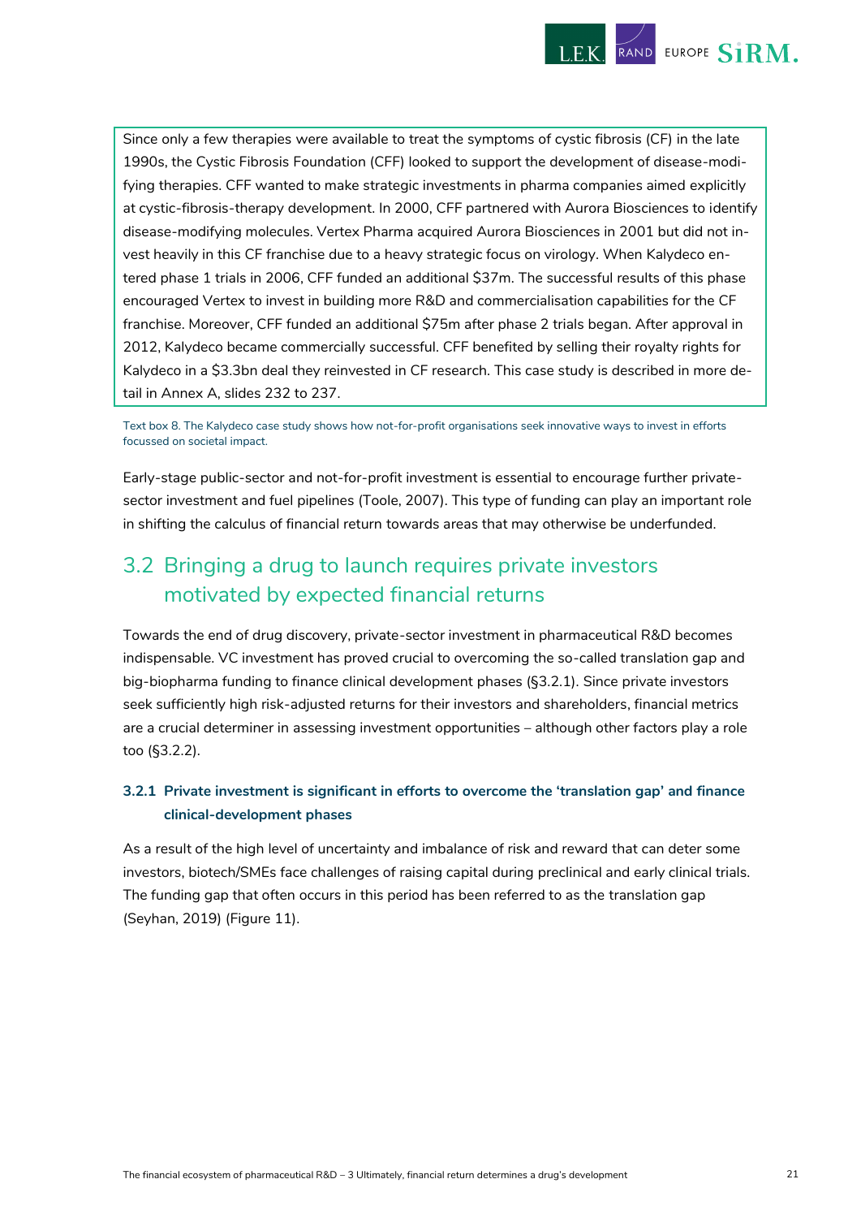Since only a few therapies were available to treat the symptoms of cystic fibrosis (CF) in the late 1990s, the Cystic Fibrosis Foundation (CFF) looked to support the development of disease-modifying therapies. CFF wanted to make strategic investments in pharma companies aimed explicitly at cystic-fibrosis-therapy development. In 2000, CFF partnered with Aurora Biosciences to identify disease-modifying molecules. Vertex Pharma acquired Aurora Biosciences in 2001 but did not invest heavily in this CF franchise due to a heavy strategic focus on virology. When Kalydeco entered phase 1 trials in 2006, CFF funded an additional $37m. The successful results of this phase encouraged Vertex to invest in building more R&D and commercialisation capabilities for the CF franchise. Moreover, CFF funded an additional $75m after phase 2 trials began. After approval in 2012, Kalydeco became commercially successful. CFF benefited by selling their royalty rights for Kalydeco in a $3.3bn deal they reinvested in CF research. This case study is described in more detail in Annex A, slides 232 to 237.

Text box 8. The Kalydeco case study shows how not-for-profit organisations seek innovative ways to invest in efforts focussed on societal impact.

Early-stage public-sector and not-for-profit investment is essential to encourage further private-sector investment and fuel pipelines (Toole, 2007). This type of funding can play an important role in shifting the calculus of financial return towards areas that may otherwise be underfunded.

## 3.2 Bringing a drug to launch requires private investors motivated by expected financial returns

Towards the end of drug discovery, private-sector investment in pharmaceutical R&D becomes indispensable. VC investment has proved crucial to overcoming the so-called translation gap and big-biopharma funding to finance clinical development phases (§3.2.1). Since private investors seek sufficiently high risk-adjusted returns for their investors and shareholders, financial metrics are a crucial determiner in assessing investment opportunities – although other factors play a role too (§3.2.2).

### 3.2.1 Private investment is significant in efforts to overcome the 'translation gap' and finance clinical-development phases

As a result of the high level of uncertainty and imbalance of risk and reward that can deter some investors, biotech/SMEs face challenges of raising capital during preclinical and early clinical trials. The funding gap that often occurs in this period has been referred to as the translation gap (Seyhan, 2019) (Figure 11).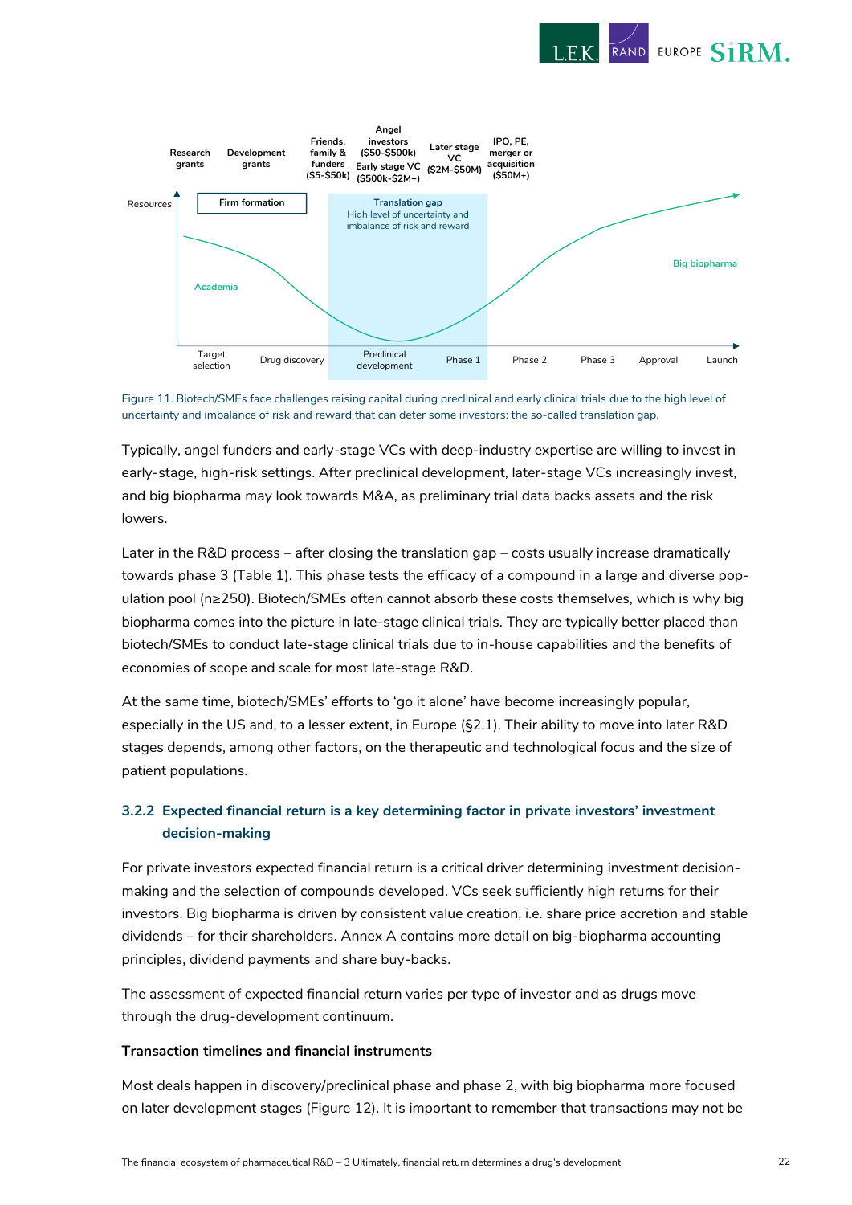Research grants

Development grants

Friends, family & funders ($5-$50k)

Angel investors ($50-$500k)

Early stage VC ($500k-$2M+)

Later stage VC ($2M-$50M)

IPO, PE, merger or acquisition ($50M+)

Resources

Firm formation

Translation gap

High level of uncertainty and imbalance of risk and reward

Academia

Big biopharma

Target selection

Drug discovery

Preclinical development

Phase 1

Phase 2

Phase 3

Approval

Launch

Figure 11. Biotech/SMEs face challenges raising capital during preclinical and early clinical trials due to the high level of uncertainty and imbalance of risk and reward that can deter some investors: the so-called translation gap.

Typically, angel funders and early-stage VCs with deep-industry expertise are willing to invest in early-stage, high-risk settings. After preclinical development, later-stage VCs increasingly invest, and big biopharma may look towards M&A, as preliminary trial data backs assets and the risk lowers.

Later in the R&D process – after closing the translation gap – costs usually increase dramatically towards phase 3 (Table 1). This phase tests the efficacy of a compound in a large and diverse population pool (n≥250). Biotech/SMEs often cannot absorb these costs themselves, which is why big biopharma comes into the picture in late-stage clinical trials. They are typically better placed than biotech/SMEs to conduct late-stage clinical trials due to in-house capabilities and the benefits of economies of scope and scale for most late-stage R&D.

At the same time, biotech/SMEs' efforts to 'go it alone' have become increasingly popular, especially in the US and, to a lesser extent, in Europe (§2.1). Their ability to move into later R&D stages depends, among other factors, on the therapeutic and technological focus and the size of patient populations.

### 3.2.2 Expected financial return is a key determining factor in private investors' investment decision-making

For private investors expected financial return is a critical driver determining investment decision-making and the selection of compounds developed. VCs seek sufficiently high returns for their investors. Big biopharma is driven by consistent value creation, i.e. share price accretion and stable dividends – for their shareholders. Annex A contains more detail on big-biopharma accounting principles, dividend payments and share buy-backs.

The assessment of expected financial return varies per type of investor and as drugs move through the drug-development continuum.

**Transaction timelines and financial instruments**

Most deals happen in discovery/preclinical phase and phase 2, with big biopharma more focused on later development stages (Figure 12). It is important to remember that transactions may not be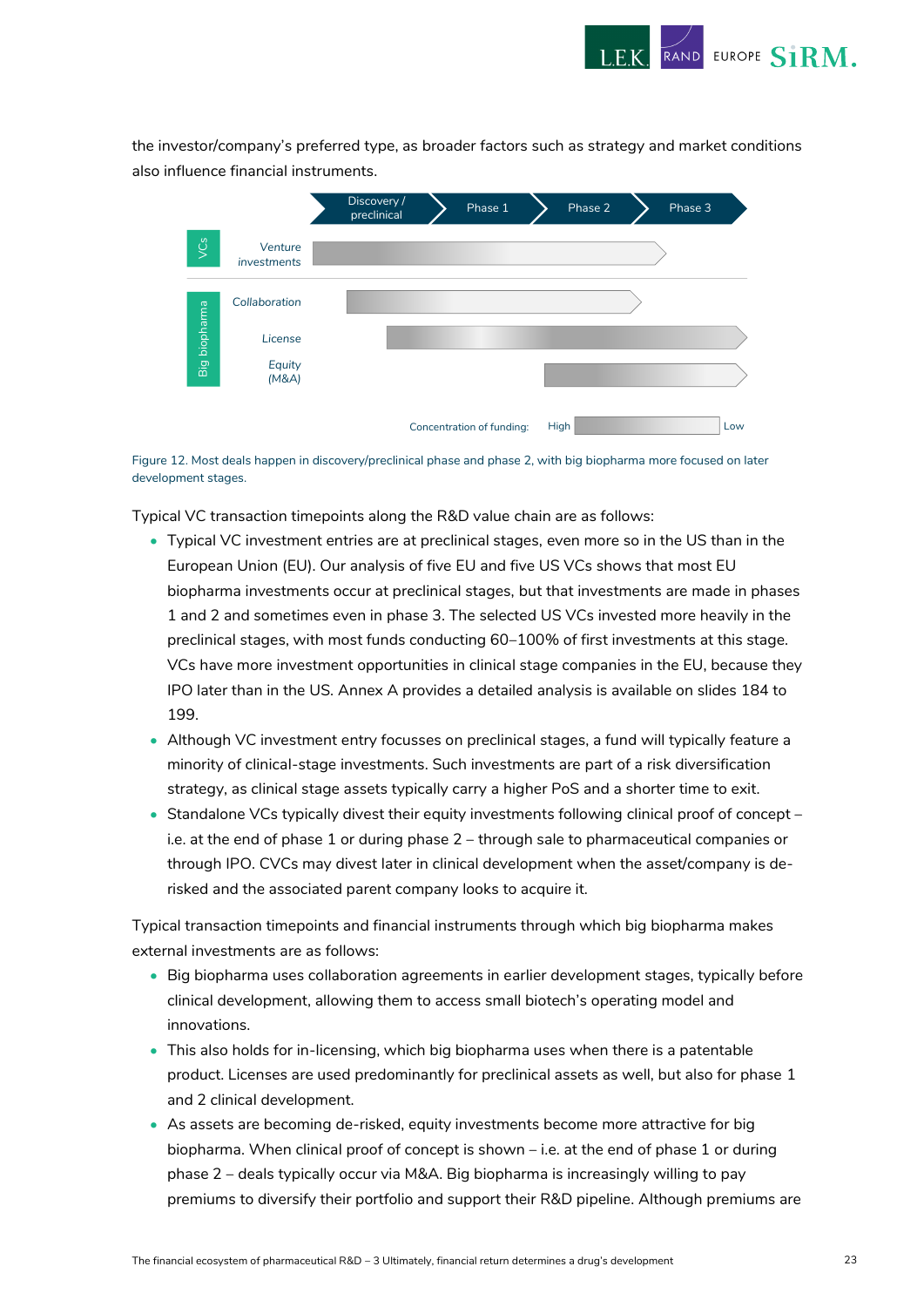the investor/company's preferred type, as broader factors such as strategy and market conditions also influence financial instruments.

Discovery / preclinical
Phase 1
Phase 2
Phase 3

VCs
Venture investments

Big biopharma
Collaboration
License
Equity (M&A)

Concentration of funding: High Low

Figure 12. Most deals happen in discovery/preclinical phase and phase 2, with big biopharma more focused on later development stages.

Typical VC transaction timepoints along the R&D value chain are as follows:

- Typical VC investment entries are at preclinical stages, even more so in the US than in the European Union (EU). Our analysis of five EU and five US VCs shows that most EU biopharma investments occur at preclinical stages, but that investments are made in phases 1 and 2 and sometimes even in phase 3. The selected US VCs invested more heavily in the preclinical stages, with most funds conducting 60–100% of first investments at this stage. VCs have more investment opportunities in clinical stage companies in the EU, because they IPO later than in the US. Annex A provides a detailed analysis is available on slides 184 to 199.
- Although VC investment entry focusses on preclinical stages, a fund will typically feature a minority of clinical-stage investments. Such investments are part of a risk diversification strategy, as clinical stage assets typically carry a higher PoS and a shorter time to exit.
- Standalone VCs typically divest their equity investments following clinical proof of concept – i.e. at the end of phase 1 or during phase 2 – through sale to pharmaceutical companies or through IPO. CVCs may divest later in clinical development when the asset/company is de-risked and the associated parent company looks to acquire it.

Typical transaction timepoints and financial instruments through which big biopharma makes external investments are as follows:

- Big biopharma uses collaboration agreements in earlier development stages, typically before clinical development, allowing them to access small biotech's operating model and innovations.
- This also holds for in-licensing, which big biopharma uses when there is a patentable product. Licenses are used predominantly for preclinical assets as well, but also for phase 1 and 2 clinical development.
- As assets are becoming de-risked, equity investments become more attractive for big biopharma. When clinical proof of concept is shown – i.e. at the end of phase 1 or during phase 2 – deals typically occur via M&A. Big biopharma is increasingly willing to pay premiums to diversify their portfolio and support their R&D pipeline. Although premiums are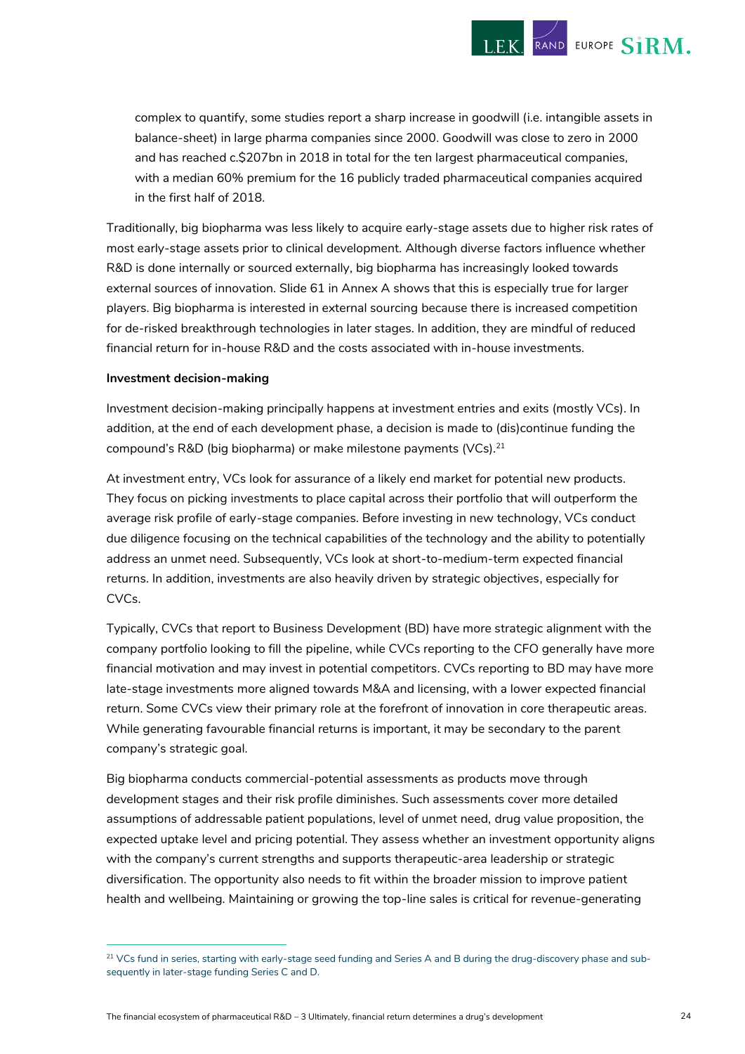complex to quantify, some studies report a sharp increase in goodwill (i.e. intangible assets in balance-sheet) in large pharma companies since 2000. Goodwill was close to zero in 2000 and has reached c.$207bn in 2018 in total for the ten largest pharmaceutical companies, with a median 60% premium for the 16 publicly traded pharmaceutical companies acquired in the first half of 2018.

Traditionally, big biopharma was less likely to acquire early-stage assets due to higher risk rates of most early-stage assets prior to clinical development. Although diverse factors influence whether R&D is done internally or sourced externally, big biopharma has increasingly looked towards external sources of innovation. Slide 61 in Annex A shows that this is especially true for larger players. Big biopharma is interested in external sourcing because there is increased competition for de-risked breakthrough technologies in later stages. In addition, they are mindful of reduced financial return for in-house R&D and the costs associated with in-house investments.

**Investment decision-making**

Investment decision-making principally happens at investment entries and exits (mostly VCs). In addition, at the end of each development phase, a decision is made to (dis)continue funding the compound's R&D (big biopharma) or make milestone payments (VCs).[21]

At investment entry, VCs look for assurance of a likely end market for potential new products. They focus on picking investments to place capital across their portfolio that will outperform the average risk profile of early-stage companies. Before investing in new technology, VCs conduct due diligence focusing on the technical capabilities of the technology and the ability to potentially address an unmet need. Subsequently, VCs look at short-to-medium-term expected financial returns. In addition, investments are also heavily driven by strategic objectives, especially for CVCs.

Typically, CVCs that report to Business Development (BD) have more strategic alignment with the company portfolio looking to fill the pipeline, while CVCs reporting to the CFO generally have more financial motivation and may invest in potential competitors. CVCs reporting to BD may have more late-stage investments more aligned towards M&A and licensing, with a lower expected financial return. Some CVCs view their primary role at the forefront of innovation in core therapeutic areas. While generating favourable financial returns is important, it may be secondary to the parent company's strategic goal.

Big biopharma conducts commercial-potential assessments as products move through development stages and their risk profile diminishes. Such assessments cover more detailed assumptions of addressable patient populations, level of unmet need, drug value proposition, the expected uptake level and pricing potential. They assess whether an investment opportunity aligns with the company's current strengths and supports therapeutic-area leadership or strategic diversification. The opportunity also needs to fit within the broader mission to improve patient health and wellbeing. Maintaining or growing the top-line sales is critical for revenue-generating

[21] VCs fund in series, starting with early-stage seed funding and Series A and B during the drug-discovery phase and subsequently in later-stage funding Series C and D.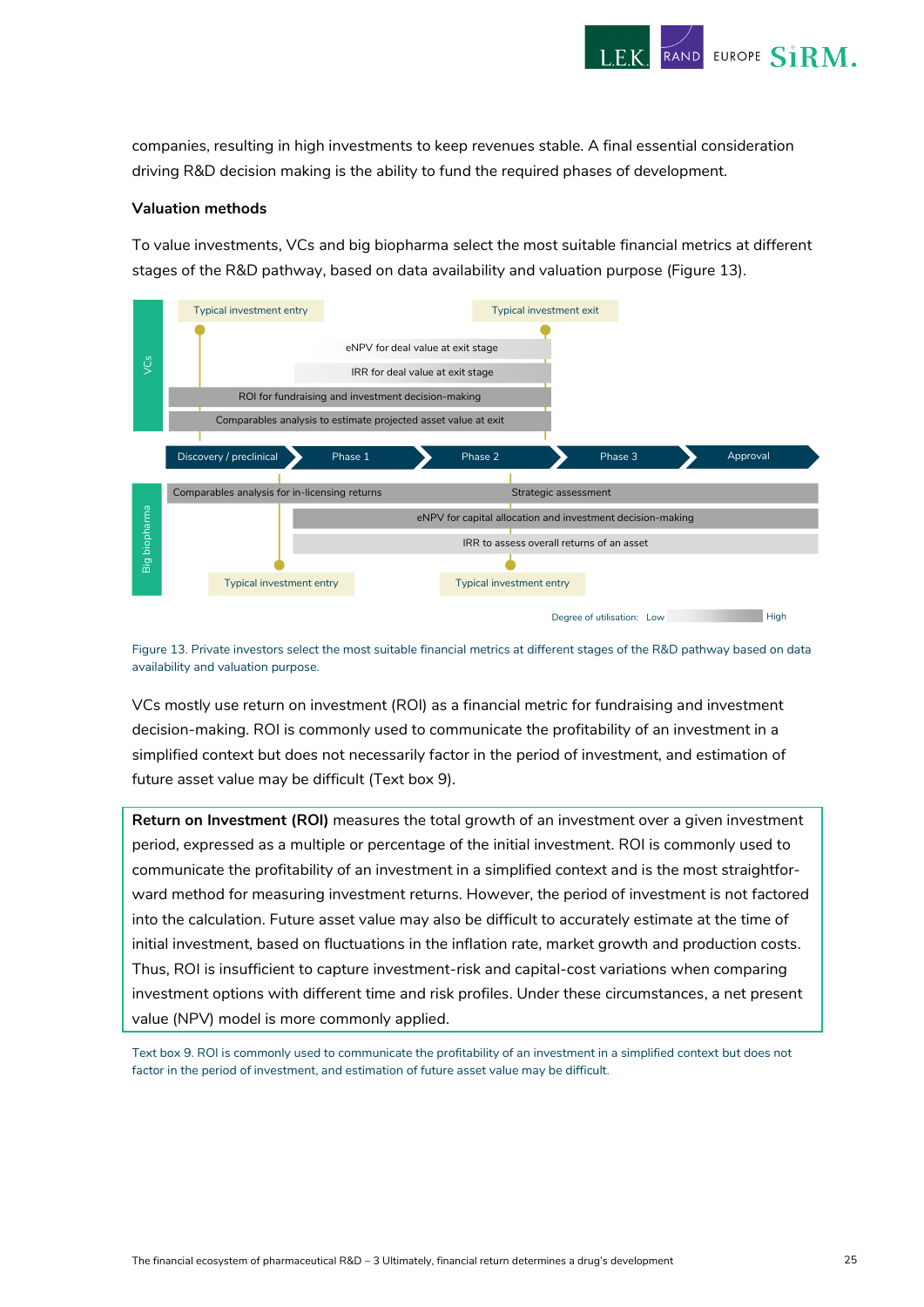companies, resulting in high investments to keep revenues stable. A final essential consideration driving R&D decision making is the ability to fund the required phases of development.

### Valuation methods

To value investments, VCs and big biopharma select the most suitable financial metrics at different stages of the R&D pathway, based on data availability and valuation purpose (Figure 13).

VCs

Typical investment entry

Typical investment exit

eNPV for deal value at exit stage

IRR for deal value at exit stage

ROI for fundraising and investment decision-making

Comparables analysis to estimate projected asset value at exit

Discovery / preclinical

Phase 1

Phase 2

Phase 3

Approval

Big biopharma

Comparables analysis for in-licensing returns

Strategic assessment

eNPV for capital allocation and investment decision-making

IRR to assess overall returns of an asset

Typical investment entry

Typical investment entry

Degree of utilisation: Low High

Figure 13. Private investors select the most suitable financial metrics at different stages of the R&D pathway based on data availability and valuation purpose.

VCs mostly use return on investment (ROI) as a financial metric for fundraising and investment decision-making. ROI is commonly used to communicate the profitability of an investment in a simplified context but does not necessarily factor in the period of investment, and estimation of future asset value may be difficult (Text box 9).

**Return on Investment (ROI)** measures the total growth of an investment over a given investment period, expressed as a multiple or percentage of the initial investment. ROI is commonly used to communicate the profitability of an investment in a simplified context and is the most straightforward method for measuring investment returns. However, the period of investment is not factored into the calculation. Future asset value may also be difficult to accurately estimate at the time of initial investment, based on fluctuations in the inflation rate, market growth and production costs. Thus, ROI is insufficient to capture investment-risk and capital-cost variations when comparing investment options with different time and risk profiles. Under these circumstances, a net present value (NPV) model is more commonly applied.

Text box 9. ROI is commonly used to communicate the profitability of an investment in a simplified context but does not factor in the period of investment, and estimation of future asset value may be difficult.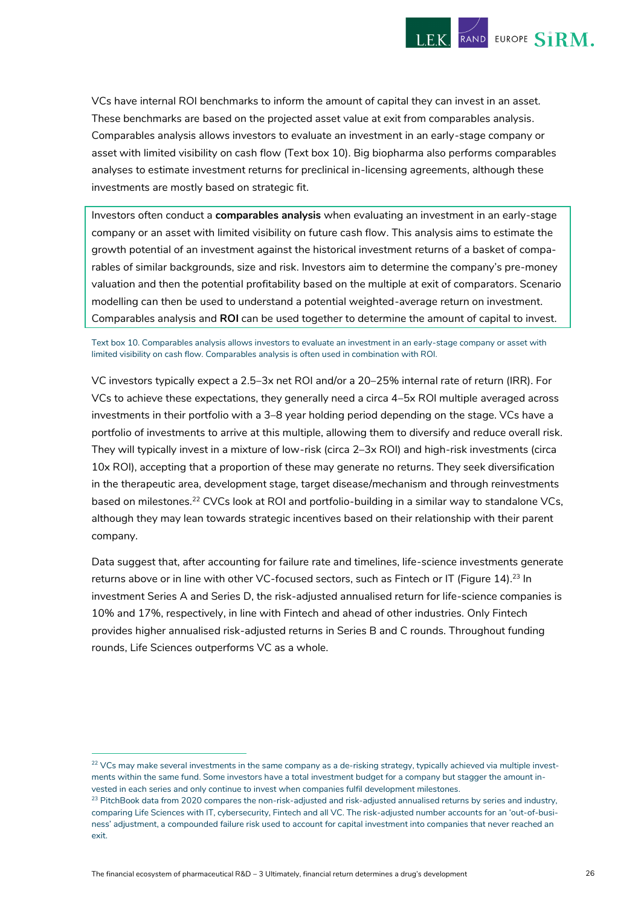VCs have internal ROI benchmarks to inform the amount of capital they can invest in an asset. These benchmarks are based on the projected asset value at exit from comparables analysis. Comparables analysis allows investors to evaluate an investment in an early-stage company or asset with limited visibility on cash flow (Text box 10). Big biopharma also performs comparables analyses to estimate investment returns for preclinical in-licensing agreements, although these investments are mostly based on strategic fit.

> Investors often conduct a **comparables analysis** when evaluating an investment in an early-stage company or an asset with limited visibility on future cash flow. This analysis aims to estimate the growth potential of an investment against the historical investment returns of a basket of comparables of similar backgrounds, size and risk. Investors aim to determine the company's pre-money valuation and then the potential profitability based on the multiple at exit of comparators. Scenario modelling can then be used to understand a potential weighted-average return on investment. Comparables analysis and **ROI** can be used together to determine the amount of capital to invest.

Text box 10. Comparables analysis allows investors to evaluate an investment in an early-stage company or asset with limited visibility on cash flow. Comparables analysis is often used in combination with ROI.

VC investors typically expect a 2.5–3x net ROI and/or a 20–25% internal rate of return (IRR). For VCs to achieve these expectations, they generally need a circa 4–5x ROI multiple averaged across investments in their portfolio with a 3–8 year holding period depending on the stage. VCs have a portfolio of investments to arrive at this multiple, allowing them to diversify and reduce overall risk. They will typically invest in a mixture of low-risk (circa 2–3x ROI) and high-risk investments (circa 10x ROI), accepting that a proportion of these may generate no returns. They seek diversification in the therapeutic area, development stage, target disease/mechanism and through reinvestments based on milestones.[22] CVCs look at ROI and portfolio-building in a similar way to standalone VCs, although they may lean towards strategic incentives based on their relationship with their parent company.

Data suggest that, after accounting for failure rate and timelines, life-science investments generate returns above or in line with other VC-focused sectors, such as Fintech or IT (Figure 14).[23] In investment Series A and Series D, the risk-adjusted annualised return for life-science companies is 10% and 17%, respectively, in line with Fintech and ahead of other industries. Only Fintech provides higher annualised risk-adjusted returns in Series B and C rounds. Throughout funding rounds, Life Sciences outperforms VC as a whole.

---

[22] VCs may make several investments in the same company as a de-risking strategy, typically achieved via multiple investments within the same fund. Some investors have a total investment budget for a company but stagger the amount invested in each series and only continue to invest when companies fulfil development milestones.

[23] PitchBook data from 2020 compares the non-risk-adjusted and risk-adjusted annualised returns by series and industry, comparing Life Sciences with IT, cybersecurity, Fintech and all VC. The risk-adjusted number accounts for an 'out-of-business' adjustment, a compounded failure risk used to account for capital investment into companies that never reached an exit.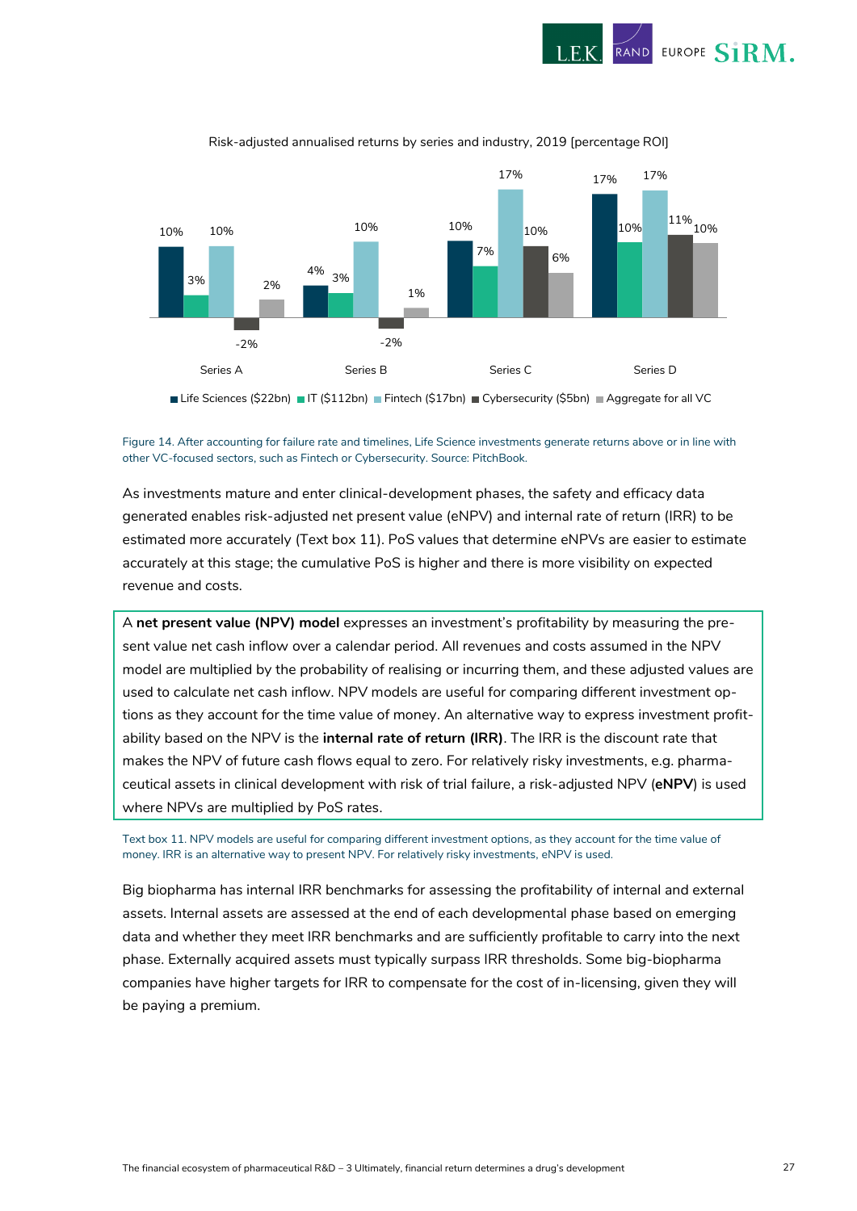Risk-adjusted annualised returns by series and industry, 2019 [percentage ROI]

Series A: 10%, 3%, 10%, -2%, 2%

Series B: 4%, 3%, 10%, -2%, 1%

Series C: 10%, 7%, 17%, 10%, 6%

Series D: 17%, 10%, 17%, 11%, 10%

Life Sciences ($22bn) IT ($112bn) Fintech ($17bn) Cybersecurity ($5bn) Aggregate for all VC

Figure 14. After accounting for failure rate and timelines, Life Science investments generate returns above or in line with other VC-focused sectors, such as Fintech or Cybersecurity. Source: PitchBook.

As investments mature and enter clinical-development phases, the safety and efficacy data generated enables risk-adjusted net present value (eNPV) and internal rate of return (IRR) to be estimated more accurately (Text box 11). PoS values that determine eNPVs are easier to estimate accurately at this stage; the cumulative PoS is higher and there is more visibility on expected revenue and costs.

> A **net present value (NPV) model** expresses an investment's profitability by measuring the present value net cash inflow over a calendar period. All revenues and costs assumed in the NPV model are multiplied by the probability of realising or incurring them, and these adjusted values are used to calculate net cash inflow. NPV models are useful for comparing different investment options as they account for the time value of money. An alternative way to express investment profitability based on the NPV is the **internal rate of return (IRR)**. The IRR is the discount rate that makes the NPV of future cash flows equal to zero. For relatively risky investments, e.g. pharmaceutical assets in clinical development with risk of trial failure, a risk-adjusted NPV (**eNPV**) is used where NPVs are multiplied by PoS rates.

Text box 11. NPV models are useful for comparing different investment options, as they account for the time value of money. IRR is an alternative way to present NPV. For relatively risky investments, eNPV is used.

Big biopharma has internal IRR benchmarks for assessing the profitability of internal and external assets. Internal assets are assessed at the end of each developmental phase based on emerging data and whether they meet IRR benchmarks and are sufficiently profitable to carry into the next phase. Externally acquired assets must typically surpass IRR thresholds. Some big-biopharma companies have higher targets for IRR to compensate for the cost of in-licensing, given they will be paying a premium.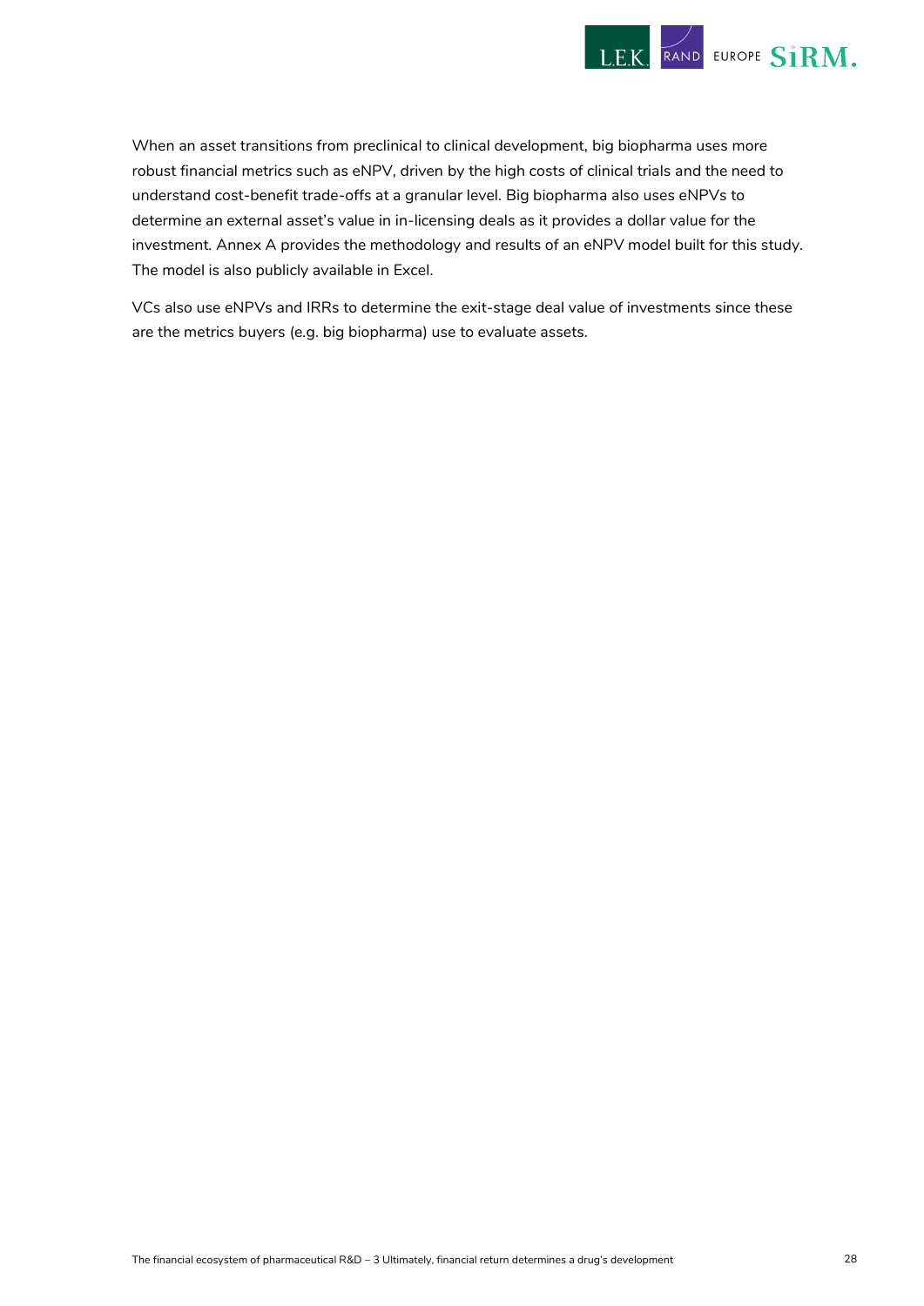When an asset transitions from preclinical to clinical development, big biopharma uses more robust financial metrics such as eNPV, driven by the high costs of clinical trials and the need to understand cost-benefit trade-offs at a granular level. Big biopharma also uses eNPVs to determine an external asset's value in in-licensing deals as it provides a dollar value for the investment. Annex A provides the methodology and results of an eNPV model built for this study. The model is also publicly available in Excel.

VCs also use eNPVs and IRRs to determine the exit-stage deal value of investments since these are the metrics buyers (e.g. big biopharma) use to evaluate assets.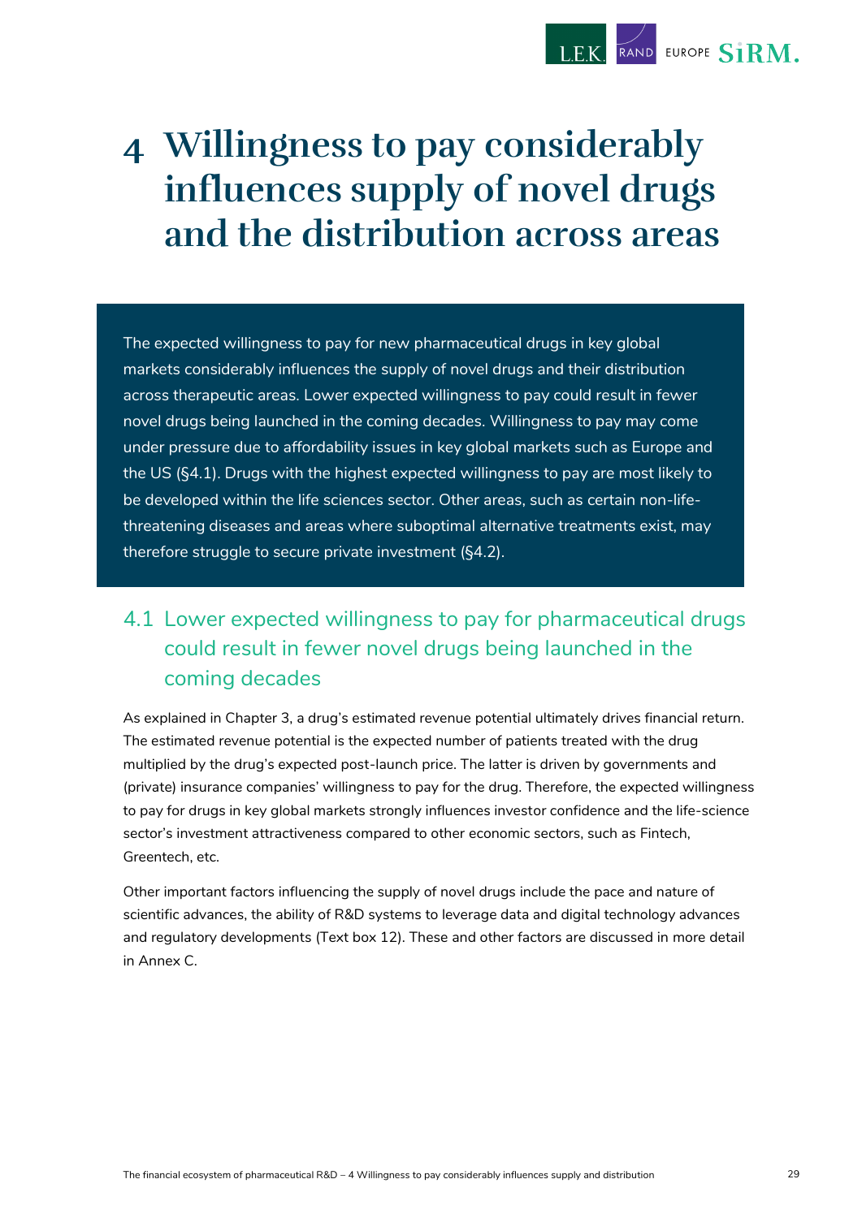# 4 Willingness to pay considerably influences supply of novel drugs and the distribution across areas

The expected willingness to pay for new pharmaceutical drugs in key global markets considerably influences the supply of novel drugs and their distribution across therapeutic areas. Lower expected willingness to pay could result in fewer novel drugs being launched in the coming decades. Willingness to pay may come under pressure due to affordability issues in key global markets such as Europe and the US (§4.1). Drugs with the highest expected willingness to pay are most likely to be developed within the life sciences sector. Other areas, such as certain non-life-threatening diseases and areas where suboptimal alternative treatments exist, may therefore struggle to secure private investment (§4.2).

## 4.1 Lower expected willingness to pay for pharmaceutical drugs could result in fewer novel drugs being launched in the coming decades

As explained in Chapter 3, a drug's estimated revenue potential ultimately drives financial return. The estimated revenue potential is the expected number of patients treated with the drug multiplied by the drug's expected post-launch price. The latter is driven by governments and (private) insurance companies' willingness to pay for the drug. Therefore, the expected willingness to pay for drugs in key global markets strongly influences investor confidence and the life-science sector's investment attractiveness compared to other economic sectors, such as Fintech, Greentech, etc.

Other important factors influencing the supply of novel drugs include the pace and nature of scientific advances, the ability of R&D systems to leverage data and digital technology advances and regulatory developments (Text box 12). These and other factors are discussed in more detail in Annex C.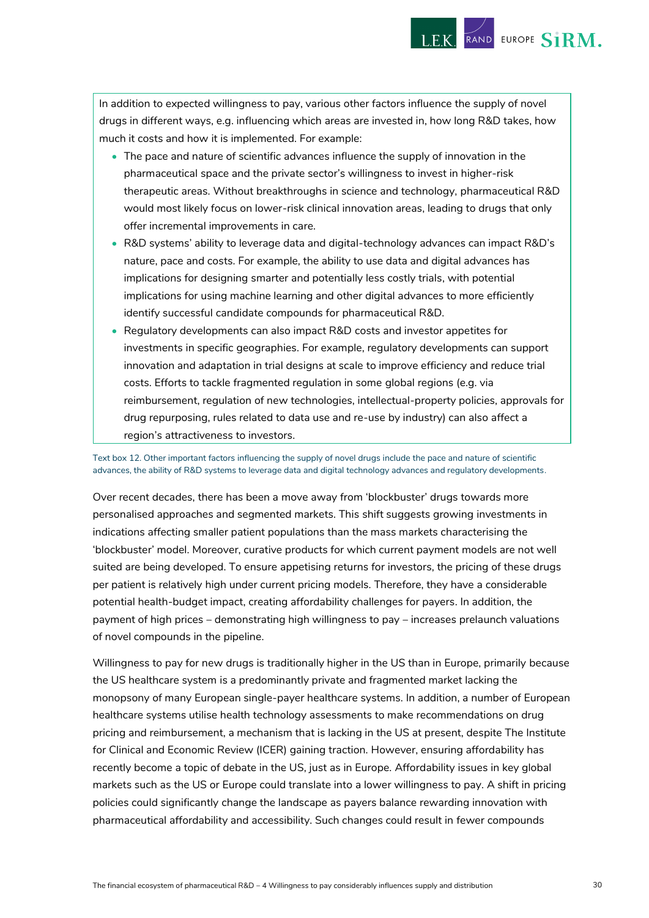In addition to expected willingness to pay, various other factors influence the supply of novel drugs in different ways, e.g. influencing which areas are invested in, how long R&D takes, how much it costs and how it is implemented. For example:

- The pace and nature of scientific advances influence the supply of innovation in the pharmaceutical space and the private sector's willingness to invest in higher-risk therapeutic areas. Without breakthroughs in science and technology, pharmaceutical R&D would most likely focus on lower-risk clinical innovation areas, leading to drugs that only offer incremental improvements in care.
- R&D systems' ability to leverage data and digital-technology advances can impact R&D's nature, pace and costs. For example, the ability to use data and digital advances has implications for designing smarter and potentially less costly trials, with potential implications for using machine learning and other digital advances to more efficiently identify successful candidate compounds for pharmaceutical R&D.
- Regulatory developments can also impact R&D costs and investor appetites for investments in specific geographies. For example, regulatory developments can support innovation and adaptation in trial designs at scale to improve efficiency and reduce trial costs. Efforts to tackle fragmented regulation in some global regions (e.g. via reimbursement, regulation of new technologies, intellectual-property policies, approvals for drug repurposing, rules related to data use and re-use by industry) can also affect a region's attractiveness to investors.

Text box 12. Other important factors influencing the supply of novel drugs include the pace and nature of scientific advances, the ability of R&D systems to leverage data and digital technology advances and regulatory developments.

Over recent decades, there has been a move away from 'blockbuster' drugs towards more personalised approaches and segmented markets. This shift suggests growing investments in indications affecting smaller patient populations than the mass markets characterising the 'blockbuster' model. Moreover, curative products for which current payment models are not well suited are being developed. To ensure appetising returns for investors, the pricing of these drugs per patient is relatively high under current pricing models. Therefore, they have a considerable potential health-budget impact, creating affordability challenges for payers. In addition, the payment of high prices – demonstrating high willingness to pay – increases prelaunch valuations of novel compounds in the pipeline.

Willingness to pay for new drugs is traditionally higher in the US than in Europe, primarily because the US healthcare system is a predominantly private and fragmented market lacking the monopsony of many European single-payer healthcare systems. In addition, a number of European healthcare systems utilise health technology assessments to make recommendations on drug pricing and reimbursement, a mechanism that is lacking in the US at present, despite The Institute for Clinical and Economic Review (ICER) gaining traction. However, ensuring affordability has recently become a topic of debate in the US, just as in Europe. Affordability issues in key global markets such as the US or Europe could translate into a lower willingness to pay. A shift in pricing policies could significantly change the landscape as payers balance rewarding innovation with pharmaceutical affordability and accessibility. Such changes could result in fewer compounds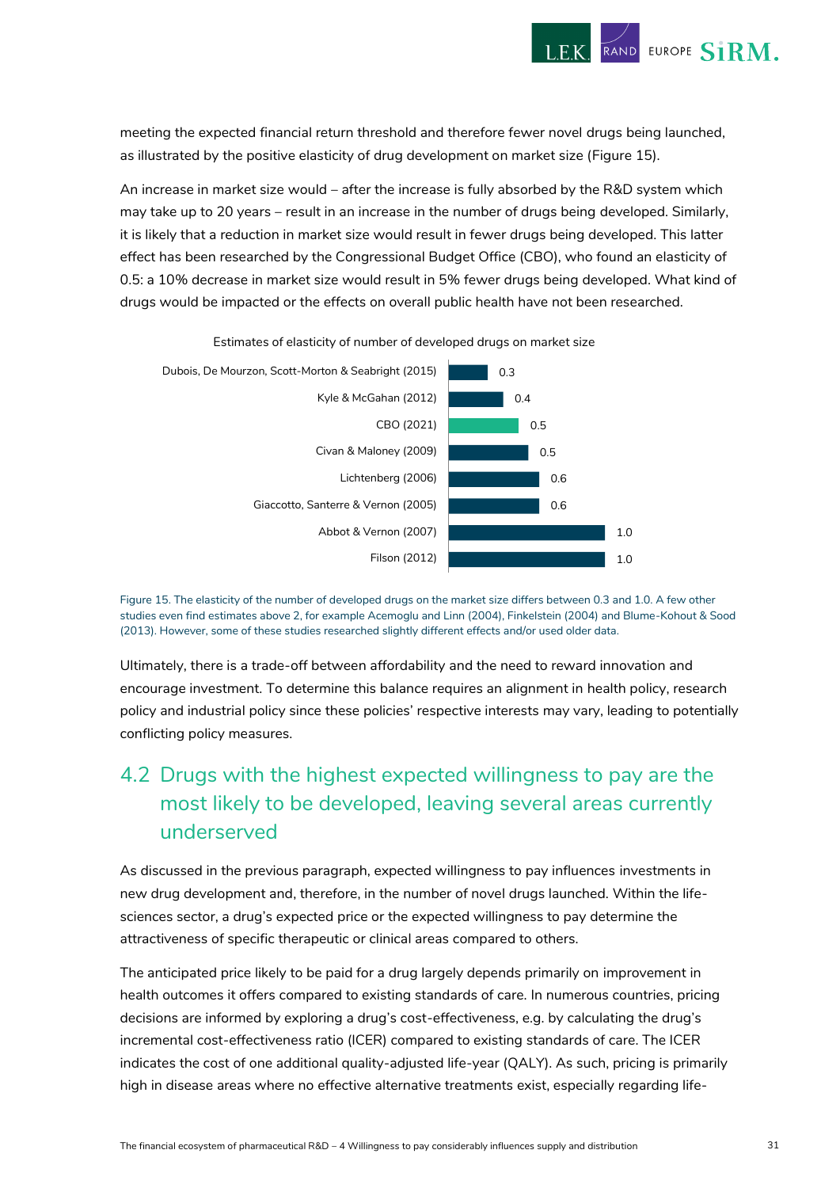meeting the expected financial return threshold and therefore fewer novel drugs being launched, as illustrated by the positive elasticity of drug development on market size (Figure 15).

An increase in market size would – after the increase is fully absorbed by the R&D system which may take up to 20 years – result in an increase in the number of drugs being developed. Similarly, it is likely that a reduction in market size would result in fewer drugs being developed. This latter effect has been researched by the Congressional Budget Office (CBO), who found an elasticity of 0.5: a 10% decrease in market size would result in 5% fewer drugs being developed. What kind of drugs would be impacted or the effects on overall public health have not been researched.

Estimates of elasticity of number of developed drugs on market size

| Study | Elasticity |
| --- | --- |
| Dubois, De Mourzon, Scott-Morton & Seabright (2015) | 0.3 |
| Kyle & McGahan (2012) | 0.4 |
| CBO (2021) | 0.5 |
| Civan & Maloney (2009) | 0.5 |
| Lichtenberg (2006) | 0.6 |
| Giaccotto, Santerre & Vernon (2005) | 0.6 |
| Abbot & Vernon (2007) | 1.0 |
| Filson (2012) | 1.0 |

Figure 15. The elasticity of the number of developed drugs on the market size differs between 0.3 and 1.0. A few other studies even find estimates above 2, for example Acemoglu and Linn (2004), Finkelstein (2004) and Blume-Kohout & Sood (2013). However, some of these studies researched slightly different effects and/or used older data.

Ultimately, there is a trade-off between affordability and the need to reward innovation and encourage investment. To determine this balance requires an alignment in health policy, research policy and industrial policy since these policies' respective interests may vary, leading to potentially conflicting policy measures.

## 4.2 Drugs with the highest expected willingness to pay are the most likely to be developed, leaving several areas currently underserved

As discussed in the previous paragraph, expected willingness to pay influences investments in new drug development and, therefore, in the number of novel drugs launched. Within the life-sciences sector, a drug's expected price or the expected willingness to pay determine the attractiveness of specific therapeutic or clinical areas compared to others.

The anticipated price likely to be paid for a drug largely depends primarily on improvement in health outcomes it offers compared to existing standards of care. In numerous countries, pricing decisions are informed by exploring a drug's cost-effectiveness, e.g. by calculating the drug's incremental cost-effectiveness ratio (ICER) compared to existing standards of care. The ICER indicates the cost of one additional quality-adjusted life-year (QALY). As such, pricing is primarily high in disease areas where no effective alternative treatments exist, especially regarding life-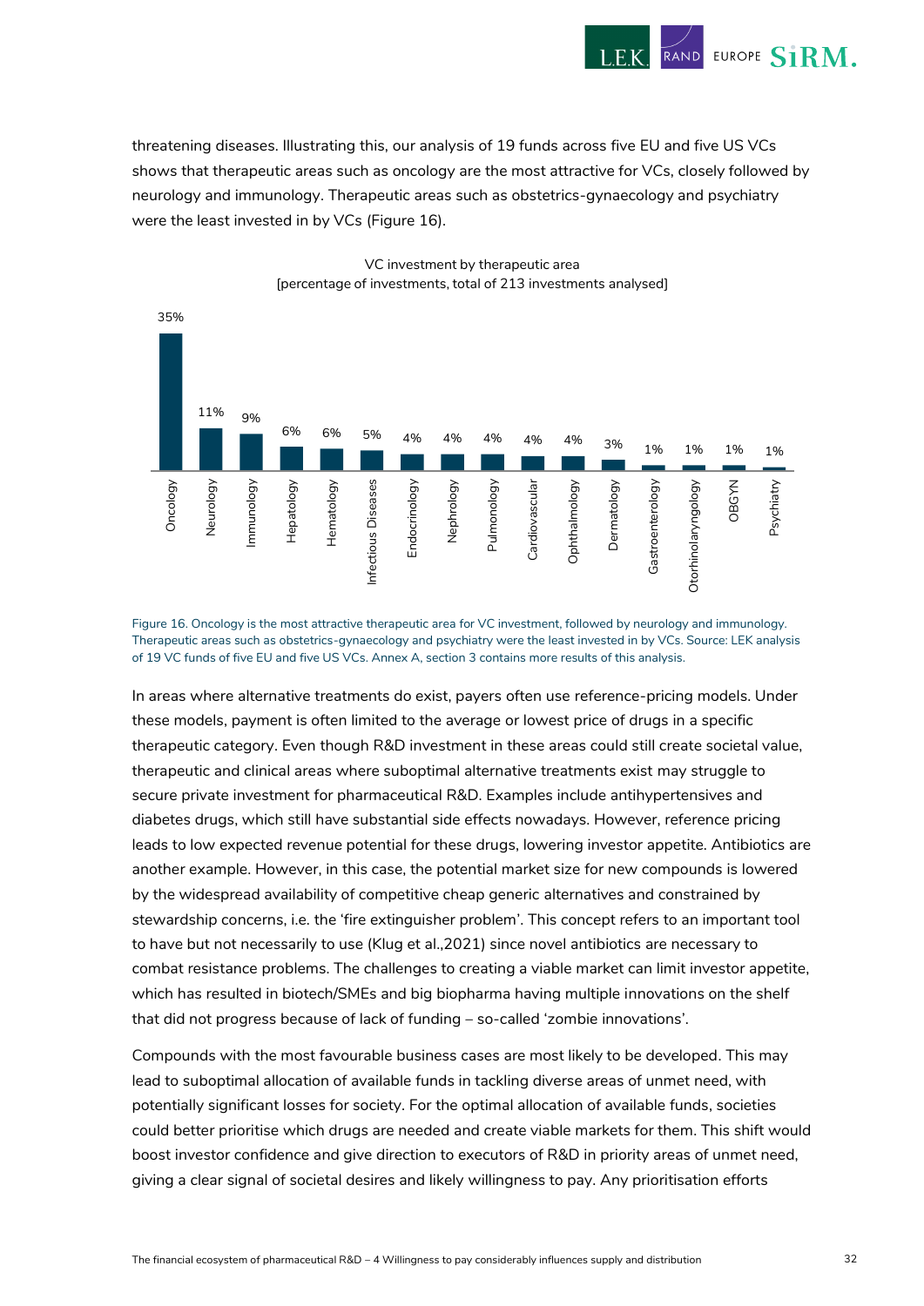threatening diseases. Illustrating this, our analysis of 19 funds across five EU and five US VCs shows that therapeutic areas such as oncology are the most attractive for VCs, closely followed by neurology and immunology. Therapeutic areas such as obstetrics-gynaecology and psychiatry were the least invested in by VCs (Figure 16).

VC investment by therapeutic area
[percentage of investments, total of 213 investments analysed]

35%
11%
9%
6%
6%
5%
4%
4%
4%
4%
4%
3%
1%
1%
1%
1%

Oncology
Neurology
Immunology
Hepatology
Hematology
Infectious Diseases
Endocrinology
Nephrology
Pulmonology
Cardiovascular
Ophthalmology
Dermatology
Gastroenterology
Otorhinolaryngology
OBGYN
Psychiatry

Figure 16. Oncology is the most attractive therapeutic area for VC investment, followed by neurology and immunology. Therapeutic areas such as obstetrics-gynaecology and psychiatry were the least invested in by VCs. Source: LEK analysis of 19 VC funds of five EU and five US VCs. Annex A, section 3 contains more results of this analysis.

In areas where alternative treatments do exist, payers often use reference-pricing models. Under these models, payment is often limited to the average or lowest price of drugs in a specific therapeutic category. Even though R&D investment in these areas could still create societal value, therapeutic and clinical areas where suboptimal alternative treatments exist may struggle to secure private investment for pharmaceutical R&D. Examples include antihypertensives and diabetes drugs, which still have substantial side effects nowadays. However, reference pricing leads to low expected revenue potential for these drugs, lowering investor appetite. Antibiotics are another example. However, in this case, the potential market size for new compounds is lowered by the widespread availability of competitive cheap generic alternatives and constrained by stewardship concerns, i.e. the 'fire extinguisher problem'. This concept refers to an important tool to have but not necessarily to use (Klug et al.,2021) since novel antibiotics are necessary to combat resistance problems. The challenges to creating a viable market can limit investor appetite, which has resulted in biotech/SMEs and big biopharma having multiple innovations on the shelf that did not progress because of lack of funding – so-called 'zombie innovations'.

Compounds with the most favourable business cases are most likely to be developed. This may lead to suboptimal allocation of available funds in tackling diverse areas of unmet need, with potentially significant losses for society. For the optimal allocation of available funds, societies could better prioritise which drugs are needed and create viable markets for them. This shift would boost investor confidence and give direction to executors of R&D in priority areas of unmet need, giving a clear signal of societal desires and likely willingness to pay. Any prioritisation efforts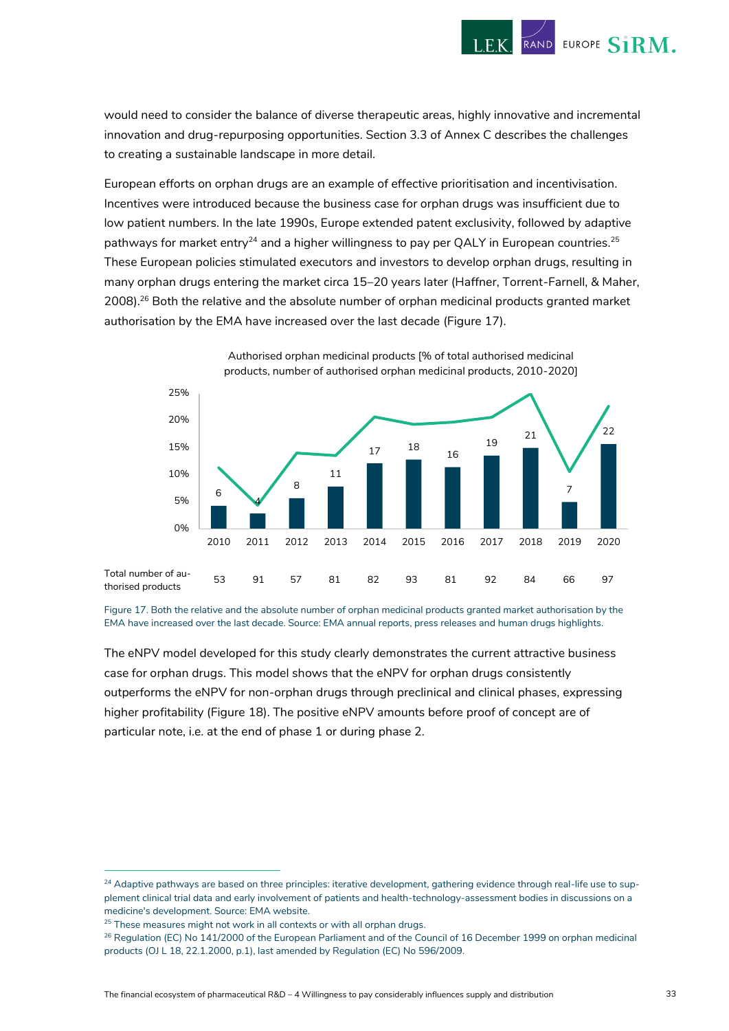would need to consider the balance of diverse therapeutic areas, highly innovative and incremental innovation and drug-repurposing opportunities. Section 3.3 of Annex C describes the challenges to creating a sustainable landscape in more detail.

European efforts on orphan drugs are an example of effective prioritisation and incentivisation. Incentives were introduced because the business case for orphan drugs was insufficient due to low patient numbers. In the late 1990s, Europe extended patent exclusivity, followed by adaptive pathways for market entry[24] and a higher willingness to pay per QALY in European countries.[25] These European policies stimulated executors and investors to develop orphan drugs, resulting in many orphan drugs entering the market circa 15–20 years later (Haffner, Torrent-Farnell, & Maher, 2008).[26] Both the relative and the absolute number of orphan medicinal products granted market authorisation by the EMA have increased over the last decade (Figure 17).

Authorised orphan medicinal products [% of total authorised medicinal products, number of authorised orphan medicinal products, 2010-2020]

25%
20%
15%
10%
5%
0%

6 4 8 11 17 18 16 19 21 7 22

2010 2011 2012 2013 2014 2015 2016 2017 2018 2019 2020

Total number of authorised products 53 91 57 81 82 93 81 92 84 66 97

Figure 17. Both the relative and the absolute number of orphan medicinal products granted market authorisation by the EMA have increased over the last decade. Source: EMA annual reports, press releases and human drugs highlights.

The eNPV model developed for this study clearly demonstrates the current attractive business case for orphan drugs. This model shows that the eNPV for orphan drugs consistently outperforms the eNPV for non-orphan drugs through preclinical and clinical phases, expressing higher profitability (Figure 18). The positive eNPV amounts before proof of concept are of particular note, i.e. at the end of phase 1 or during phase 2.

[24] Adaptive pathways are based on three principles: iterative development, gathering evidence through real-life use to supplement clinical trial data and early involvement of patients and health-technology-assessment bodies in discussions on a medicine's development. Source: EMA website.

[25] These measures might not work in all contexts or with all orphan drugs.

[26] Regulation (EC) No 141/2000 of the European Parliament and of the Council of 16 December 1999 on orphan medicinal products (OJ L 18, 22.1.2000, p.1), last amended by Regulation (EC) No 596/2009.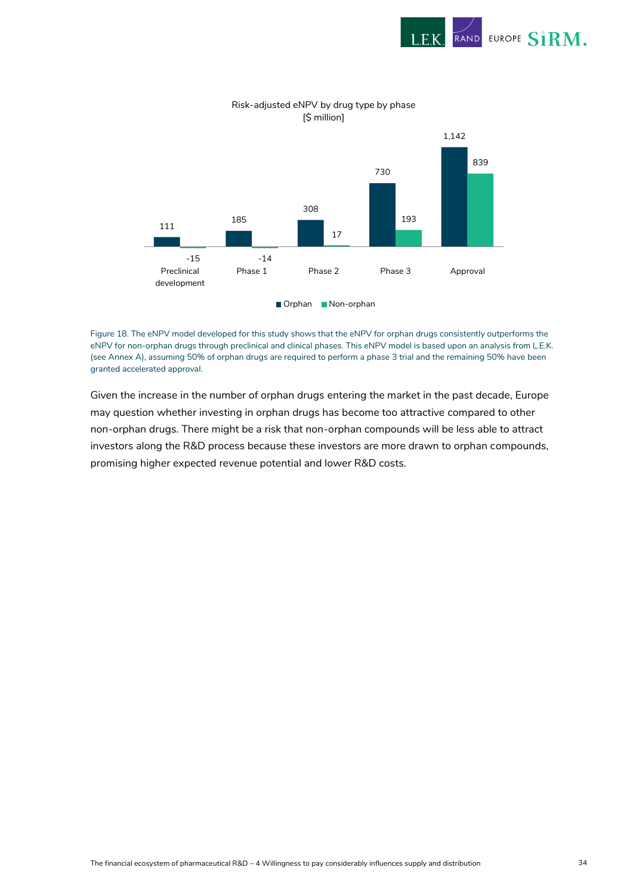Risk-adjusted eNPV by drug type by phase
[$ million]

111
-15
Preclinical development

185
-14
Phase 1

308
17
Phase 2

730
193
Phase 3

1,142
839
Approval

Orphan
Non-orphan

Figure 18. The eNPV model developed for this study shows that the eNPV for orphan drugs consistently outperforms the eNPV for non-orphan drugs through preclinical and clinical phases. This eNPV model is based upon an analysis from L.E.K. (see Annex A), assuming 50% of orphan drugs are required to perform a phase 3 trial and the remaining 50% have been granted accelerated approval.

Given the increase in the number of orphan drugs entering the market in the past decade, Europe may question whether investing in orphan drugs has become too attractive compared to other non-orphan drugs. There might be a risk that non-orphan compounds will be less able to attract investors along the R&D process because these investors are more drawn to orphan compounds, promising higher expected revenue potential and lower R&D costs.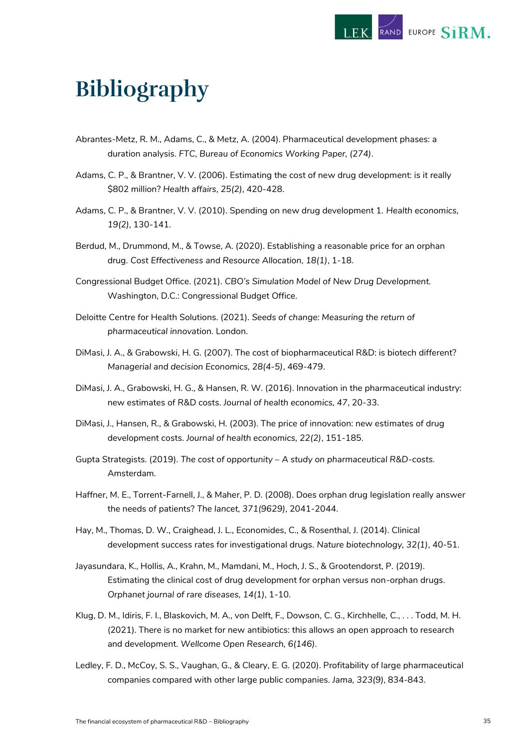# Bibliography

Abrantes-Metz, R. M., Adams, C., & Metz, A. (2004). Pharmaceutical development phases: a duration analysis. *FTC, Bureau of Economics Working Paper, (274)*.

Adams, C. P., & Brantner, V. V. (2006). Estimating the cost of new drug development: is it really $802 million? *Health affairs, 25(2)*, 420-428.

Adams, C. P., & Brantner, V. V. (2010). Spending on new drug development 1. *Health economics, 19(2)*, 130-141.

Berdud, M., Drummond, M., & Towse, A. (2020). Establishing a reasonable price for an orphan drug. *Cost Effectiveness and Resource Allocation, 18(1)*, 1-18.

Congressional Budget Office. (2021). *CBO's Simulation Model of New Drug Development.* Washington, D.C.: Congressional Budget Office.

Deloitte Centre for Health Solutions. (2021). *Seeds of change: Measuring the return of pharmaceutical innovation.* London.

DiMasi, J. A., & Grabowski, H. G. (2007). The cost of biopharmaceutical R&D: is biotech different? *Managerial and decision Economics, 28(4-5)*, 469-479.

DiMasi, J. A., Grabowski, H. G., & Hansen, R. W. (2016). Innovation in the pharmaceutical industry: new estimates of R&D costs. *Journal of health economics, 47*, 20-33.

DiMasi, J., Hansen, R., & Grabowski, H. (2003). The price of innovation: new estimates of drug development costs. *Journal of health economics, 22(2)*, 151-185.

Gupta Strategists. (2019). *The cost of opportunity – A study on pharmaceutical R&D-costs.* Amsterdam.

Haffner, M. E., Torrent-Farnell, J., & Maher, P. D. (2008). Does orphan drug legislation really answer the needs of patients? *The lancet, 371(9629)*, 2041-2044.

Hay, M., Thomas, D. W., Craighead, J. L., Economides, C., & Rosenthal, J. (2014). Clinical development success rates for investigational drugs. *Nature biotechnology, 32(1)*, 40-51.

Jayasundara, K., Hollis, A., Krahn, M., Mamdani, M., Hoch, J. S., & Grootendorst, P. (2019). Estimating the clinical cost of drug development for orphan versus non-orphan drugs. *Orphanet journal of rare diseases, 14(1)*, 1-10.

Klug, D. M., Idiris, F. I., Blaskovich, M. A., von Delft, F., Dowson, C. G., Kirchhelle, C., . . . Todd, M. H. (2021). There is no market for new antibiotics: this allows an open approach to research and development. *Wellcome Open Research, 6(146)*.

Ledley, F. D., McCoy, S. S., Vaughan, G., & Cleary, E. G. (2020). Profitability of large pharmaceutical companies compared with other large public companies. *Jama, 323(9)*, 834-843.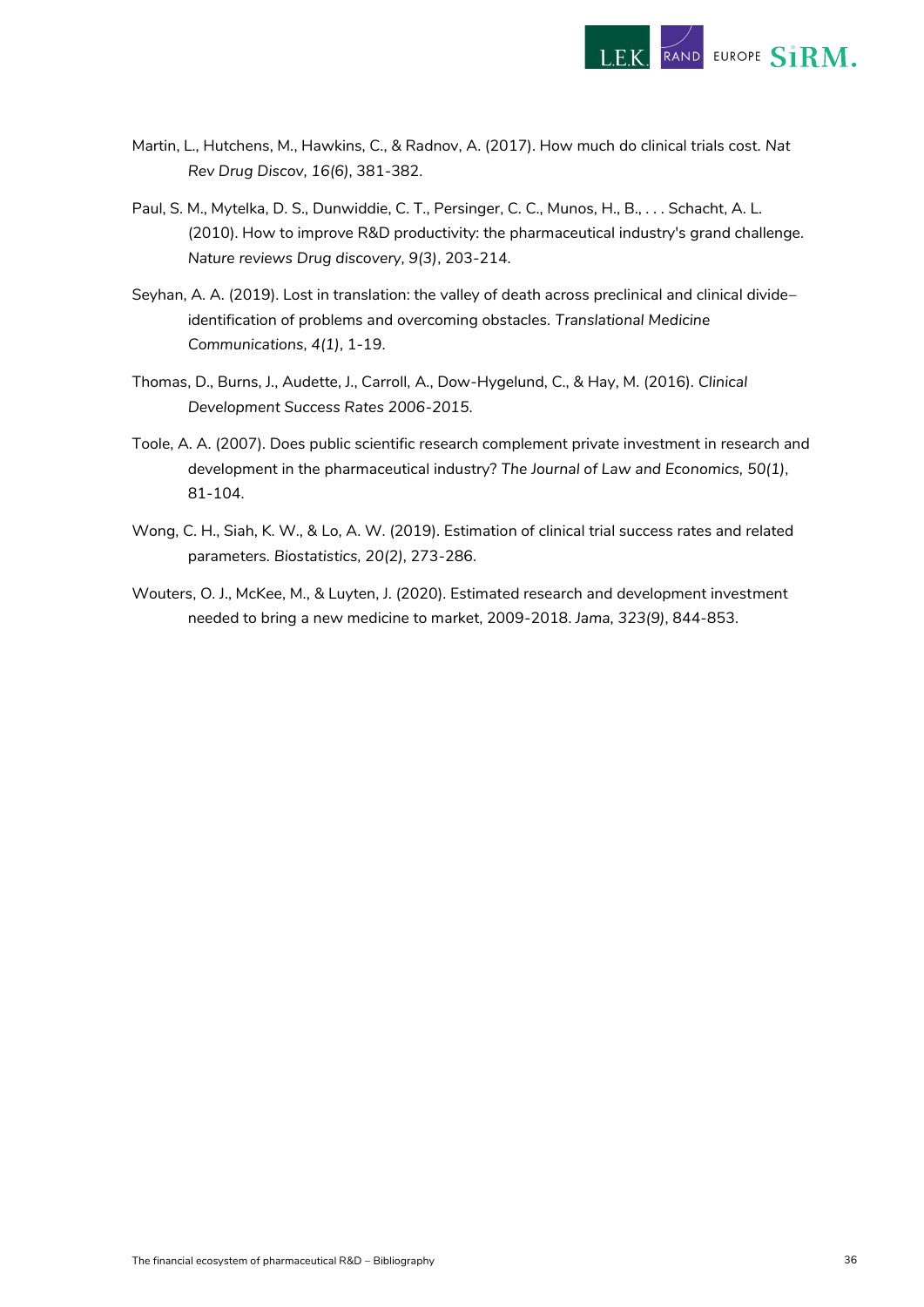Martin, L., Hutchens, M., Hawkins, C., & Radnov, A. (2017). How much do clinical trials cost. *Nat Rev Drug Discov, 16(6)*, 381-382.

Paul, S. M., Mytelka, D. S., Dunwiddie, C. T., Persinger, C. C., Munos, H., B., . . . Schacht, A. L. (2010). How to improve R&D productivity: the pharmaceutical industry's grand challenge. *Nature reviews Drug discovery, 9(3)*, 203-214.

Seyhan, A. A. (2019). Lost in translation: the valley of death across preclinical and clinical divide–identification of problems and overcoming obstacles. *Translational Medicine Communications, 4(1)*, 1-19.

Thomas, D., Burns, J., Audette, J., Carroll, A., Dow-Hygelund, C., & Hay, M. (2016). *Clinical Development Success Rates 2006-2015.*

Toole, A. A. (2007). Does public scientific research complement private investment in research and development in the pharmaceutical industry? *The Journal of Law and Economics, 50(1)*, 81-104.

Wong, C. H., Siah, K. W., & Lo, A. W. (2019). Estimation of clinical trial success rates and related parameters. *Biostatistics, 20(2)*, 273-286.

Wouters, O. J., McKee, M., & Luyten, J. (2020). Estimated research and development investment needed to bring a new medicine to market, 2009-2018. *Jama, 323(9)*, 844-853.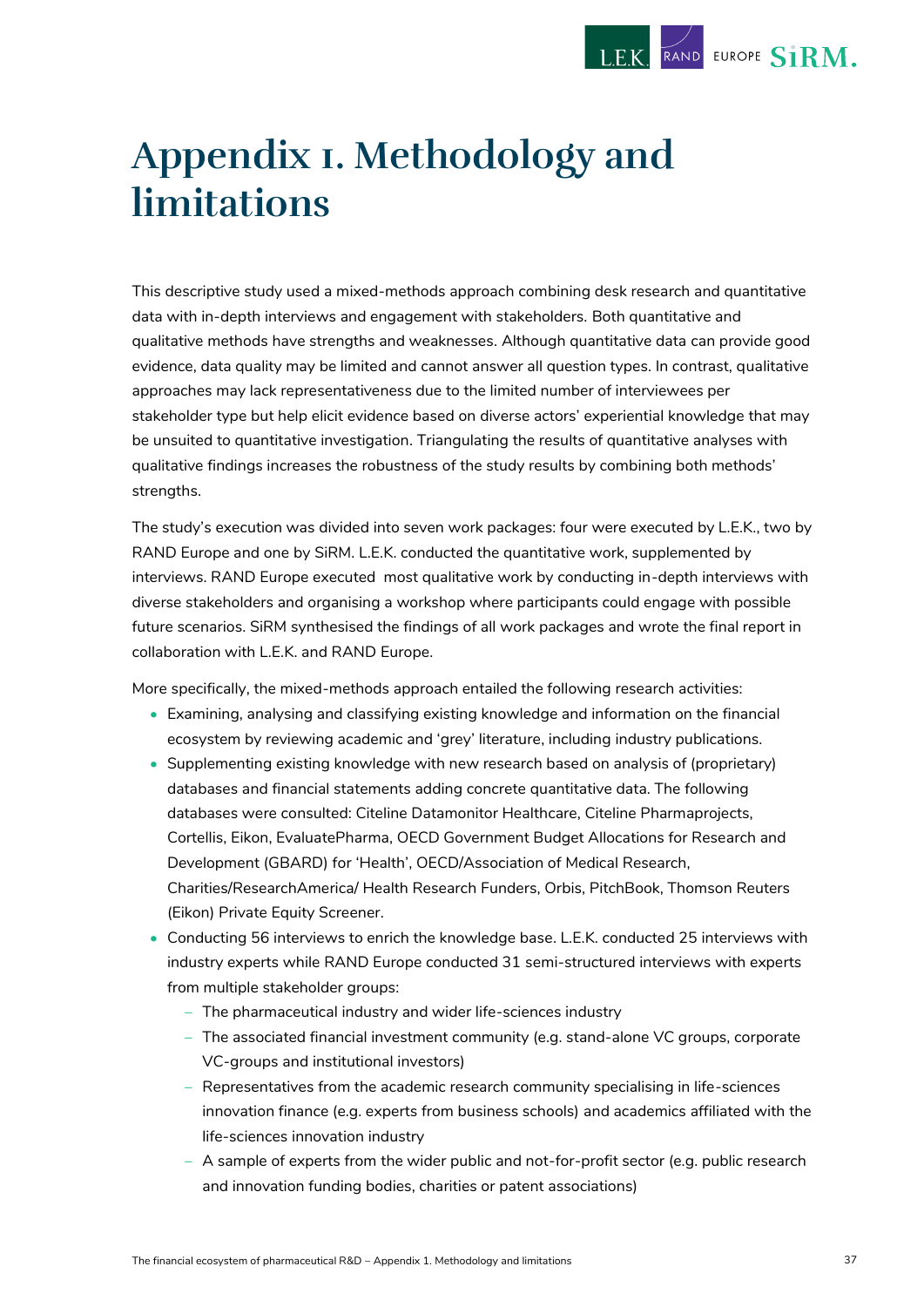# Appendix 1. Methodology and limitations

This descriptive study used a mixed-methods approach combining desk research and quantitative data with in-depth interviews and engagement with stakeholders. Both quantitative and qualitative methods have strengths and weaknesses. Although quantitative data can provide good evidence, data quality may be limited and cannot answer all question types. In contrast, qualitative approaches may lack representativeness due to the limited number of interviewees per stakeholder type but help elicit evidence based on diverse actors' experiential knowledge that may be unsuited to quantitative investigation. Triangulating the results of quantitative analyses with qualitative findings increases the robustness of the study results by combining both methods' strengths.

The study's execution was divided into seven work packages: four were executed by L.E.K., two by RAND Europe and one by SiRM. L.E.K. conducted the quantitative work, supplemented by interviews. RAND Europe executed most qualitative work by conducting in-depth interviews with diverse stakeholders and organising a workshop where participants could engage with possible future scenarios. SiRM synthesised the findings of all work packages and wrote the final report in collaboration with L.E.K. and RAND Europe.

More specifically, the mixed-methods approach entailed the following research activities:

- Examining, analysing and classifying existing knowledge and information on the financial ecosystem by reviewing academic and 'grey' literature, including industry publications.
- Supplementing existing knowledge with new research based on analysis of (proprietary) databases and financial statements adding concrete quantitative data. The following databases were consulted: Citeline Datamonitor Healthcare, Citeline Pharmaprojects, Cortellis, Eikon, EvaluatePharma, OECD Government Budget Allocations for Research and Development (GBARD) for 'Health', OECD/Association of Medical Research, Charities/ResearchAmerica/ Health Research Funders, Orbis, PitchBook, Thomson Reuters (Eikon) Private Equity Screener.
- Conducting 56 interviews to enrich the knowledge base. L.E.K. conducted 25 interviews with industry experts while RAND Europe conducted 31 semi-structured interviews with experts from multiple stakeholder groups:
  - The pharmaceutical industry and wider life-sciences industry
  - The associated financial investment community (e.g. stand-alone VC groups, corporate VC-groups and institutional investors)
  - Representatives from the academic research community specialising in life-sciences innovation finance (e.g. experts from business schools) and academics affiliated with the life-sciences innovation industry
  - A sample of experts from the wider public and not-for-profit sector (e.g. public research and innovation funding bodies, charities or patent associations)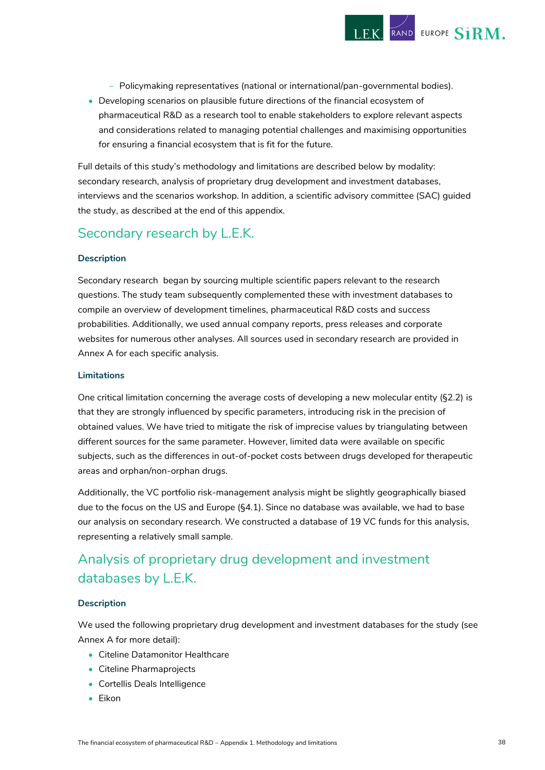- Policymaking representatives (national or international/pan-governmental bodies).
- Developing scenarios on plausible future directions of the financial ecosystem of pharmaceutical R&D as a research tool to enable stakeholders to explore relevant aspects and considerations related to managing potential challenges and maximising opportunities for ensuring a financial ecosystem that is fit for the future.

Full details of this study's methodology and limitations are described below by modality: secondary research, analysis of proprietary drug development and investment databases, interviews and the scenarios workshop. In addition, a scientific advisory committee (SAC) guided the study, as described at the end of this appendix.

## Secondary research by L.E.K.

### Description

Secondary research began by sourcing multiple scientific papers relevant to the research questions. The study team subsequently complemented these with investment databases to compile an overview of development timelines, pharmaceutical R&D costs and success probabilities. Additionally, we used annual company reports, press releases and corporate websites for numerous other analyses. All sources used in secondary research are provided in Annex A for each specific analysis.

### Limitations

One critical limitation concerning the average costs of developing a new molecular entity (§2.2) is that they are strongly influenced by specific parameters, introducing risk in the precision of obtained values. We have tried to mitigate the risk of imprecise values by triangulating between different sources for the same parameter. However, limited data were available on specific subjects, such as the differences in out-of-pocket costs between drugs developed for therapeutic areas and orphan/non-orphan drugs.

Additionally, the VC portfolio risk-management analysis might be slightly geographically biased due to the focus on the US and Europe (§4.1). Since no database was available, we had to base our analysis on secondary research. We constructed a database of 19 VC funds for this analysis, representing a relatively small sample.

## Analysis of proprietary drug development and investment databases by L.E.K.

### Description

We used the following proprietary drug development and investment databases for the study (see Annex A for more detail):

- Citeline Datamonitor Healthcare
- Citeline Pharmaprojects
- Cortellis Deals Intelligence
- Eikon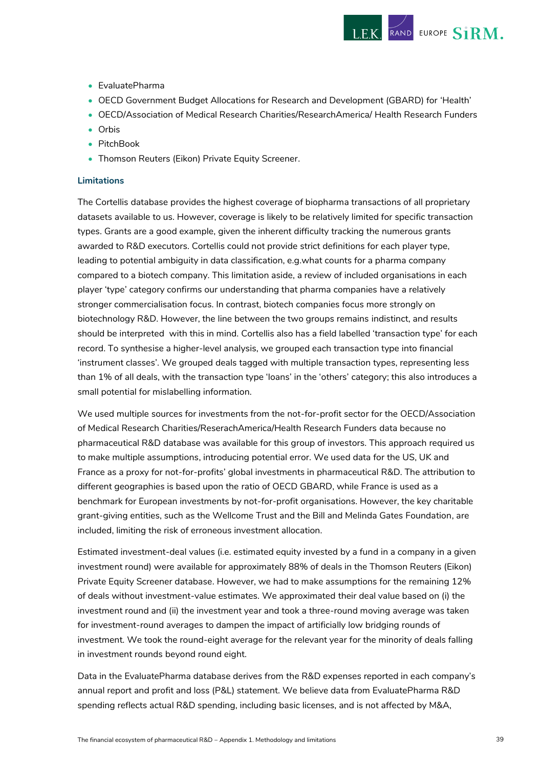- EvaluatePharma
- OECD Government Budget Allocations for Research and Development (GBARD) for 'Health'
- OECD/Association of Medical Research Charities/ResearchAmerica/ Health Research Funders
- Orbis
- PitchBook
- Thomson Reuters (Eikon) Private Equity Screener.

**Limitations**

The Cortellis database provides the highest coverage of biopharma transactions of all proprietary datasets available to us. However, coverage is likely to be relatively limited for specific transaction types. Grants are a good example, given the inherent difficulty tracking the numerous grants awarded to R&D executors. Cortellis could not provide strict definitions for each player type, leading to potential ambiguity in data classification, e.g.what counts for a pharma company compared to a biotech company. This limitation aside, a review of included organisations in each player 'type' category confirms our understanding that pharma companies have a relatively stronger commercialisation focus. In contrast, biotech companies focus more strongly on biotechnology R&D. However, the line between the two groups remains indistinct, and results should be interpreted  with this in mind. Cortellis also has a field labelled 'transaction type' for each record. To synthesise a higher-level analysis, we grouped each transaction type into financial 'instrument classes'. We grouped deals tagged with multiple transaction types, representing less than 1% of all deals, with the transaction type 'loans' in the 'others' category; this also introduces a small potential for mislabelling information.

We used multiple sources for investments from the not-for-profit sector for the OECD/Association of Medical Research Charities/ReserachAmerica/Health Research Funders data because no pharmaceutical R&D database was available for this group of investors. This approach required us to make multiple assumptions, introducing potential error. We used data for the US, UK and France as a proxy for not-for-profits' global investments in pharmaceutical R&D. The attribution to different geographies is based upon the ratio of OECD GBARD, while France is used as a benchmark for European investments by not-for-profit organisations. However, the key charitable grant-giving entities, such as the Wellcome Trust and the Bill and Melinda Gates Foundation, are included, limiting the risk of erroneous investment allocation.

Estimated investment-deal values (i.e. estimated equity invested by a fund in a company in a given investment round) were available for approximately 88% of deals in the Thomson Reuters (Eikon) Private Equity Screener database. However, we had to make assumptions for the remaining 12% of deals without investment-value estimates. We approximated their deal value based on (i) the investment round and (ii) the investment year and took a three-round moving average was taken for investment-round averages to dampen the impact of artificially low bridging rounds of investment. We took the round-eight average for the relevant year for the minority of deals falling in investment rounds beyond round eight.

Data in the EvaluatePharma database derives from the R&D expenses reported in each company's annual report and profit and loss (P&L) statement. We believe data from EvaluatePharma R&D spending reflects actual R&D spending, including basic licenses, and is not affected by M&A,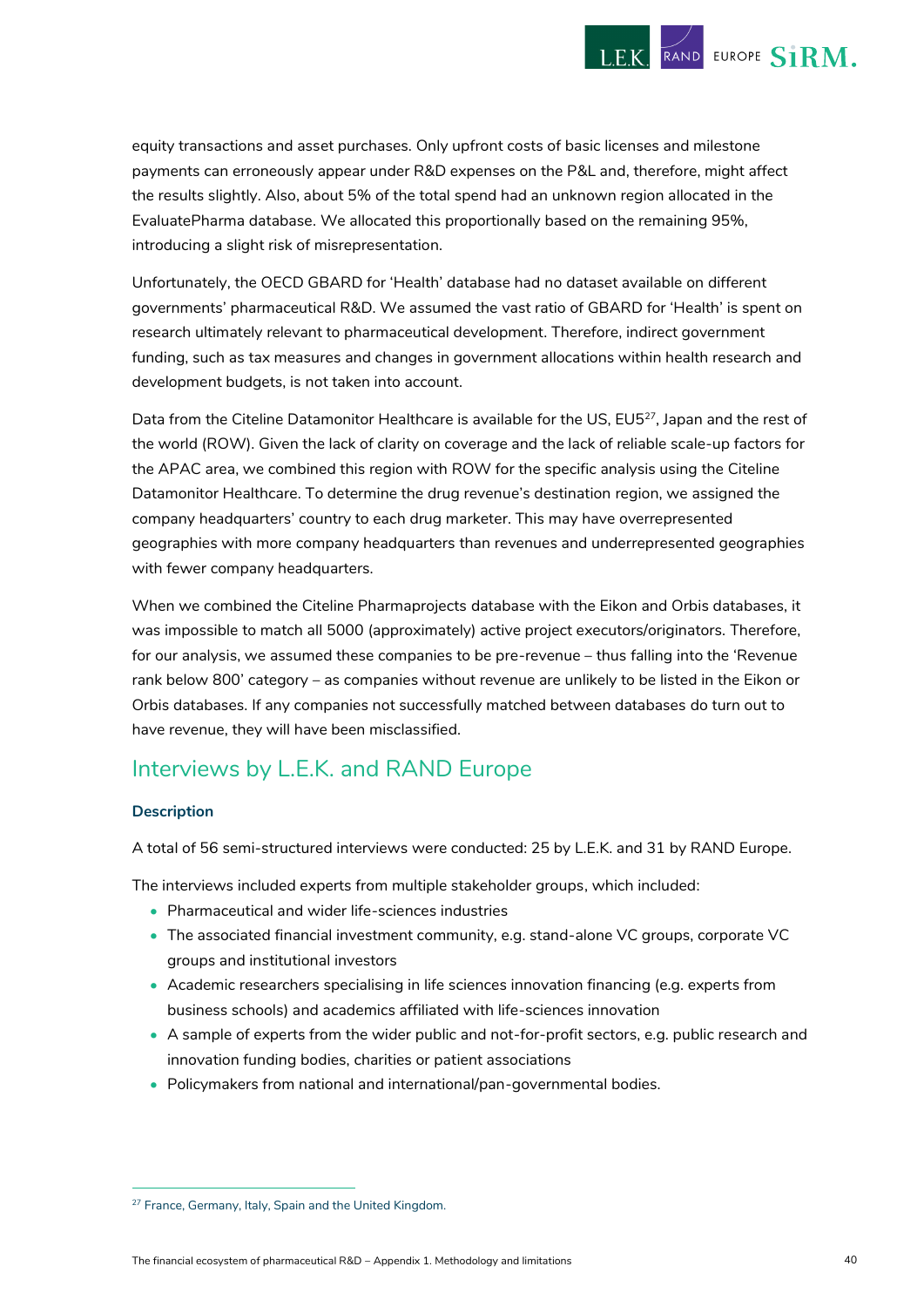equity transactions and asset purchases. Only upfront costs of basic licenses and milestone payments can erroneously appear under R&D expenses on the P&L and, therefore, might affect the results slightly. Also, about 5% of the total spend had an unknown region allocated in the EvaluatePharma database. We allocated this proportionally based on the remaining 95%, introducing a slight risk of misrepresentation.

Unfortunately, the OECD GBARD for 'Health' database had no dataset available on different governments' pharmaceutical R&D. We assumed the vast ratio of GBARD for 'Health' is spent on research ultimately relevant to pharmaceutical development. Therefore, indirect government funding, such as tax measures and changes in government allocations within health research and development budgets, is not taken into account.

Data from the Citeline Datamonitor Healthcare is available for the US, EU5[27], Japan and the rest of the world (ROW). Given the lack of clarity on coverage and the lack of reliable scale-up factors for the APAC area, we combined this region with ROW for the specific analysis using the Citeline Datamonitor Healthcare. To determine the drug revenue's destination region, we assigned the company headquarters' country to each drug marketer. This may have overrepresented geographies with more company headquarters than revenues and underrepresented geographies with fewer company headquarters.

When we combined the Citeline Pharmaprojects database with the Eikon and Orbis databases, it was impossible to match all 5000 (approximately) active project executors/originators. Therefore, for our analysis, we assumed these companies to be pre-revenue – thus falling into the 'Revenue rank below 800' category – as companies without revenue are unlikely to be listed in the Eikon or Orbis databases. If any companies not successfully matched between databases do turn out to have revenue, they will have been misclassified.

## Interviews by L.E.K. and RAND Europe

### Description

A total of 56 semi-structured interviews were conducted: 25 by L.E.K. and 31 by RAND Europe.

The interviews included experts from multiple stakeholder groups, which included:

- Pharmaceutical and wider life-sciences industries
- The associated financial investment community, e.g. stand-alone VC groups, corporate VC groups and institutional investors
- Academic researchers specialising in life sciences innovation financing (e.g. experts from business schools) and academics affiliated with life-sciences innovation
- A sample of experts from the wider public and not-for-profit sectors, e.g. public research and innovation funding bodies, charities or patient associations
- Policymakers from national and international/pan-governmental bodies.

[27] France, Germany, Italy, Spain and the United Kingdom.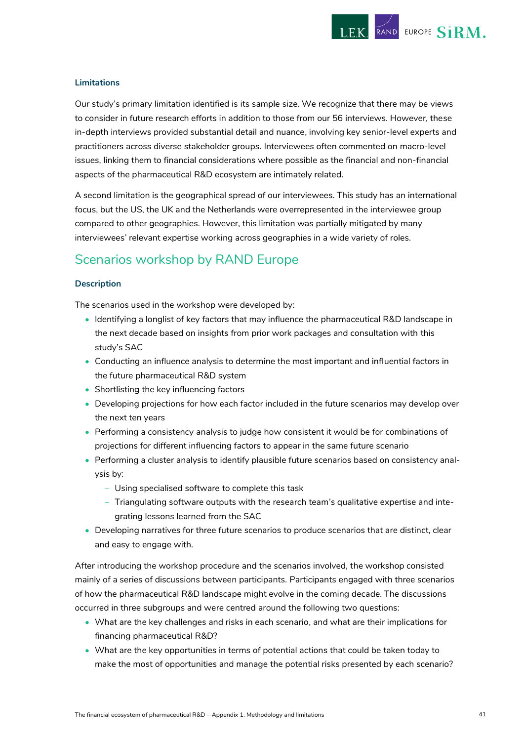#### Limitations

Our study's primary limitation identified is its sample size. We recognize that there may be views to consider in future research efforts in addition to those from our 56 interviews. However, these in-depth interviews provided substantial detail and nuance, involving key senior-level experts and practitioners across diverse stakeholder groups. Interviewees often commented on macro-level issues, linking them to financial considerations where possible as the financial and non-financial aspects of the pharmaceutical R&D ecosystem are intimately related.

A second limitation is the geographical spread of our interviewees. This study has an international focus, but the US, the UK and the Netherlands were overrepresented in the interviewee group compared to other geographies. However, this limitation was partially mitigated by many interviewees' relevant expertise working across geographies in a wide variety of roles.

## Scenarios workshop by RAND Europe

#### Description

The scenarios used in the workshop were developed by:

- Identifying a longlist of key factors that may influence the pharmaceutical R&D landscape in the next decade based on insights from prior work packages and consultation with this study's SAC
- Conducting an influence analysis to determine the most important and influential factors in the future pharmaceutical R&D system
- Shortlisting the key influencing factors
- Developing projections for how each factor included in the future scenarios may develop over the next ten years
- Performing a consistency analysis to judge how consistent it would be for combinations of projections for different influencing factors to appear in the same future scenario
- Performing a cluster analysis to identify plausible future scenarios based on consistency analysis by:
  - Using specialised software to complete this task
  - Triangulating software outputs with the research team's qualitative expertise and integrating lessons learned from the SAC
- Developing narratives for three future scenarios to produce scenarios that are distinct, clear and easy to engage with.

After introducing the workshop procedure and the scenarios involved, the workshop consisted mainly of a series of discussions between participants. Participants engaged with three scenarios of how the pharmaceutical R&D landscape might evolve in the coming decade. The discussions occurred in three subgroups and were centred around the following two questions:

- What are the key challenges and risks in each scenario, and what are their implications for financing pharmaceutical R&D?
- What are the key opportunities in terms of potential actions that could be taken today to make the most of opportunities and manage the potential risks presented by each scenario?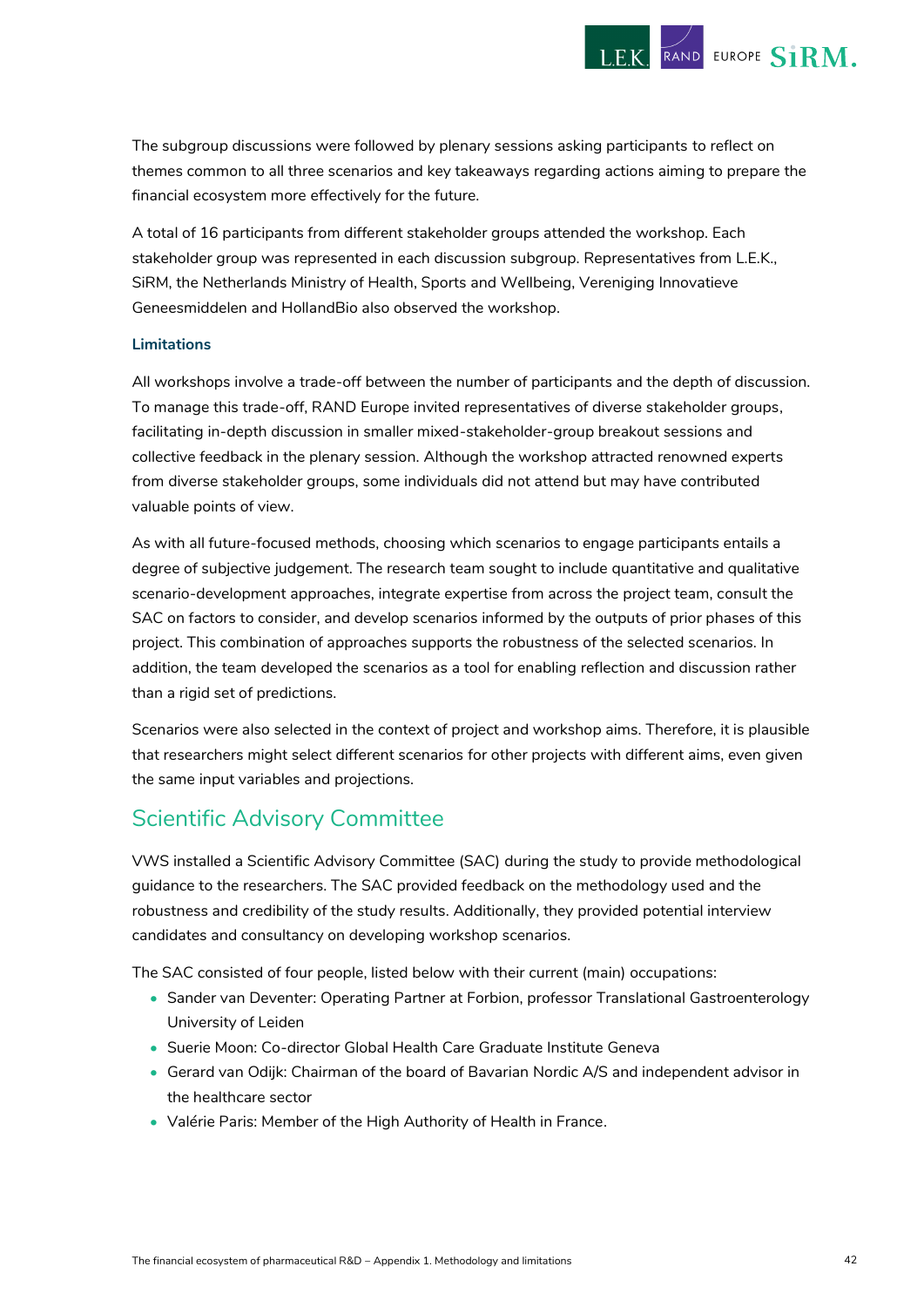The subgroup discussions were followed by plenary sessions asking participants to reflect on themes common to all three scenarios and key takeaways regarding actions aiming to prepare the financial ecosystem more effectively for the future.

A total of 16 participants from different stakeholder groups attended the workshop. Each stakeholder group was represented in each discussion subgroup. Representatives from L.E.K., SiRM, the Netherlands Ministry of Health, Sports and Wellbeing, Vereniging Innovatieve Geneesmiddelen and HollandBio also observed the workshop.

### Limitations

All workshops involve a trade-off between the number of participants and the depth of discussion. To manage this trade-off, RAND Europe invited representatives of diverse stakeholder groups, facilitating in-depth discussion in smaller mixed-stakeholder-group breakout sessions and collective feedback in the plenary session. Although the workshop attracted renowned experts from diverse stakeholder groups, some individuals did not attend but may have contributed valuable points of view.

As with all future-focused methods, choosing which scenarios to engage participants entails a degree of subjective judgement. The research team sought to include quantitative and qualitative scenario-development approaches, integrate expertise from across the project team, consult the SAC on factors to consider, and develop scenarios informed by the outputs of prior phases of this project. This combination of approaches supports the robustness of the selected scenarios. In addition, the team developed the scenarios as a tool for enabling reflection and discussion rather than a rigid set of predictions.

Scenarios were also selected in the context of project and workshop aims. Therefore, it is plausible that researchers might select different scenarios for other projects with different aims, even given the same input variables and projections.

## Scientific Advisory Committee

VWS installed a Scientific Advisory Committee (SAC) during the study to provide methodological guidance to the researchers. The SAC provided feedback on the methodology used and the robustness and credibility of the study results. Additionally, they provided potential interview candidates and consultancy on developing workshop scenarios.

The SAC consisted of four people, listed below with their current (main) occupations:

- Sander van Deventer: Operating Partner at Forbion, professor Translational Gastroenterology University of Leiden
- Suerie Moon: Co-director Global Health Care Graduate Institute Geneva
- Gerard van Odijk: Chairman of the board of Bavarian Nordic A/S and independent advisor in the healthcare sector
- Valérie Paris: Member of the High Authority of Health in France.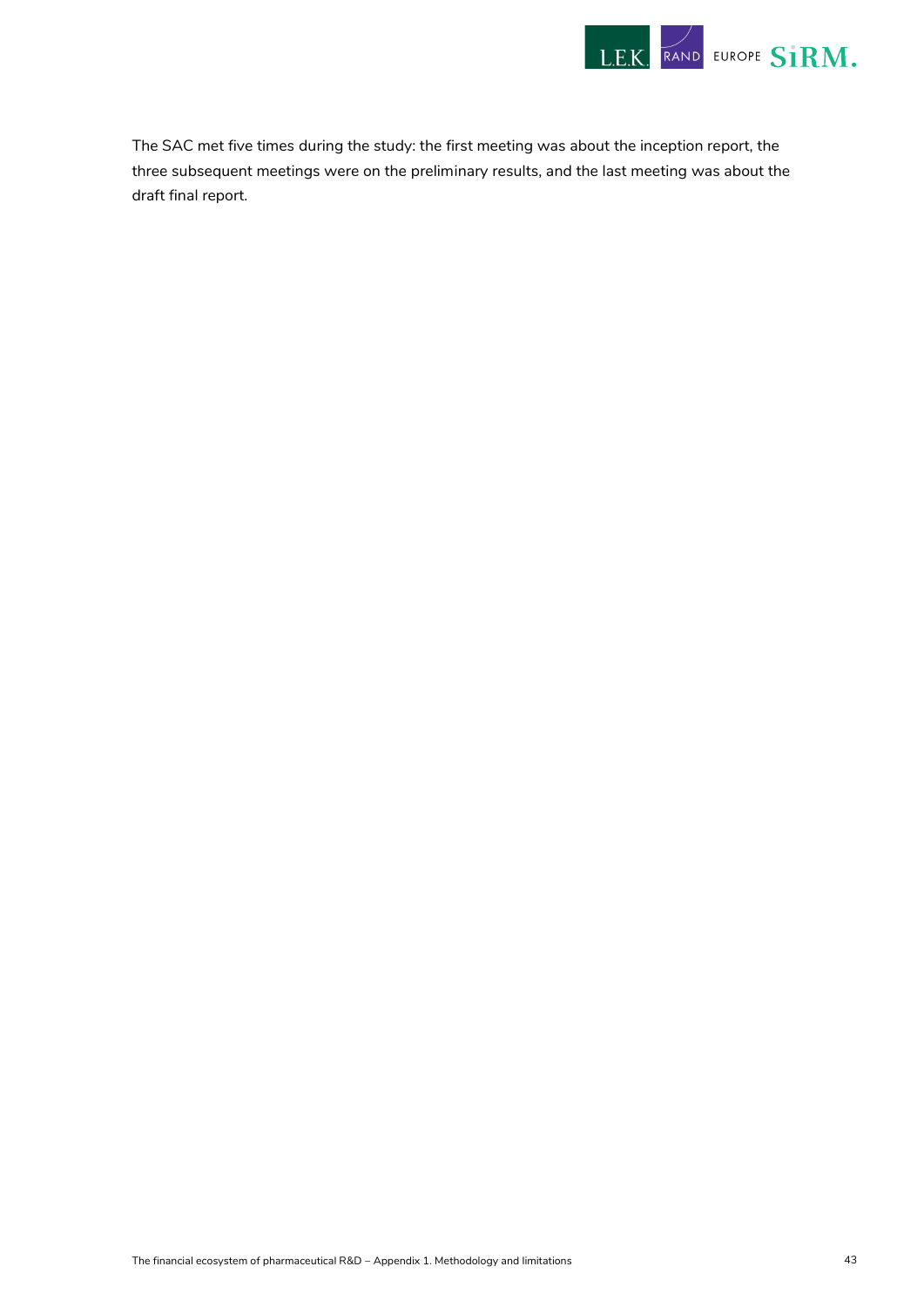The SAC met five times during the study: the first meeting was about the inception report, the three subsequent meetings were on the preliminary results, and the last meeting was about the draft final report.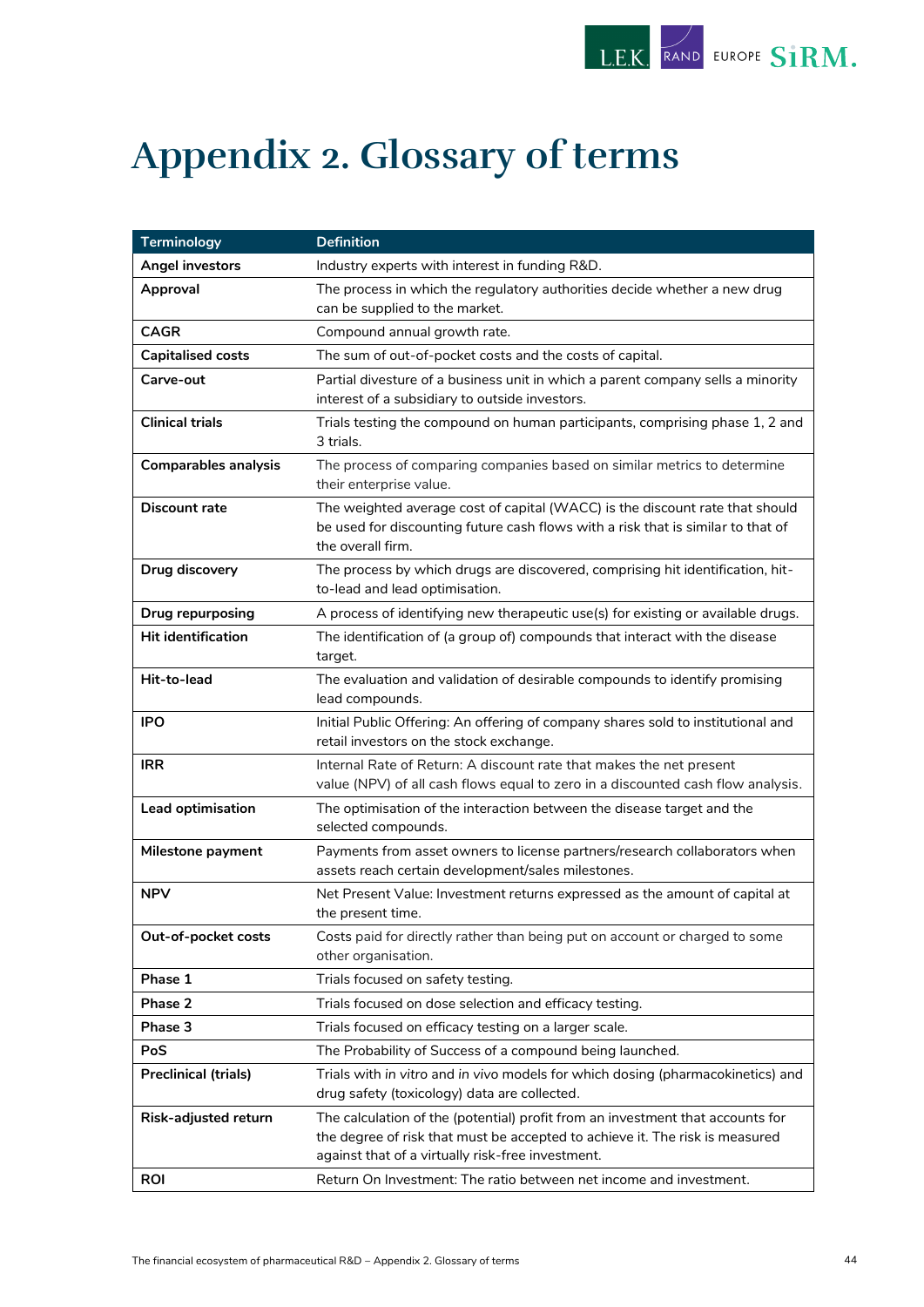# Appendix 2. Glossary of terms

| Terminology | Definition |
|---|---|
| **Angel investors** | Industry experts with interest in funding R&D. |
| **Approval** | The process in which the regulatory authorities decide whether a new drug can be supplied to the market. |
| **CAGR** | Compound annual growth rate. |
| **Capitalised costs** | The sum of out-of-pocket costs and the costs of capital. |
| **Carve-out** | Partial divesture of a business unit in which a parent company sells a minority interest of a subsidiary to outside investors. |
| **Clinical trials** | Trials testing the compound on human participants, comprising phase 1, 2 and 3 trials. |
| **Comparables analysis** | The process of comparing companies based on similar metrics to determine their enterprise value. |
| **Discount rate** | The weighted average cost of capital (WACC) is the discount rate that should be used for discounting future cash flows with a risk that is similar to that of the overall firm. |
| **Drug discovery** | The process by which drugs are discovered, comprising hit identification, hit-to-lead and lead optimisation. |
| **Drug repurposing** | A process of identifying new therapeutic use(s) for existing or available drugs. |
| **Hit identification** | The identification of (a group of) compounds that interact with the disease target. |
| **Hit-to-lead** | The evaluation and validation of desirable compounds to identify promising lead compounds. |
| **IPO** | Initial Public Offering: An offering of company shares sold to institutional and retail investors on the stock exchange. |
| **IRR** | Internal Rate of Return: A discount rate that makes the net present value (NPV) of all cash flows equal to zero in a discounted cash flow analysis. |
| **Lead optimisation** | The optimisation of the interaction between the disease target and the selected compounds. |
| **Milestone payment** | Payments from asset owners to license partners/research collaborators when assets reach certain development/sales milestones. |
| **NPV** | Net Present Value: Investment returns expressed as the amount of capital at the present time. |
| **Out-of-pocket costs** | Costs paid for directly rather than being put on account or charged to some other organisation. |
| **Phase 1** | Trials focused on safety testing. |
| **Phase 2** | Trials focused on dose selection and efficacy testing. |
| **Phase 3** | Trials focused on efficacy testing on a larger scale. |
| **PoS** | The Probability of Success of a compound being launched. |
| **Preclinical (trials)** | Trials with *in vitro* and *in vivo* models for which dosing (pharmacokinetics) and drug safety (toxicology) data are collected. |
| **Risk-adjusted return** | The calculation of the (potential) profit from an investment that accounts for the degree of risk that must be accepted to achieve it. The risk is measured against that of a virtually risk-free investment. |
| **ROI** | Return On Investment: The ratio between net income and investment. |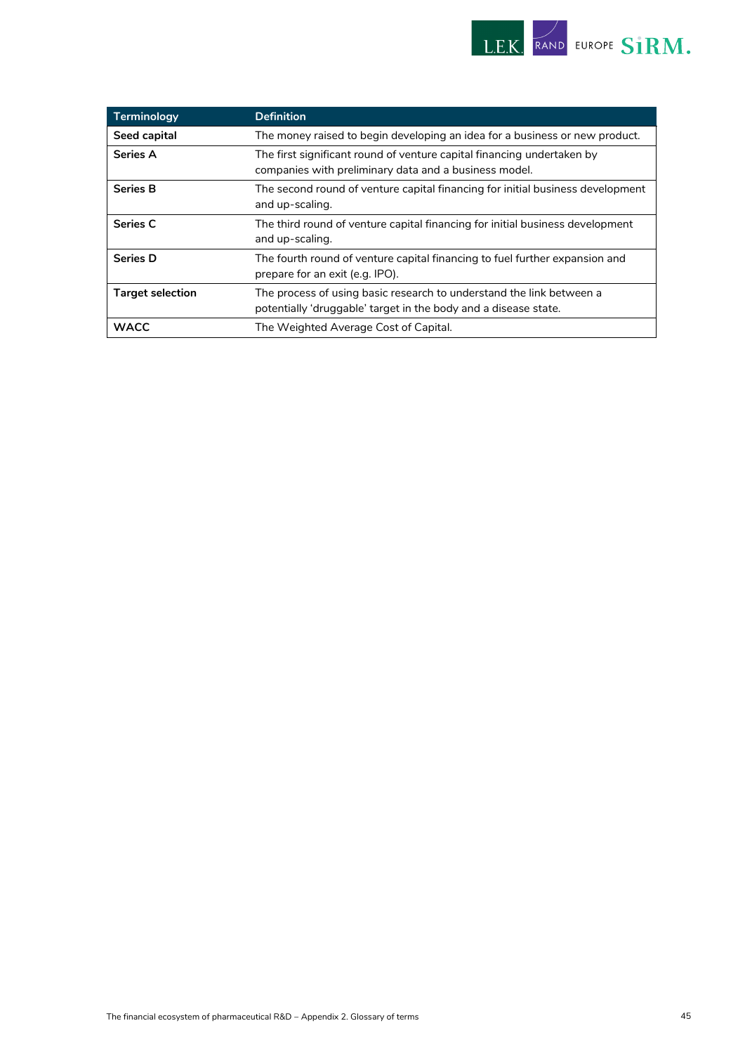| Terminology | Definition |
|---|---|
| **Seed capital** | The money raised to begin developing an idea for a business or new product. |
| **Series A** | The first significant round of venture capital financing undertaken by companies with preliminary data and a business model. |
| **Series B** | The second round of venture capital financing for initial business development and up-scaling. |
| **Series C** | The third round of venture capital financing for initial business development and up-scaling. |
| **Series D** | The fourth round of venture capital financing to fuel further expansion and prepare for an exit (e.g. IPO). |
| **Target selection** | The process of using basic research to understand the link between a potentially 'druggable' target in the body and a disease state. |
| **WACC** | The Weighted Average Cost of Capital. |